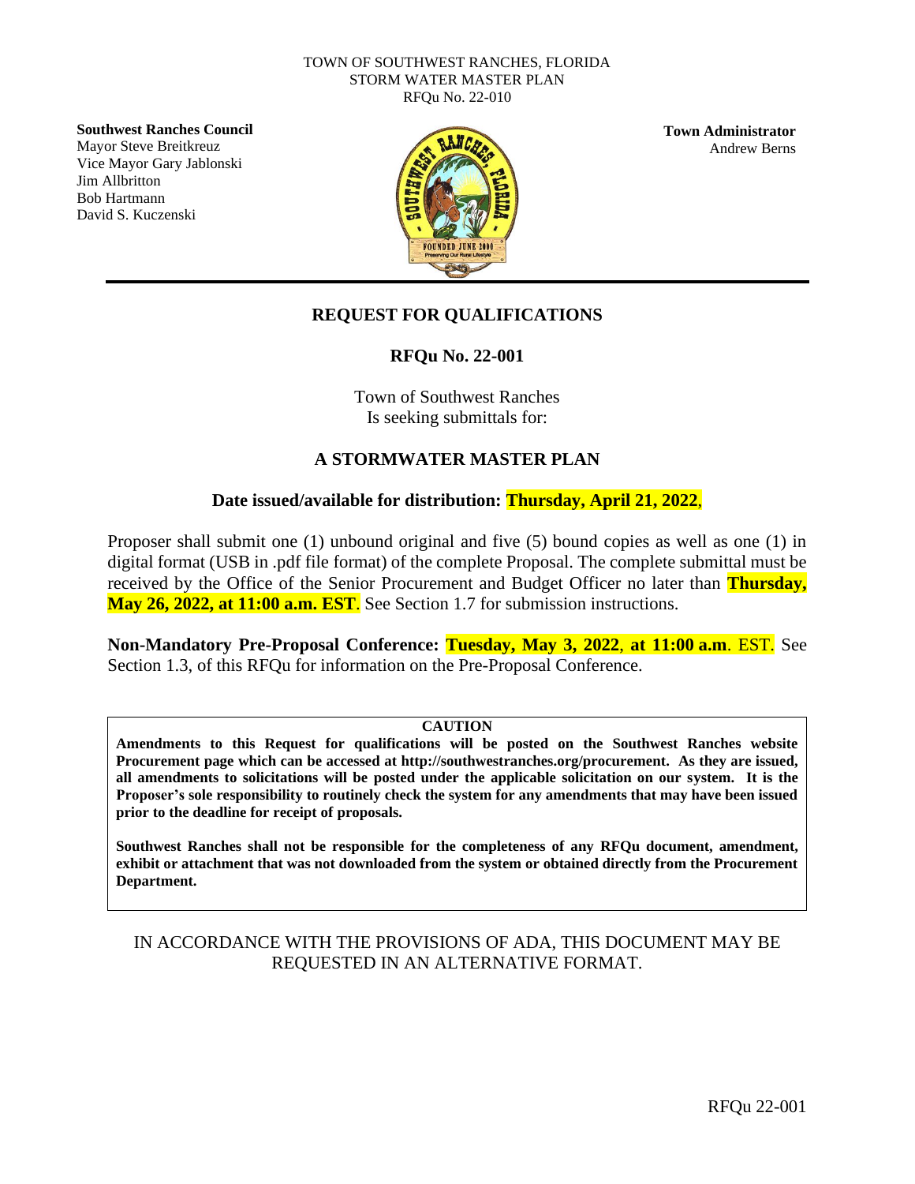TOWN OF SOUTHWEST RANCHES, FLORIDA
STORM WATER MASTER PLAN
RFQu No. 22-010

**Southwest Ranches Council**
Mayor Steve Breitkreuz
Vice Mayor Gary Jablonski
Jim Allbritton
Bob Hartmann
David S. Kuczenski

**Town Administrator**
Andrew Berns

# REQUEST FOR QUALIFICATIONS

## RFQu No. 22-001

Town of Southwest Ranches
Is seeking submittals for:

## A STORMWATER MASTER PLAN

**Date issued/available for distribution: Thursday, April 21, 2022**,

Proposer shall submit one (1) unbound original and five (5) bound copies as well as one (1) in digital format (USB in .pdf file format) of the complete Proposal. The complete submittal must be received by the Office of the Senior Procurement and Budget Officer no later than **Thursday, May 26, 2022, at 11:00 a.m. EST**. See Section 1.7 for submission instructions.

**Non-Mandatory Pre-Proposal Conference: Tuesday, May 3, 2022, at 11:00 a.m**. EST. See Section 1.3, of this RFQu for information on the Pre-Proposal Conference.

**CAUTION**

**Amendments to this Request for qualifications will be posted on the Southwest Ranches website Procurement page which can be accessed at http://southwestranches.org/procurement. As they are issued, all amendments to solicitations will be posted under the applicable solicitation on our system. It is the Proposer's sole responsibility to routinely check the system for any amendments that may have been issued prior to the deadline for receipt of proposals.**

**Southwest Ranches shall not be responsible for the completeness of any RFQu document, amendment, exhibit or attachment that was not downloaded from the system or obtained directly from the Procurement Department.**

IN ACCORDANCE WITH THE PROVISIONS OF ADA, THIS DOCUMENT MAY BE REQUESTED IN AN ALTERNATIVE FORMAT.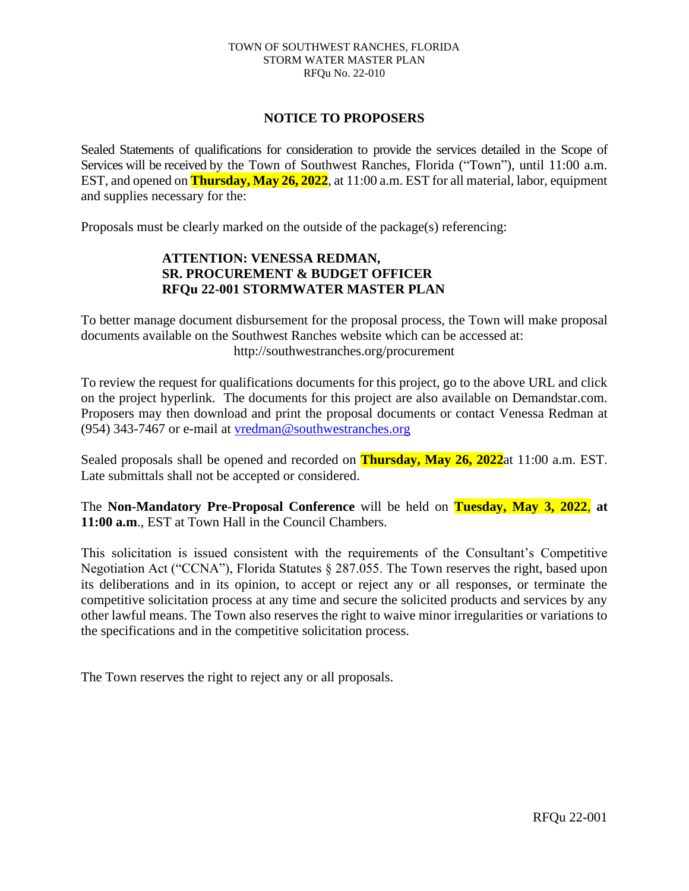TOWN OF SOUTHWEST RANCHES, FLORIDA
STORM WATER MASTER PLAN
RFQu No. 22-010

## NOTICE TO PROPOSERS

Sealed Statements of qualifications for consideration to provide the services detailed in the Scope of Services will be received by the Town of Southwest Ranches, Florida ("Town"), until 11:00 a.m. EST, and opened on **Thursday, May 26, 2022**, at 11:00 a.m. EST for all material, labor, equipment and supplies necessary for the:

Proposals must be clearly marked on the outside of the package(s) referencing:

**ATTENTION: VENESSA REDMAN,**
**SR. PROCUREMENT & BUDGET OFFICER**
**RFQu 22-001 STORMWATER MASTER PLAN**

To better manage document disbursement for the proposal process, the Town will make proposal documents available on the Southwest Ranches website which can be accessed at:
http://southwestranches.org/procurement

To review the request for qualifications documents for this project, go to the above URL and click on the project hyperlink. The documents for this project are also available on Demandstar.com. Proposers may then download and print the proposal documents or contact Venessa Redman at (954) 343-7467 or e-mail at vredman@southwestranches.org

Sealed proposals shall be opened and recorded on **Thursday, May 26, 2022**at 11:00 a.m. EST. Late submittals shall not be accepted or considered.

The **Non-Mandatory Pre-Proposal Conference** will be held on **Tuesday, May 3, 2022**, **at 11:00 a.m**., EST at Town Hall in the Council Chambers.

This solicitation is issued consistent with the requirements of the Consultant's Competitive Negotiation Act ("CCNA"), Florida Statutes § 287.055. The Town reserves the right, based upon its deliberations and in its opinion, to accept or reject any or all responses, or terminate the competitive solicitation process at any time and secure the solicited products and services by any other lawful means. The Town also reserves the right to waive minor irregularities or variations to the specifications and in the competitive solicitation process.

The Town reserves the right to reject any or all proposals.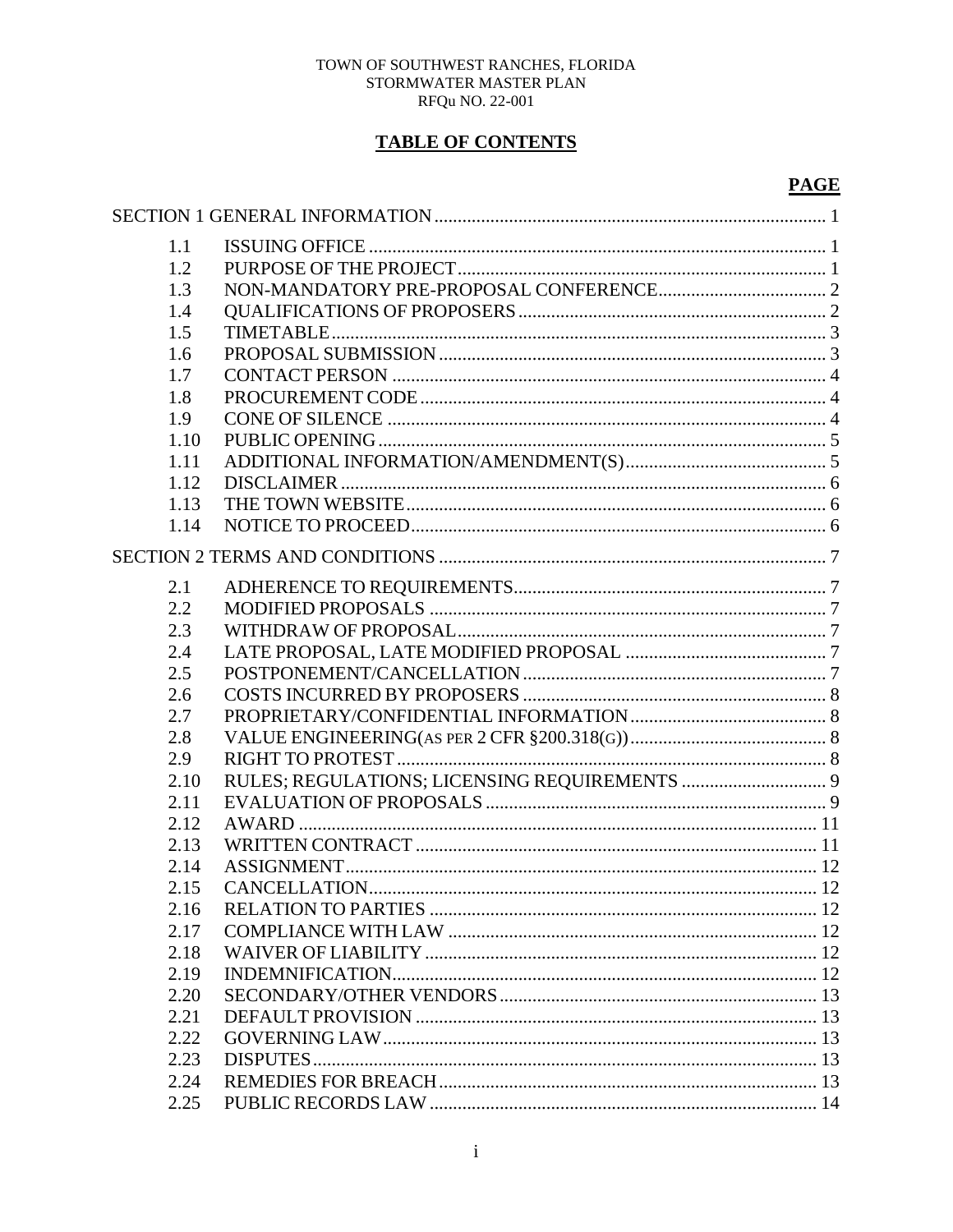TOWN OF SOUTHWEST RANCHES, FLORIDA
STORMWATER MASTER PLAN
RFQu NO. 22-001

## TABLE OF CONTENTS

| | | PAGE |
|---|---|---|
| SECTION 1 GENERAL INFORMATION | | 1 |
| 1.1 | ISSUING OFFICE | 1 |
| 1.2 | PURPOSE OF THE PROJECT | 1 |
| 1.3 | NON-MANDATORY PRE-PROPOSAL CONFERENCE | 2 |
| 1.4 | QUALIFICATIONS OF PROPOSERS | 2 |
| 1.5 | TIMETABLE | 3 |
| 1.6 | PROPOSAL SUBMISSION | 3 |
| 1.7 | CONTACT PERSON | 4 |
| 1.8 | PROCUREMENT CODE | 4 |
| 1.9 | CONE OF SILENCE | 4 |
| 1.10 | PUBLIC OPENING | 5 |
| 1.11 | ADDITIONAL INFORMATION/AMENDMENT(S) | 5 |
| 1.12 | DISCLAIMER | 6 |
| 1.13 | THE TOWN WEBSITE | 6 |
| 1.14 | NOTICE TO PROCEED | 6 |
| SECTION 2 TERMS AND CONDITIONS | | 7 |
| 2.1 | ADHERENCE TO REQUIREMENTS | 7 |
| 2.2 | MODIFIED PROPOSALS | 7 |
| 2.3 | WITHDRAW OF PROPOSAL | 7 |
| 2.4 | LATE PROPOSAL, LATE MODIFIED PROPOSAL | 7 |
| 2.5 | POSTPONEMENT/CANCELLATION | 7 |
| 2.6 | COSTS INCURRED BY PROPOSERS | 8 |
| 2.7 | PROPRIETARY/CONFIDENTIAL INFORMATION | 8 |
| 2.8 | VALUE ENGINEERING(AS PER 2 CFR §200.318(G)) | 8 |
| 2.9 | RIGHT TO PROTEST | 8 |
| 2.10 | RULES; REGULATIONS; LICENSING REQUIREMENTS | 9 |
| 2.11 | EVALUATION OF PROPOSALS | 9 |
| 2.12 | AWARD | 11 |
| 2.13 | WRITTEN CONTRACT | 11 |
| 2.14 | ASSIGNMENT | 12 |
| 2.15 | CANCELLATION | 12 |
| 2.16 | RELATION TO PARTIES | 12 |
| 2.17 | COMPLIANCE WITH LAW | 12 |
| 2.18 | WAIVER OF LIABILITY | 12 |
| 2.19 | INDEMNIFICATION | 12 |
| 2.20 | SECONDARY/OTHER VENDORS | 13 |
| 2.21 | DEFAULT PROVISION | 13 |
| 2.22 | GOVERNING LAW | 13 |
| 2.23 | DISPUTES | 13 |
| 2.24 | REMEDIES FOR BREACH | 13 |
| 2.25 | PUBLIC RECORDS LAW | 14 |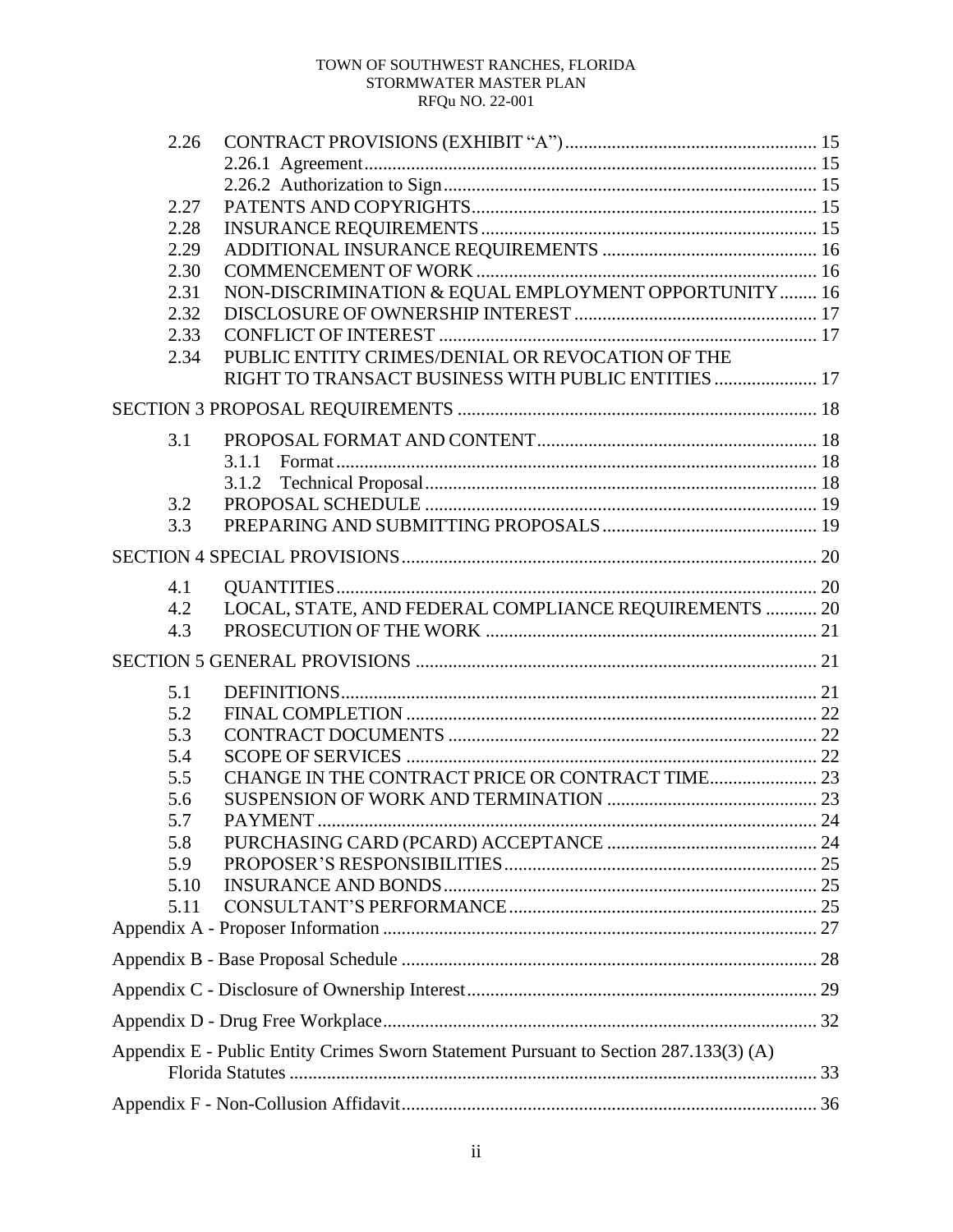| | | |
|---|---|---|
| 2.26 | CONTRACT PROVISIONS (EXHIBIT "A") | 15 |
| | 2.26.1 Agreement | 15 |
| | 2.26.2 Authorization to Sign | 15 |
| 2.27 | PATENTS AND COPYRIGHTS | 15 |
| 2.28 | INSURANCE REQUIREMENTS | 15 |
| 2.29 | ADDITIONAL INSURANCE REQUIREMENTS | 16 |
| 2.30 | COMMENCEMENT OF WORK | 16 |
| 2.31 | NON-DISCRIMINATION & EQUAL EMPLOYMENT OPPORTUNITY | 16 |
| 2.32 | DISCLOSURE OF OWNERSHIP INTEREST | 17 |
| 2.33 | CONFLICT OF INTEREST | 17 |
| 2.34 | PUBLIC ENTITY CRIMES/DENIAL OR REVOCATION OF THE RIGHT TO TRANSACT BUSINESS WITH PUBLIC ENTITIES | 17 |
| SECTION 3 PROPOSAL REQUIREMENTS | | 18 |
| 3.1 | PROPOSAL FORMAT AND CONTENT | 18 |
| | 3.1.1 Format | 18 |
| | 3.1.2 Technical Proposal | 18 |
| 3.2 | PROPOSAL SCHEDULE | 19 |
| 3.3 | PREPARING AND SUBMITTING PROPOSALS | 19 |
| SECTION 4 SPECIAL PROVISIONS | | 20 |
| 4.1 | QUANTITIES | 20 |
| 4.2 | LOCAL, STATE, AND FEDERAL COMPLIANCE REQUIREMENTS | 20 |
| 4.3 | PROSECUTION OF THE WORK | 21 |
| SECTION 5 GENERAL PROVISIONS | | 21 |
| 5.1 | DEFINITIONS | 21 |
| 5.2 | FINAL COMPLETION | 22 |
| 5.3 | CONTRACT DOCUMENTS | 22 |
| 5.4 | SCOPE OF SERVICES | 22 |
| 5.5 | CHANGE IN THE CONTRACT PRICE OR CONTRACT TIME | 23 |
| 5.6 | SUSPENSION OF WORK AND TERMINATION | 23 |
| 5.7 | PAYMENT | 24 |
| 5.8 | PURCHASING CARD (PCARD) ACCEPTANCE | 24 |
| 5.9 | PROPOSER'S RESPONSIBILITIES | 25 |
| 5.10 | INSURANCE AND BONDS | 25 |
| 5.11 | CONSULTANT'S PERFORMANCE | 25 |
| Appendix A - Proposer Information | | 27 |
| Appendix B - Base Proposal Schedule | | 28 |
| Appendix C - Disclosure of Ownership Interest | | 29 |
| Appendix D - Drug Free Workplace | | 32 |
| Appendix E - Public Entity Crimes Sworn Statement Pursuant to Section 287.133(3) (A) Florida Statutes | | 33 |
| Appendix F - Non-Collusion Affidavit | | 36 |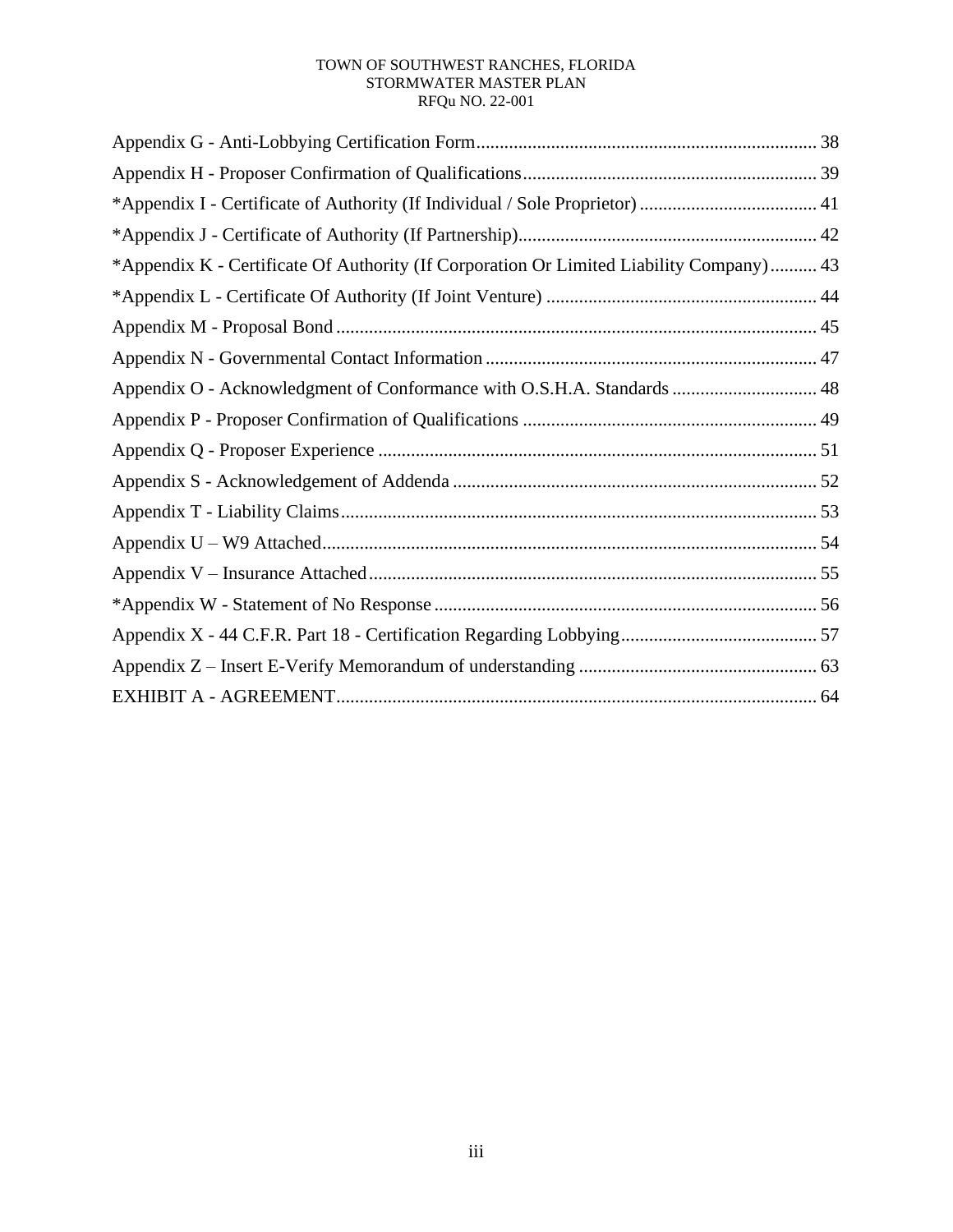Appendix G - Anti-Lobbying Certification Form ........................................................................ 38

Appendix H - Proposer Confirmation of Qualifications .............................................................. 39

*Appendix I - Certificate of Authority (If Individual / Sole Proprietor) ...................................... 41

*Appendix J - Certificate of Authority (If Partnership) ................................................................ 42

*Appendix K - Certificate Of Authority (If Corporation Or Limited Liability Company) .......... 43

*Appendix L - Certificate Of Authority (If Joint Venture) .......................................................... 44

Appendix M - Proposal Bond ...................................................................................................... 45

Appendix N - Governmental Contact Information ...................................................................... 47

Appendix O - Acknowledgment of Conformance with O.S.H.A. Standards ............................... 48

Appendix P - Proposer Confirmation of Qualifications .............................................................. 49

Appendix Q - Proposer Experience ............................................................................................. 51

Appendix S - Acknowledgement of Addenda ............................................................................. 52

Appendix T - Liability Claims ..................................................................................................... 53

Appendix U – W9 Attached ......................................................................................................... 54

Appendix V – Insurance Attached ............................................................................................... 55

*Appendix W - Statement of No Response .................................................................................. 56

Appendix X - 44 C.F.R. Part 18 - Certification Regarding Lobbying .......................................... 57

Appendix Z – Insert E-Verify Memorandum of understanding ................................................... 63

EXHIBIT A - AGREEMENT ...................................................................................................... 64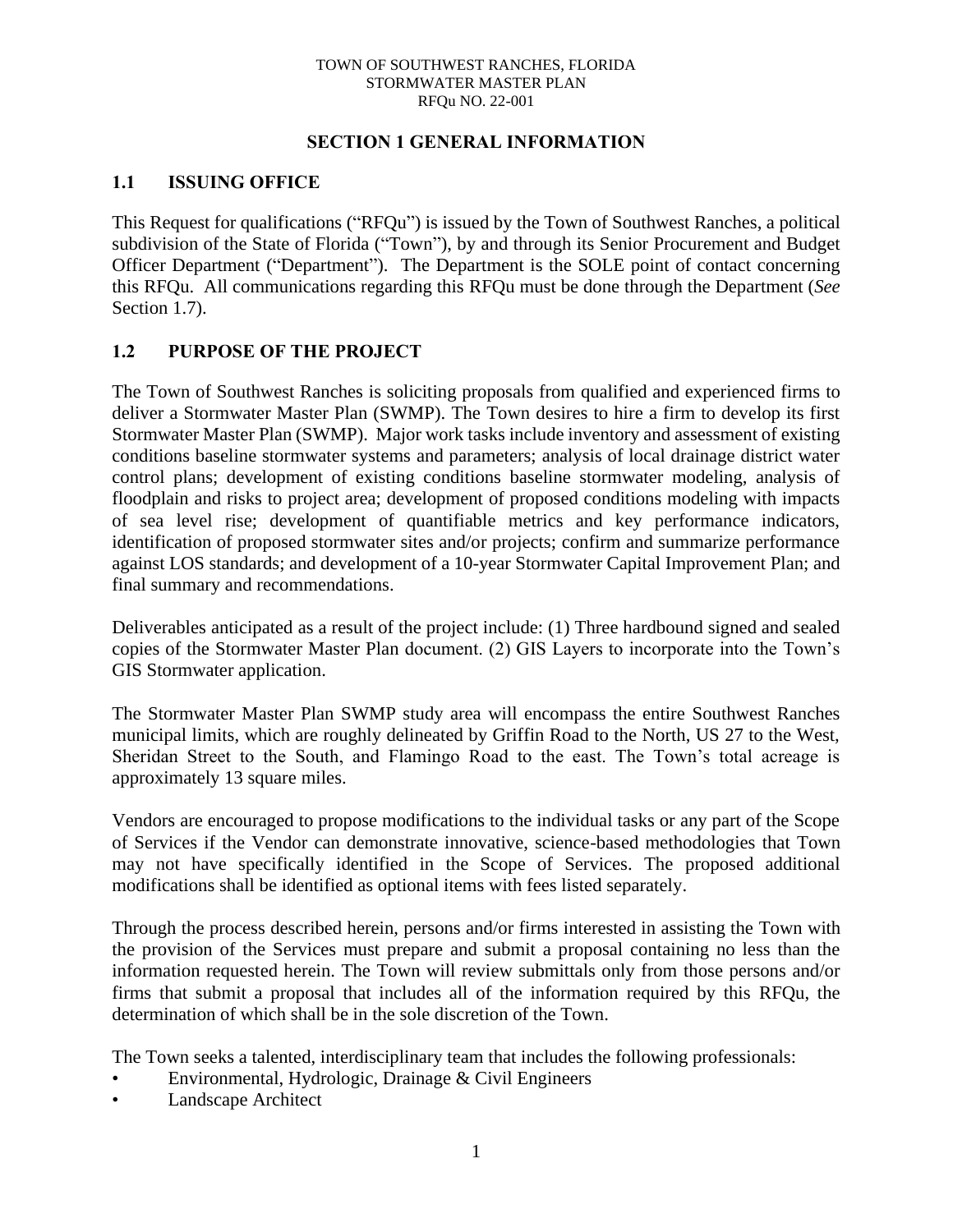# SECTION 1 GENERAL INFORMATION

## 1.1 ISSUING OFFICE

This Request for qualifications ("RFQu") is issued by the Town of Southwest Ranches, a political subdivision of the State of Florida ("Town"), by and through its Senior Procurement and Budget Officer Department ("Department"). The Department is the SOLE point of contact concerning this RFQu. All communications regarding this RFQu must be done through the Department (*See* Section 1.7).

## 1.2 PURPOSE OF THE PROJECT

The Town of Southwest Ranches is soliciting proposals from qualified and experienced firms to deliver a Stormwater Master Plan (SWMP). The Town desires to hire a firm to develop its first Stormwater Master Plan (SWMP). Major work tasks include inventory and assessment of existing conditions baseline stormwater systems and parameters; analysis of local drainage district water control plans; development of existing conditions baseline stormwater modeling, analysis of floodplain and risks to project area; development of proposed conditions modeling with impacts of sea level rise; development of quantifiable metrics and key performance indicators, identification of proposed stormwater sites and/or projects; confirm and summarize performance against LOS standards; and development of a 10-year Stormwater Capital Improvement Plan; and final summary and recommendations.

Deliverables anticipated as a result of the project include: (1) Three hardbound signed and sealed copies of the Stormwater Master Plan document. (2) GIS Layers to incorporate into the Town's GIS Stormwater application.

The Stormwater Master Plan SWMP study area will encompass the entire Southwest Ranches municipal limits, which are roughly delineated by Griffin Road to the North, US 27 to the West, Sheridan Street to the South, and Flamingo Road to the east. The Town's total acreage is approximately 13 square miles.

Vendors are encouraged to propose modifications to the individual tasks or any part of the Scope of Services if the Vendor can demonstrate innovative, science-based methodologies that Town may not have specifically identified in the Scope of Services. The proposed additional modifications shall be identified as optional items with fees listed separately.

Through the process described herein, persons and/or firms interested in assisting the Town with the provision of the Services must prepare and submit a proposal containing no less than the information requested herein. The Town will review submittals only from those persons and/or firms that submit a proposal that includes all of the information required by this RFQu, the determination of which shall be in the sole discretion of the Town.

The Town seeks a talented, interdisciplinary team that includes the following professionals:

- Environmental, Hydrologic, Drainage & Civil Engineers
- Landscape Architect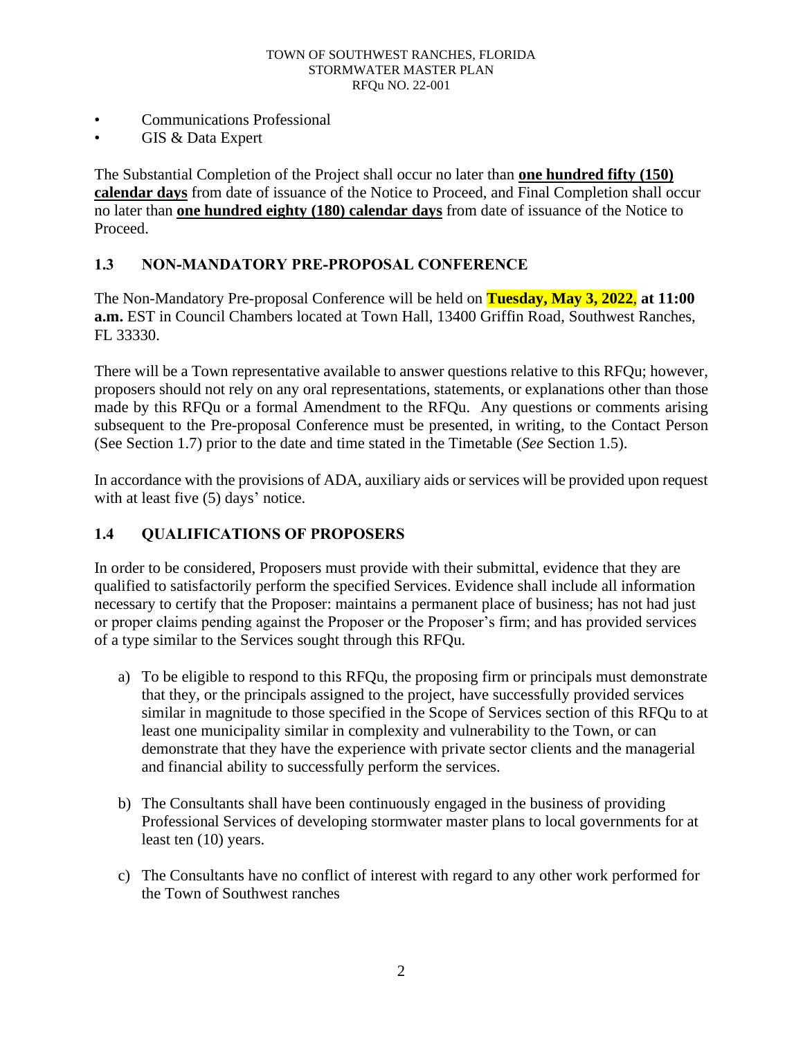- Communications Professional
- GIS & Data Expert

The Substantial Completion of the Project shall occur no later than **one hundred fifty (150) calendar days** from date of issuance of the Notice to Proceed, and Final Completion shall occur no later than **one hundred eighty (180) calendar days** from date of issuance of the Notice to Proceed.

## 1.3 NON-MANDATORY PRE-PROPOSAL CONFERENCE

The Non-Mandatory Pre-proposal Conference will be held on **Tuesday, May 3, 2022**, **at 11:00 a.m.** EST in Council Chambers located at Town Hall, 13400 Griffin Road, Southwest Ranches, FL 33330.

There will be a Town representative available to answer questions relative to this RFQu; however, proposers should not rely on any oral representations, statements, or explanations other than those made by this RFQu or a formal Amendment to the RFQu. Any questions or comments arising subsequent to the Pre-proposal Conference must be presented, in writing, to the Contact Person (See Section 1.7) prior to the date and time stated in the Timetable (*See* Section 1.5).

In accordance with the provisions of ADA, auxiliary aids or services will be provided upon request with at least five (5) days' notice.

## 1.4 QUALIFICATIONS OF PROPOSERS

In order to be considered, Proposers must provide with their submittal, evidence that they are qualified to satisfactorily perform the specified Services. Evidence shall include all information necessary to certify that the Proposer: maintains a permanent place of business; has not had just or proper claims pending against the Proposer or the Proposer's firm; and has provided services of a type similar to the Services sought through this RFQu.

a) To be eligible to respond to this RFQu, the proposing firm or principals must demonstrate that they, or the principals assigned to the project, have successfully provided services similar in magnitude to those specified in the Scope of Services section of this RFQu to at least one municipality similar in complexity and vulnerability to the Town, or can demonstrate that they have the experience with private sector clients and the managerial and financial ability to successfully perform the services.

b) The Consultants shall have been continuously engaged in the business of providing Professional Services of developing stormwater master plans to local governments for at least ten (10) years.

c) The Consultants have no conflict of interest with regard to any other work performed for the Town of Southwest ranches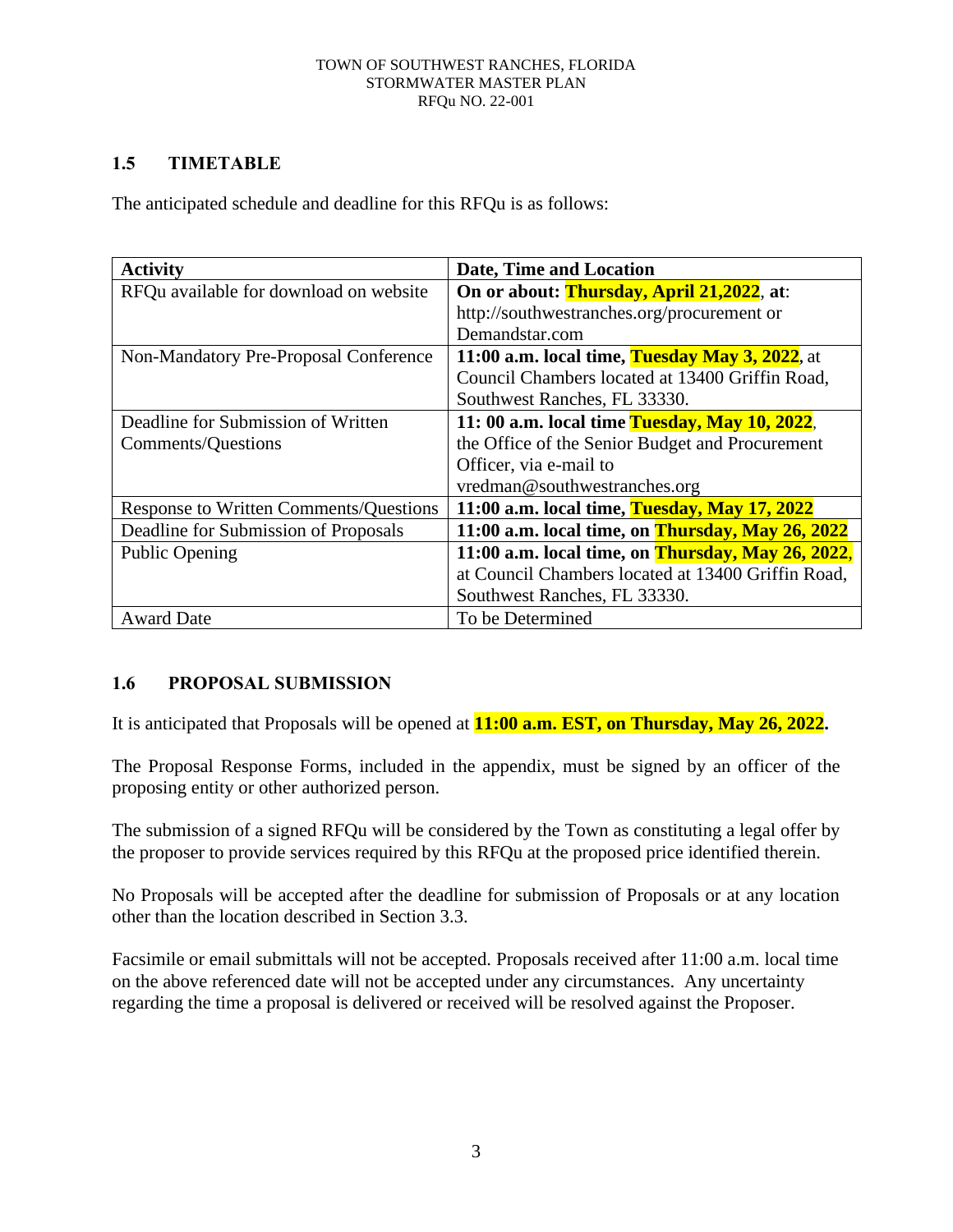## 1.5 TIMETABLE

The anticipated schedule and deadline for this RFQu is as follows:

| Activity | Date, Time and Location |
|---|---|
| RFQu available for download on website | **On or about: Thursday, April 21,2022**, **at**: http://southwestranches.org/procurement or Demandstar.com |
| Non-Mandatory Pre-Proposal Conference | **11:00 a.m. local time, Tuesday May 3, 2022**, at Council Chambers located at 13400 Griffin Road, Southwest Ranches, FL 33330. |
| Deadline for Submission of Written Comments/Questions | **11: 00 a.m. local time Tuesday, May 10, 2022**, the Office of the Senior Budget and Procurement Officer, via e-mail to vredman@southwestranches.org |
| Response to Written Comments/Questions | **11:00 a.m. local time, Tuesday, May 17, 2022** |
| Deadline for Submission of Proposals | **11:00 a.m. local time, on Thursday, May 26, 2022** |
| Public Opening | **11:00 a.m. local time, on Thursday, May 26, 2022**, at Council Chambers located at 13400 Griffin Road, Southwest Ranches, FL 33330. |
| Award Date | To be Determined |

## 1.6 PROPOSAL SUBMISSION

It is anticipated that Proposals will be opened at **11:00 a.m. EST, on Thursday, May 26, 2022.**

The Proposal Response Forms, included in the appendix, must be signed by an officer of the proposing entity or other authorized person.

The submission of a signed RFQu will be considered by the Town as constituting a legal offer by the proposer to provide services required by this RFQu at the proposed price identified therein.

No Proposals will be accepted after the deadline for submission of Proposals or at any location other than the location described in Section 3.3.

Facsimile or email submittals will not be accepted. Proposals received after 11:00 a.m. local time on the above referenced date will not be accepted under any circumstances. Any uncertainty regarding the time a proposal is delivered or received will be resolved against the Proposer.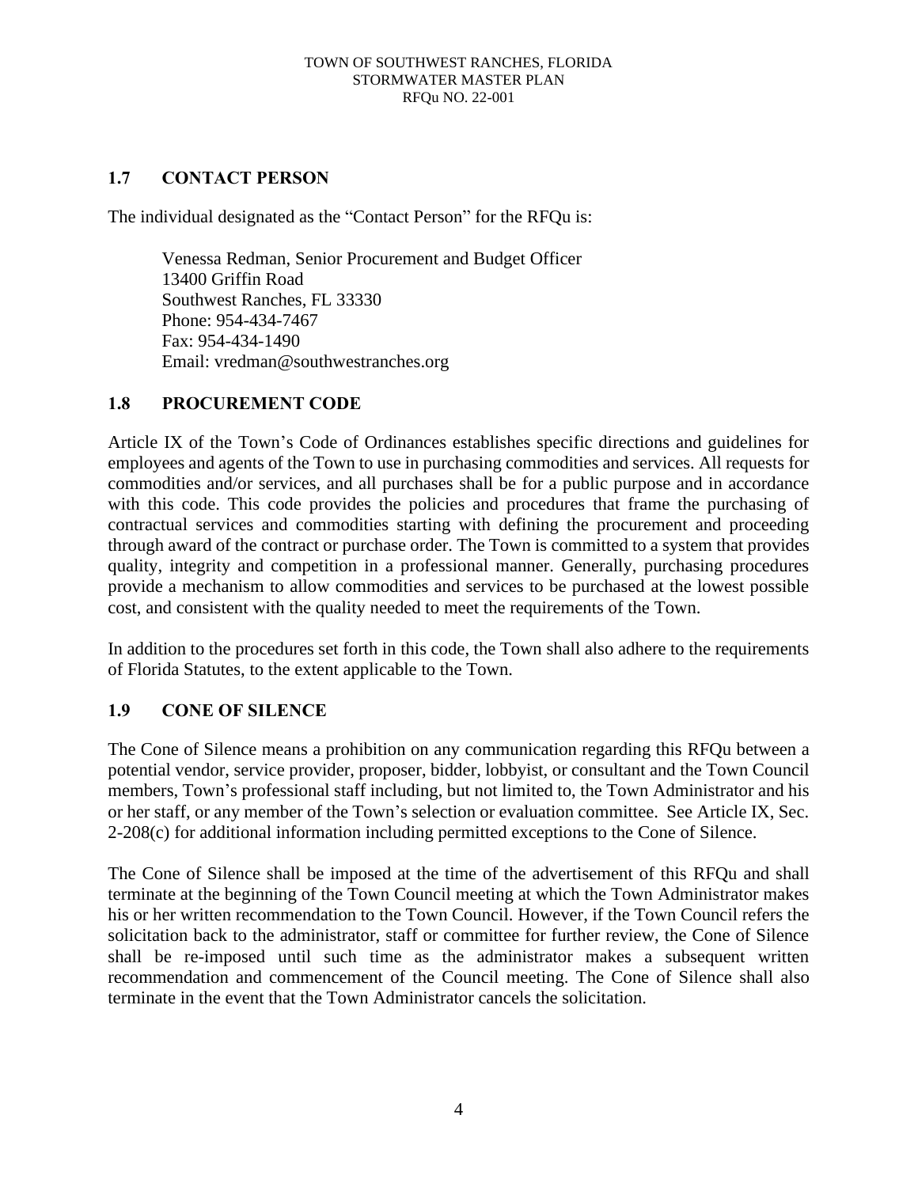## 1.7 CONTACT PERSON

The individual designated as the "Contact Person" for the RFQu is:

Venessa Redman, Senior Procurement and Budget Officer
13400 Griffin Road
Southwest Ranches, FL 33330
Phone: 954-434-7467
Fax: 954-434-1490
Email: vredman@southwestranches.org

## 1.8 PROCUREMENT CODE

Article IX of the Town's Code of Ordinances establishes specific directions and guidelines for employees and agents of the Town to use in purchasing commodities and services. All requests for commodities and/or services, and all purchases shall be for a public purpose and in accordance with this code. This code provides the policies and procedures that frame the purchasing of contractual services and commodities starting with defining the procurement and proceeding through award of the contract or purchase order. The Town is committed to a system that provides quality, integrity and competition in a professional manner. Generally, purchasing procedures provide a mechanism to allow commodities and services to be purchased at the lowest possible cost, and consistent with the quality needed to meet the requirements of the Town.

In addition to the procedures set forth in this code, the Town shall also adhere to the requirements of Florida Statutes, to the extent applicable to the Town.

## 1.9 CONE OF SILENCE

The Cone of Silence means a prohibition on any communication regarding this RFQu between a potential vendor, service provider, proposer, bidder, lobbyist, or consultant and the Town Council members, Town's professional staff including, but not limited to, the Town Administrator and his or her staff, or any member of the Town's selection or evaluation committee. See Article IX, Sec. 2-208(c) for additional information including permitted exceptions to the Cone of Silence.

The Cone of Silence shall be imposed at the time of the advertisement of this RFQu and shall terminate at the beginning of the Town Council meeting at which the Town Administrator makes his or her written recommendation to the Town Council. However, if the Town Council refers the solicitation back to the administrator, staff or committee for further review, the Cone of Silence shall be re-imposed until such time as the administrator makes a subsequent written recommendation and commencement of the Council meeting. The Cone of Silence shall also terminate in the event that the Town Administrator cancels the solicitation.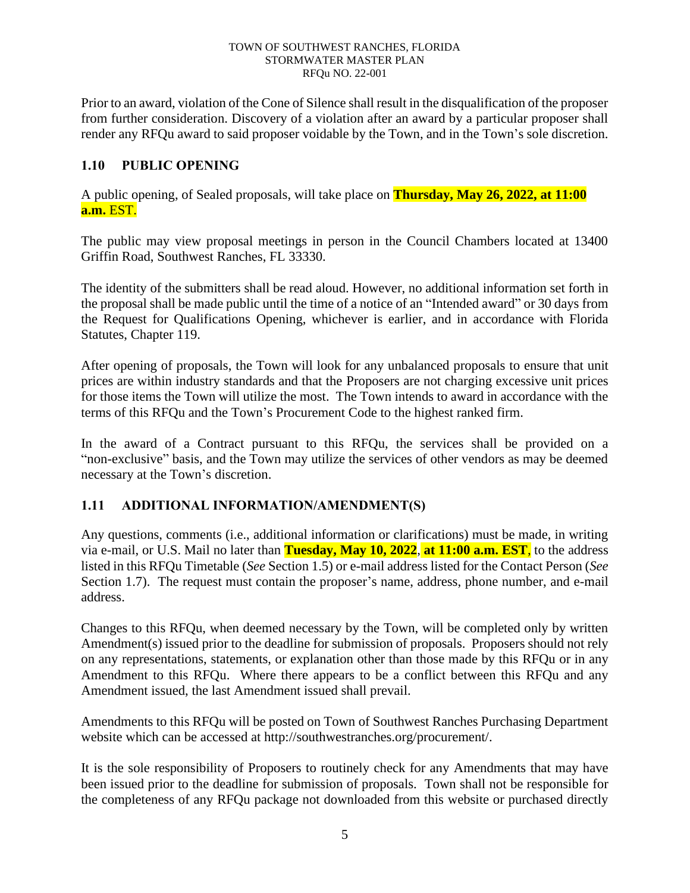Prior to an award, violation of the Cone of Silence shall result in the disqualification of the proposer from further consideration. Discovery of a violation after an award by a particular proposer shall render any RFQu award to said proposer voidable by the Town, and in the Town's sole discretion.

## 1.10 PUBLIC OPENING

A public opening, of Sealed proposals, will take place on **Thursday, May 26, 2022, at 11:00 a.m.** EST.

The public may view proposal meetings in person in the Council Chambers located at 13400 Griffin Road, Southwest Ranches, FL 33330.

The identity of the submitters shall be read aloud. However, no additional information set forth in the proposal shall be made public until the time of a notice of an "Intended award" or 30 days from the Request for Qualifications Opening, whichever is earlier, and in accordance with Florida Statutes, Chapter 119.

After opening of proposals, the Town will look for any unbalanced proposals to ensure that unit prices are within industry standards and that the Proposers are not charging excessive unit prices for those items the Town will utilize the most. The Town intends to award in accordance with the terms of this RFQu and the Town's Procurement Code to the highest ranked firm.

In the award of a Contract pursuant to this RFQu, the services shall be provided on a "non-exclusive" basis, and the Town may utilize the services of other vendors as may be deemed necessary at the Town's discretion.

## 1.11 ADDITIONAL INFORMATION/AMENDMENT(S)

Any questions, comments (i.e., additional information or clarifications) must be made, in writing via e-mail, or U.S. Mail no later than **Tuesday, May 10, 2022**, **at 11:00 a.m. EST**, to the address listed in this RFQu Timetable (*See* Section 1.5) or e-mail address listed for the Contact Person (*See* Section 1.7). The request must contain the proposer's name, address, phone number, and e-mail address.

Changes to this RFQu, when deemed necessary by the Town, will be completed only by written Amendment(s) issued prior to the deadline for submission of proposals. Proposers should not rely on any representations, statements, or explanation other than those made by this RFQu or in any Amendment to this RFQu. Where there appears to be a conflict between this RFQu and any Amendment issued, the last Amendment issued shall prevail.

Amendments to this RFQu will be posted on Town of Southwest Ranches Purchasing Department website which can be accessed at http://southwestranches.org/procurement/.

It is the sole responsibility of Proposers to routinely check for any Amendments that may have been issued prior to the deadline for submission of proposals. Town shall not be responsible for the completeness of any RFQu package not downloaded from this website or purchased directly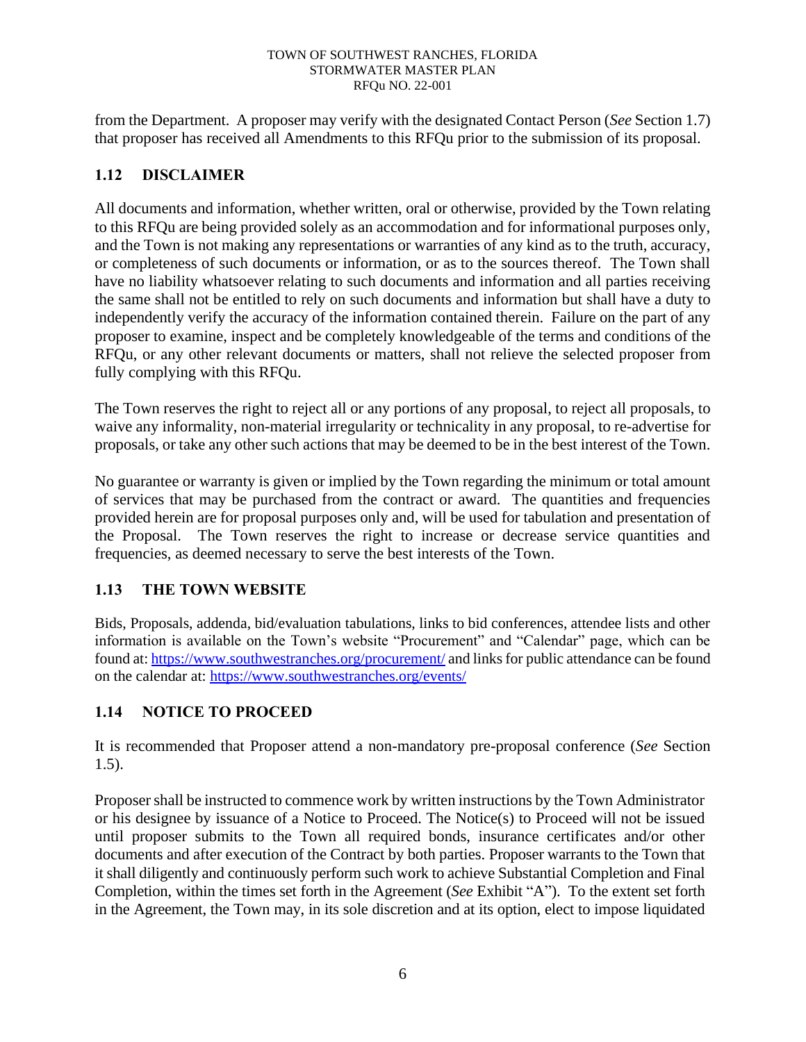from the Department. A proposer may verify with the designated Contact Person (*See* Section 1.7) that proposer has received all Amendments to this RFQu prior to the submission of its proposal.

## 1.12 DISCLAIMER

All documents and information, whether written, oral or otherwise, provided by the Town relating to this RFQu are being provided solely as an accommodation and for informational purposes only, and the Town is not making any representations or warranties of any kind as to the truth, accuracy, or completeness of such documents or information, or as to the sources thereof. The Town shall have no liability whatsoever relating to such documents and information and all parties receiving the same shall not be entitled to rely on such documents and information but shall have a duty to independently verify the accuracy of the information contained therein. Failure on the part of any proposer to examine, inspect and be completely knowledgeable of the terms and conditions of the RFQu, or any other relevant documents or matters, shall not relieve the selected proposer from fully complying with this RFQu.

The Town reserves the right to reject all or any portions of any proposal, to reject all proposals, to waive any informality, non-material irregularity or technicality in any proposal, to re-advertise for proposals, or take any other such actions that may be deemed to be in the best interest of the Town.

No guarantee or warranty is given or implied by the Town regarding the minimum or total amount of services that may be purchased from the contract or award. The quantities and frequencies provided herein are for proposal purposes only and, will be used for tabulation and presentation of the Proposal. The Town reserves the right to increase or decrease service quantities and frequencies, as deemed necessary to serve the best interests of the Town.

## 1.13 THE TOWN WEBSITE

Bids, Proposals, addenda, bid/evaluation tabulations, links to bid conferences, attendee lists and other information is available on the Town's website "Procurement" and "Calendar" page, which can be found at: https://www.southwestranches.org/procurement/ and links for public attendance can be found on the calendar at: https://www.southwestranches.org/events/

## 1.14 NOTICE TO PROCEED

It is recommended that Proposer attend a non-mandatory pre-proposal conference (*See* Section 1.5).

Proposer shall be instructed to commence work by written instructions by the Town Administrator or his designee by issuance of a Notice to Proceed. The Notice(s) to Proceed will not be issued until proposer submits to the Town all required bonds, insurance certificates and/or other documents and after execution of the Contract by both parties. Proposer warrants to the Town that it shall diligently and continuously perform such work to achieve Substantial Completion and Final Completion, within the times set forth in the Agreement (*See* Exhibit "A"). To the extent set forth in the Agreement, the Town may, in its sole discretion and at its option, elect to impose liquidated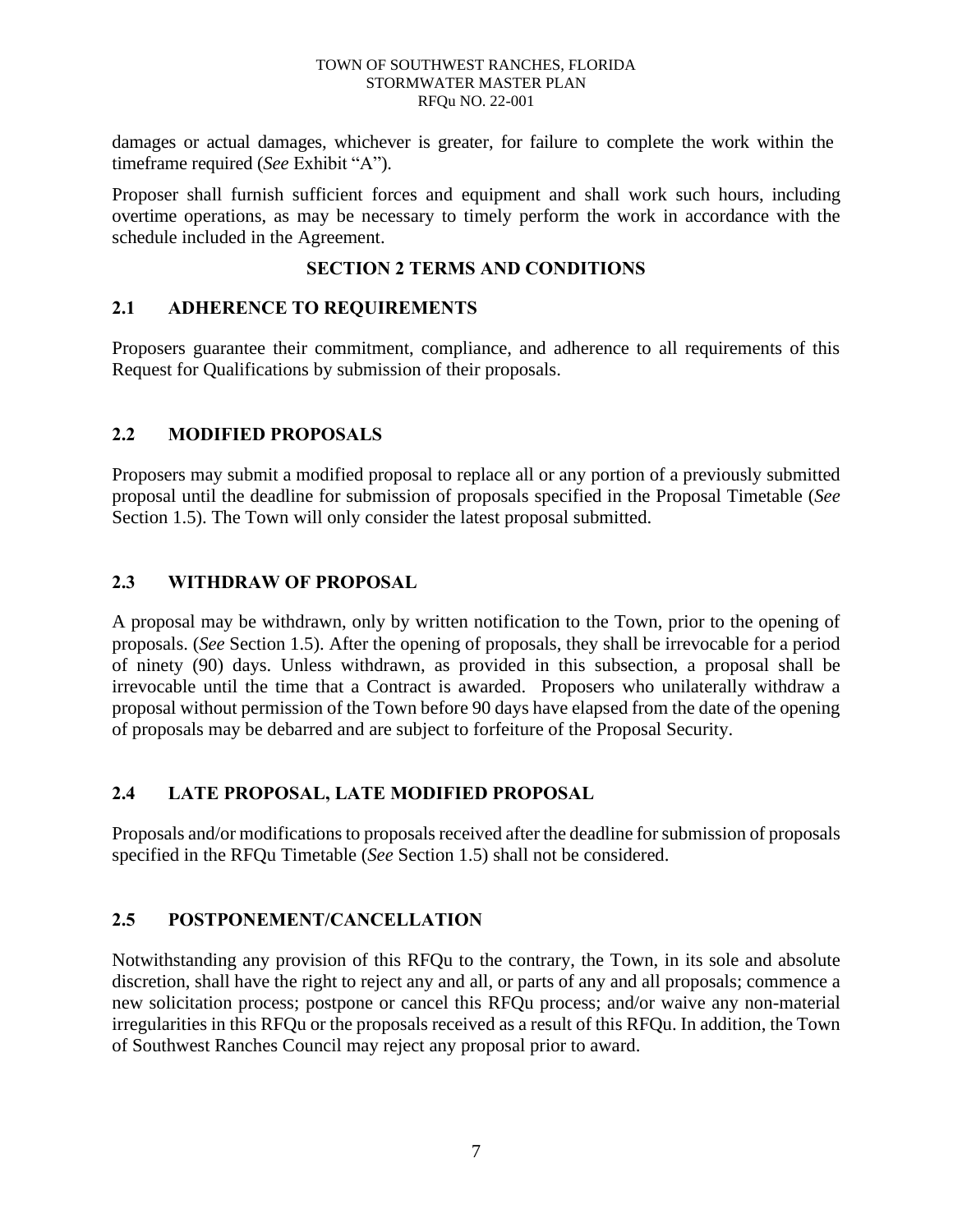damages or actual damages, whichever is greater, for failure to complete the work within the timeframe required (*See* Exhibit "A").

Proposer shall furnish sufficient forces and equipment and shall work such hours, including overtime operations, as may be necessary to timely perform the work in accordance with the schedule included in the Agreement.

## SECTION 2 TERMS AND CONDITIONS

### 2.1 ADHERENCE TO REQUIREMENTS

Proposers guarantee their commitment, compliance, and adherence to all requirements of this Request for Qualifications by submission of their proposals.

### 2.2 MODIFIED PROPOSALS

Proposers may submit a modified proposal to replace all or any portion of a previously submitted proposal until the deadline for submission of proposals specified in the Proposal Timetable (*See* Section 1.5). The Town will only consider the latest proposal submitted.

### 2.3 WITHDRAW OF PROPOSAL

A proposal may be withdrawn, only by written notification to the Town, prior to the opening of proposals. (*See* Section 1.5). After the opening of proposals, they shall be irrevocable for a period of ninety (90) days. Unless withdrawn, as provided in this subsection, a proposal shall be irrevocable until the time that a Contract is awarded. Proposers who unilaterally withdraw a proposal without permission of the Town before 90 days have elapsed from the date of the opening of proposals may be debarred and are subject to forfeiture of the Proposal Security.

### 2.4 LATE PROPOSAL, LATE MODIFIED PROPOSAL

Proposals and/or modifications to proposals received after the deadline for submission of proposals specified in the RFQu Timetable (*See* Section 1.5) shall not be considered.

### 2.5 POSTPONEMENT/CANCELLATION

Notwithstanding any provision of this RFQu to the contrary, the Town, in its sole and absolute discretion, shall have the right to reject any and all, or parts of any and all proposals; commence a new solicitation process; postpone or cancel this RFQu process; and/or waive any non-material irregularities in this RFQu or the proposals received as a result of this RFQu. In addition, the Town of Southwest Ranches Council may reject any proposal prior to award.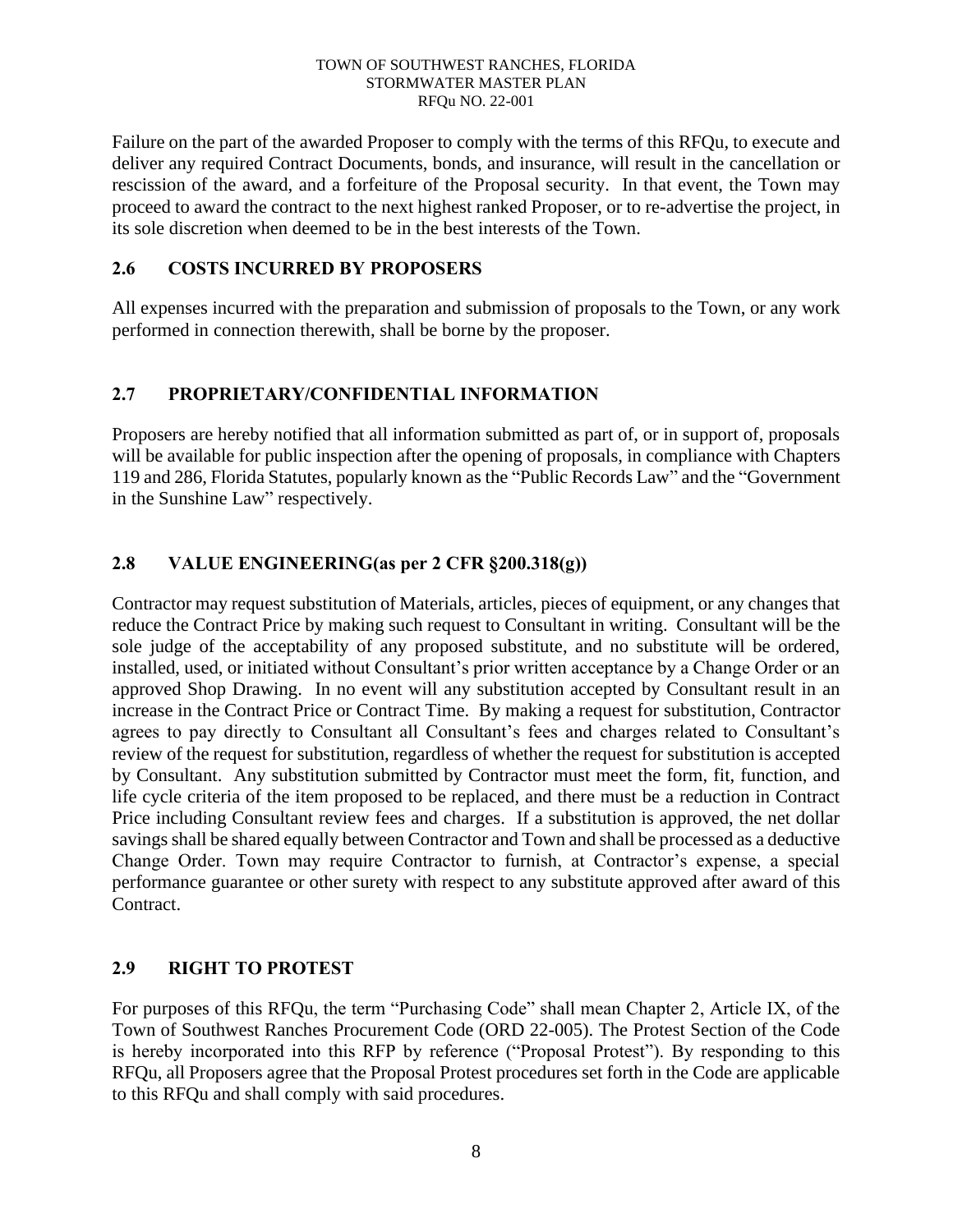Failure on the part of the awarded Proposer to comply with the terms of this RFQu, to execute and deliver any required Contract Documents, bonds, and insurance, will result in the cancellation or rescission of the award, and a forfeiture of the Proposal security. In that event, the Town may proceed to award the contract to the next highest ranked Proposer, or to re-advertise the project, in its sole discretion when deemed to be in the best interests of the Town.

## 2.6 COSTS INCURRED BY PROPOSERS

All expenses incurred with the preparation and submission of proposals to the Town, or any work performed in connection therewith, shall be borne by the proposer.

## 2.7 PROPRIETARY/CONFIDENTIAL INFORMATION

Proposers are hereby notified that all information submitted as part of, or in support of, proposals will be available for public inspection after the opening of proposals, in compliance with Chapters 119 and 286, Florida Statutes, popularly known as the "Public Records Law" and the "Government in the Sunshine Law" respectively.

## 2.8 VALUE ENGINEERING(as per 2 CFR §200.318(g))

Contractor may request substitution of Materials, articles, pieces of equipment, or any changes that reduce the Contract Price by making such request to Consultant in writing. Consultant will be the sole judge of the acceptability of any proposed substitute, and no substitute will be ordered, installed, used, or initiated without Consultant's prior written acceptance by a Change Order or an approved Shop Drawing. In no event will any substitution accepted by Consultant result in an increase in the Contract Price or Contract Time. By making a request for substitution, Contractor agrees to pay directly to Consultant all Consultant's fees and charges related to Consultant's review of the request for substitution, regardless of whether the request for substitution is accepted by Consultant. Any substitution submitted by Contractor must meet the form, fit, function, and life cycle criteria of the item proposed to be replaced, and there must be a reduction in Contract Price including Consultant review fees and charges. If a substitution is approved, the net dollar savings shall be shared equally between Contractor and Town and shall be processed as a deductive Change Order. Town may require Contractor to furnish, at Contractor's expense, a special performance guarantee or other surety with respect to any substitute approved after award of this Contract.

## 2.9 RIGHT TO PROTEST

For purposes of this RFQu, the term "Purchasing Code" shall mean Chapter 2, Article IX, of the Town of Southwest Ranches Procurement Code (ORD 22-005). The Protest Section of the Code is hereby incorporated into this RFP by reference ("Proposal Protest"). By responding to this RFQu, all Proposers agree that the Proposal Protest procedures set forth in the Code are applicable to this RFQu and shall comply with said procedures.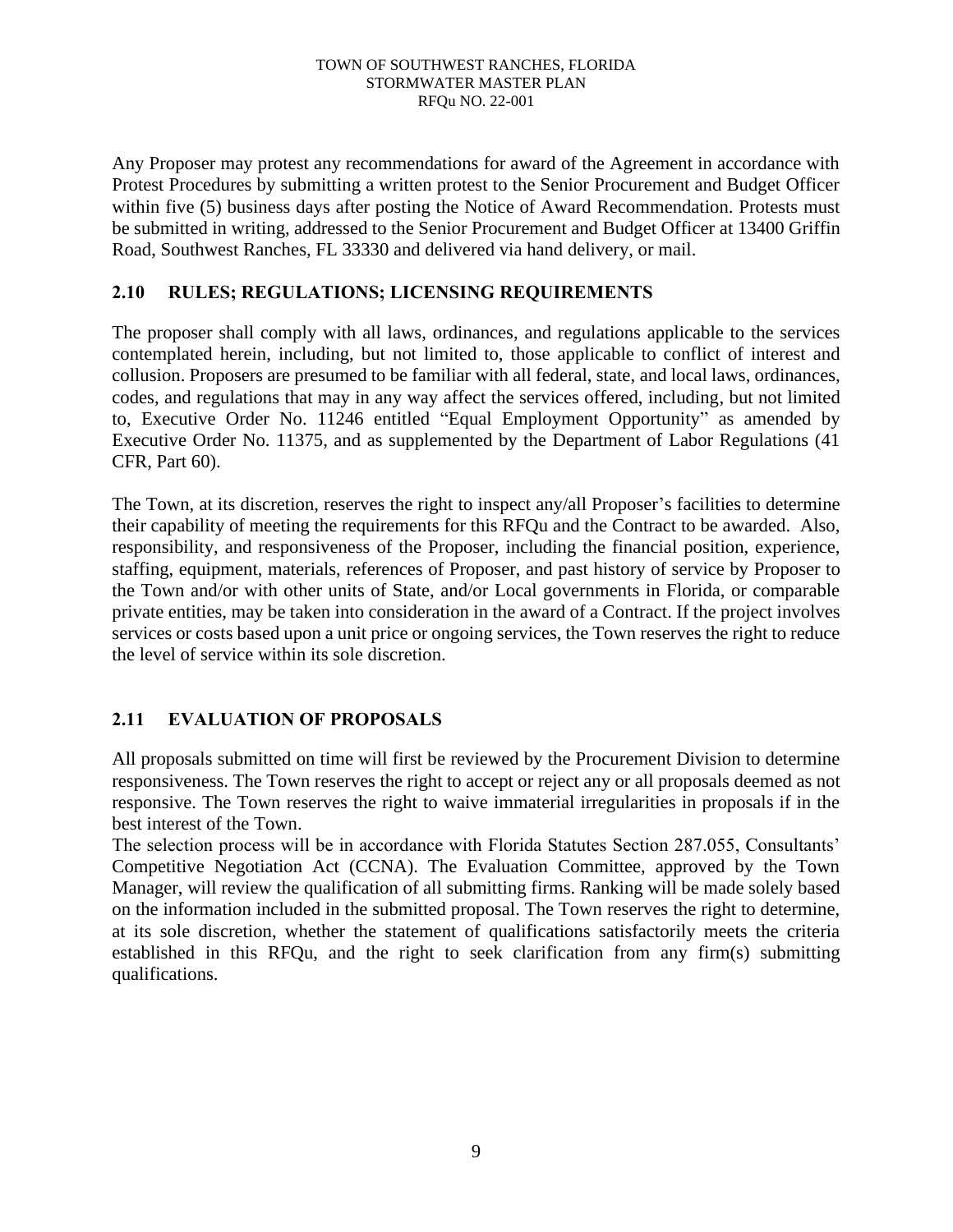Any Proposer may protest any recommendations for award of the Agreement in accordance with Protest Procedures by submitting a written protest to the Senior Procurement and Budget Officer within five (5) business days after posting the Notice of Award Recommendation. Protests must be submitted in writing, addressed to the Senior Procurement and Budget Officer at 13400 Griffin Road, Southwest Ranches, FL 33330 and delivered via hand delivery, or mail.

## 2.10 RULES; REGULATIONS; LICENSING REQUIREMENTS

The proposer shall comply with all laws, ordinances, and regulations applicable to the services contemplated herein, including, but not limited to, those applicable to conflict of interest and collusion. Proposers are presumed to be familiar with all federal, state, and local laws, ordinances, codes, and regulations that may in any way affect the services offered, including, but not limited to, Executive Order No. 11246 entitled "Equal Employment Opportunity" as amended by Executive Order No. 11375, and as supplemented by the Department of Labor Regulations (41 CFR, Part 60).

The Town, at its discretion, reserves the right to inspect any/all Proposer's facilities to determine their capability of meeting the requirements for this RFQu and the Contract to be awarded. Also, responsibility, and responsiveness of the Proposer, including the financial position, experience, staffing, equipment, materials, references of Proposer, and past history of service by Proposer to the Town and/or with other units of State, and/or Local governments in Florida, or comparable private entities, may be taken into consideration in the award of a Contract. If the project involves services or costs based upon a unit price or ongoing services, the Town reserves the right to reduce the level of service within its sole discretion.

## 2.11 EVALUATION OF PROPOSALS

All proposals submitted on time will first be reviewed by the Procurement Division to determine responsiveness. The Town reserves the right to accept or reject any or all proposals deemed as not responsive. The Town reserves the right to waive immaterial irregularities in proposals if in the best interest of the Town.

The selection process will be in accordance with Florida Statutes Section 287.055, Consultants' Competitive Negotiation Act (CCNA). The Evaluation Committee, approved by the Town Manager, will review the qualification of all submitting firms. Ranking will be made solely based on the information included in the submitted proposal. The Town reserves the right to determine, at its sole discretion, whether the statement of qualifications satisfactorily meets the criteria established in this RFQu, and the right to seek clarification from any firm(s) submitting qualifications.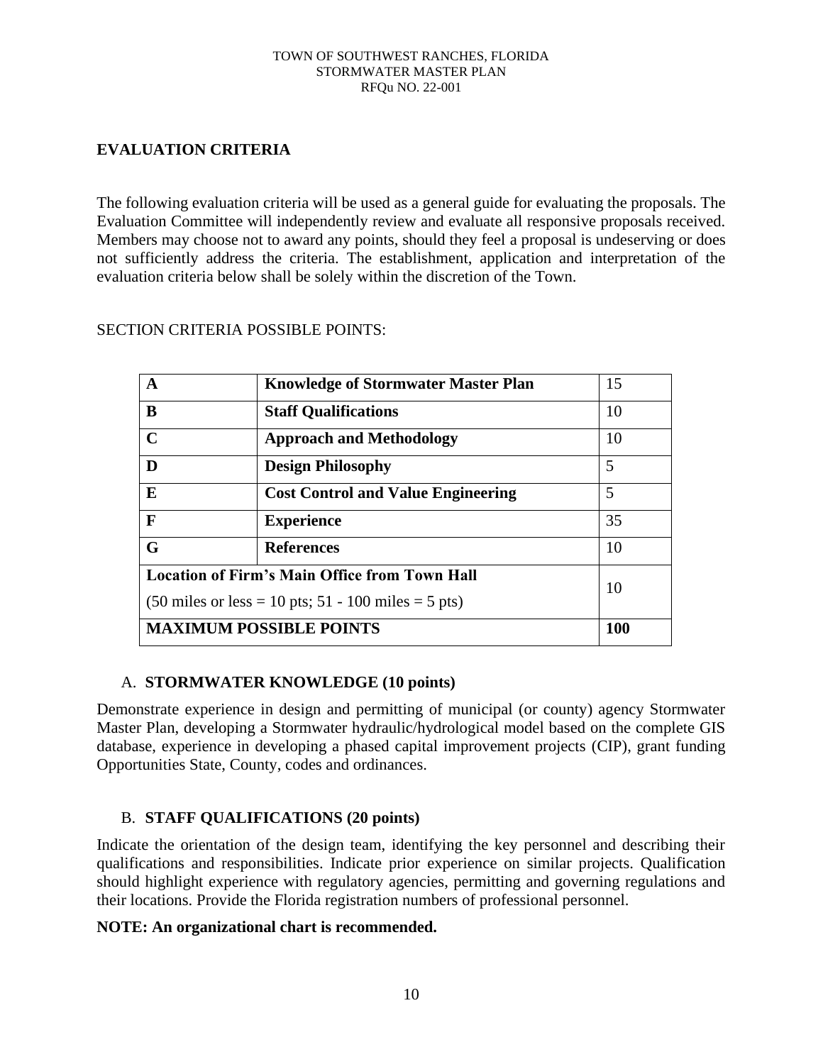## EVALUATION CRITERIA

The following evaluation criteria will be used as a general guide for evaluating the proposals. The Evaluation Committee will independently review and evaluate all responsive proposals received. Members may choose not to award any points, should they feel a proposal is undeserving or does not sufficiently address the criteria. The establishment, application and interpretation of the evaluation criteria below shall be solely within the discretion of the Town.

SECTION CRITERIA POSSIBLE POINTS:

| | | |
|---|---|---|
| **A** | **Knowledge of Stormwater Master Plan** | 15 |
| **B** | **Staff Qualifications** | 10 |
| **C** | **Approach and Methodology** | 10 |
| **D** | **Design Philosophy** | 5 |
| **E** | **Cost Control and Value Engineering** | 5 |
| **F** | **Experience** | 35 |
| **G** | **References** | 10 |
| **Location of Firm's Main Office from Town Hall** (50 miles or less = 10 pts; 51 - 100 miles = 5 pts) | | 10 |
| **MAXIMUM POSSIBLE POINTS** | | **100** |

### A. STORMWATER KNOWLEDGE (10 points)

Demonstrate experience in design and permitting of municipal (or county) agency Stormwater Master Plan, developing a Stormwater hydraulic/hydrological model based on the complete GIS database, experience in developing a phased capital improvement projects (CIP), grant funding Opportunities State, County, codes and ordinances.

### B. STAFF QUALIFICATIONS (20 points)

Indicate the orientation of the design team, identifying the key personnel and describing their qualifications and responsibilities. Indicate prior experience on similar projects. Qualification should highlight experience with regulatory agencies, permitting and governing regulations and their locations. Provide the Florida registration numbers of professional personnel.

**NOTE: An organizational chart is recommended.**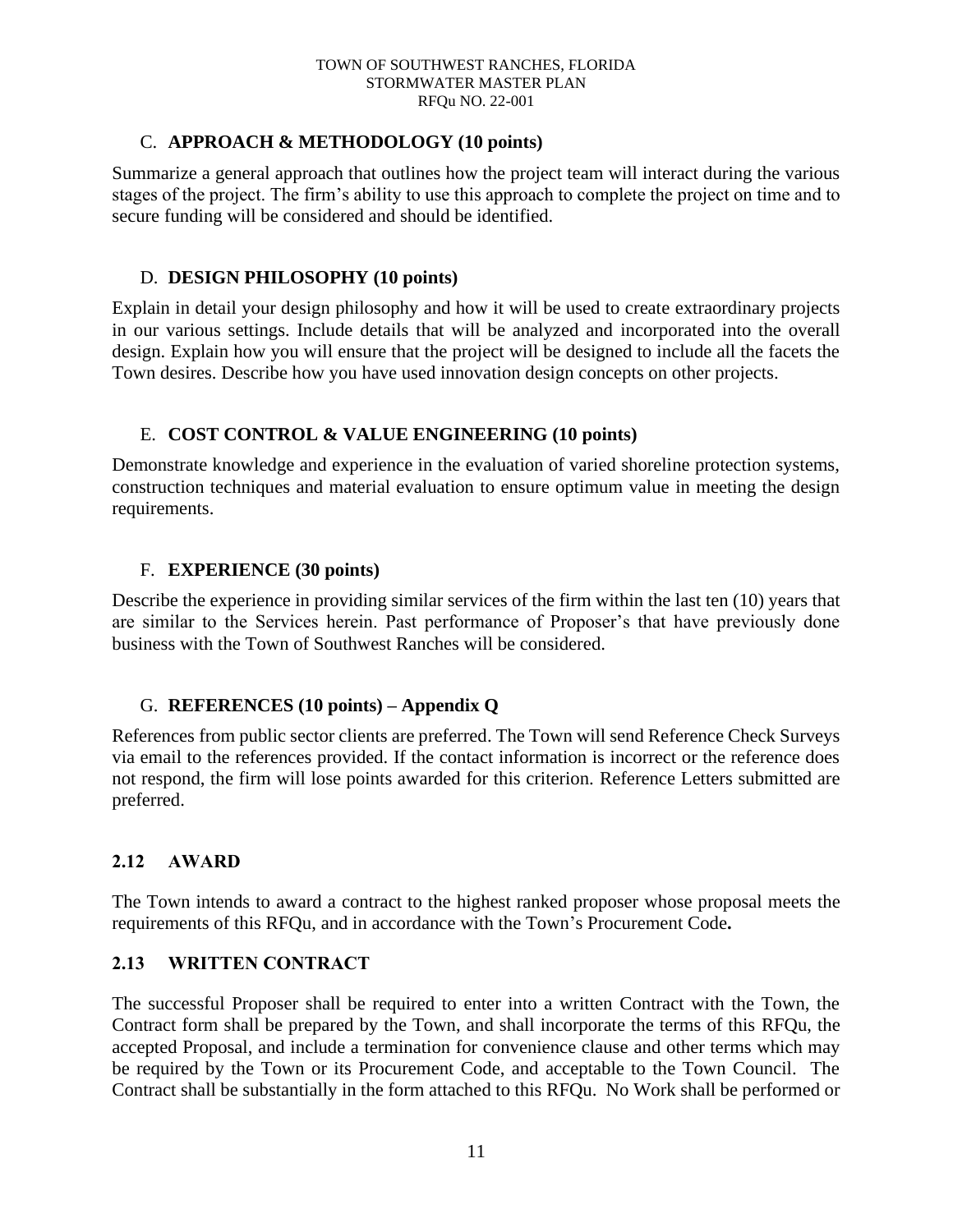### C. **APPROACH & METHODOLOGY (10 points)**

Summarize a general approach that outlines how the project team will interact during the various stages of the project. The firm's ability to use this approach to complete the project on time and to secure funding will be considered and should be identified.

### D. **DESIGN PHILOSOPHY (10 points)**

Explain in detail your design philosophy and how it will be used to create extraordinary projects in our various settings. Include details that will be analyzed and incorporated into the overall design. Explain how you will ensure that the project will be designed to include all the facets the Town desires. Describe how you have used innovation design concepts on other projects.

### E. **COST CONTROL & VALUE ENGINEERING (10 points)**

Demonstrate knowledge and experience in the evaluation of varied shoreline protection systems, construction techniques and material evaluation to ensure optimum value in meeting the design requirements.

### F. **EXPERIENCE (30 points)**

Describe the experience in providing similar services of the firm within the last ten (10) years that are similar to the Services herein. Past performance of Proposer's that have previously done business with the Town of Southwest Ranches will be considered.

### G. **REFERENCES (10 points) – Appendix Q**

References from public sector clients are preferred. The Town will send Reference Check Surveys via email to the references provided. If the contact information is incorrect or the reference does not respond, the firm will lose points awarded for this criterion. Reference Letters submitted are preferred.

## 2.12 AWARD

The Town intends to award a contract to the highest ranked proposer whose proposal meets the requirements of this RFQu, and in accordance with the Town's Procurement Code**.**

## 2.13 WRITTEN CONTRACT

The successful Proposer shall be required to enter into a written Contract with the Town, the Contract form shall be prepared by the Town, and shall incorporate the terms of this RFQu, the accepted Proposal, and include a termination for convenience clause and other terms which may be required by the Town or its Procurement Code, and acceptable to the Town Council. The Contract shall be substantially in the form attached to this RFQu. No Work shall be performed or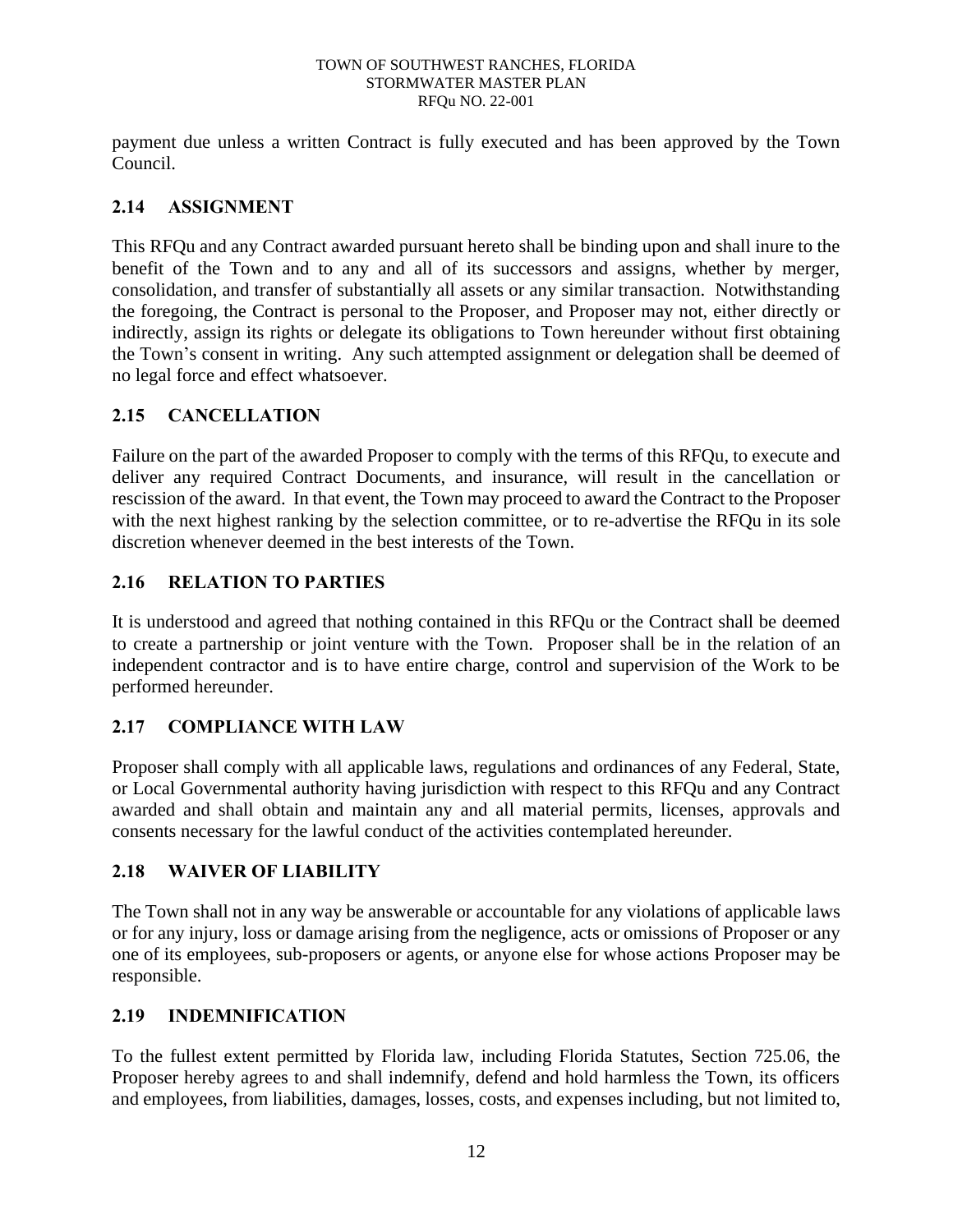payment due unless a written Contract is fully executed and has been approved by the Town Council.

## 2.14 ASSIGNMENT

This RFQu and any Contract awarded pursuant hereto shall be binding upon and shall inure to the benefit of the Town and to any and all of its successors and assigns, whether by merger, consolidation, and transfer of substantially all assets or any similar transaction. Notwithstanding the foregoing, the Contract is personal to the Proposer, and Proposer may not, either directly or indirectly, assign its rights or delegate its obligations to Town hereunder without first obtaining the Town's consent in writing. Any such attempted assignment or delegation shall be deemed of no legal force and effect whatsoever.

## 2.15 CANCELLATION

Failure on the part of the awarded Proposer to comply with the terms of this RFQu, to execute and deliver any required Contract Documents, and insurance, will result in the cancellation or rescission of the award. In that event, the Town may proceed to award the Contract to the Proposer with the next highest ranking by the selection committee, or to re-advertise the RFQu in its sole discretion whenever deemed in the best interests of the Town.

## 2.16 RELATION TO PARTIES

It is understood and agreed that nothing contained in this RFQu or the Contract shall be deemed to create a partnership or joint venture with the Town. Proposer shall be in the relation of an independent contractor and is to have entire charge, control and supervision of the Work to be performed hereunder.

## 2.17 COMPLIANCE WITH LAW

Proposer shall comply with all applicable laws, regulations and ordinances of any Federal, State, or Local Governmental authority having jurisdiction with respect to this RFQu and any Contract awarded and shall obtain and maintain any and all material permits, licenses, approvals and consents necessary for the lawful conduct of the activities contemplated hereunder.

## 2.18 WAIVER OF LIABILITY

The Town shall not in any way be answerable or accountable for any violations of applicable laws or for any injury, loss or damage arising from the negligence, acts or omissions of Proposer or any one of its employees, sub-proposers or agents, or anyone else for whose actions Proposer may be responsible.

## 2.19 INDEMNIFICATION

To the fullest extent permitted by Florida law, including Florida Statutes, Section 725.06, the Proposer hereby agrees to and shall indemnify, defend and hold harmless the Town, its officers and employees, from liabilities, damages, losses, costs, and expenses including, but not limited to,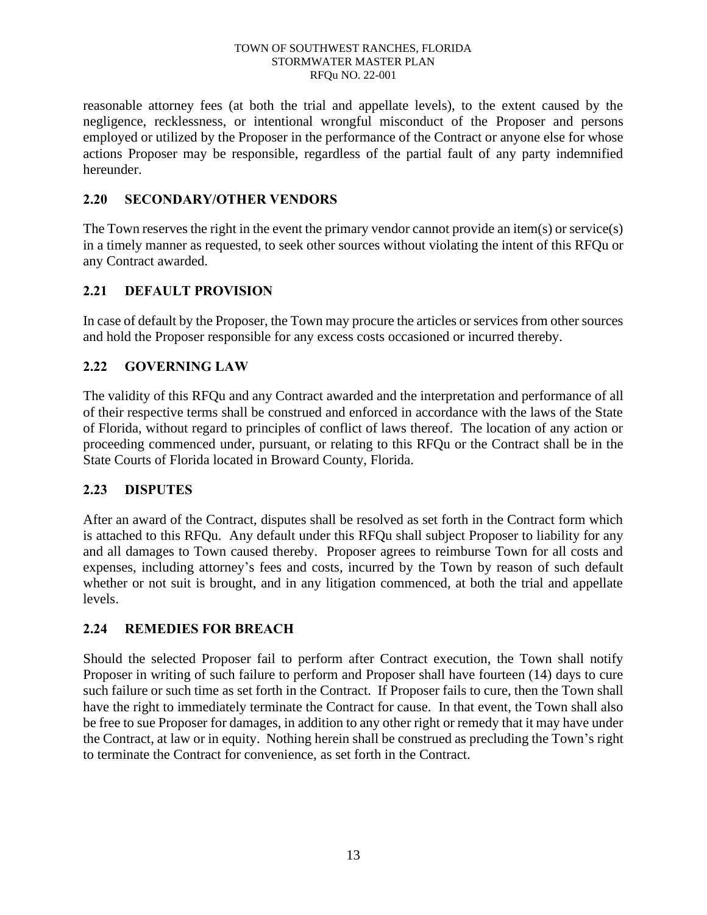reasonable attorney fees (at both the trial and appellate levels), to the extent caused by the negligence, recklessness, or intentional wrongful misconduct of the Proposer and persons employed or utilized by the Proposer in the performance of the Contract or anyone else for whose actions Proposer may be responsible, regardless of the partial fault of any party indemnified hereunder.

## 2.20 SECONDARY/OTHER VENDORS

The Town reserves the right in the event the primary vendor cannot provide an item(s) or service(s) in a timely manner as requested, to seek other sources without violating the intent of this RFQu or any Contract awarded.

## 2.21 DEFAULT PROVISION

In case of default by the Proposer, the Town may procure the articles or services from other sources and hold the Proposer responsible for any excess costs occasioned or incurred thereby.

## 2.22 GOVERNING LAW

The validity of this RFQu and any Contract awarded and the interpretation and performance of all of their respective terms shall be construed and enforced in accordance with the laws of the State of Florida, without regard to principles of conflict of laws thereof. The location of any action or proceeding commenced under, pursuant, or relating to this RFQu or the Contract shall be in the State Courts of Florida located in Broward County, Florida.

## 2.23 DISPUTES

After an award of the Contract, disputes shall be resolved as set forth in the Contract form which is attached to this RFQu. Any default under this RFQu shall subject Proposer to liability for any and all damages to Town caused thereby. Proposer agrees to reimburse Town for all costs and expenses, including attorney's fees and costs, incurred by the Town by reason of such default whether or not suit is brought, and in any litigation commenced, at both the trial and appellate levels.

## 2.24 REMEDIES FOR BREACH

Should the selected Proposer fail to perform after Contract execution, the Town shall notify Proposer in writing of such failure to perform and Proposer shall have fourteen (14) days to cure such failure or such time as set forth in the Contract. If Proposer fails to cure, then the Town shall have the right to immediately terminate the Contract for cause. In that event, the Town shall also be free to sue Proposer for damages, in addition to any other right or remedy that it may have under the Contract, at law or in equity. Nothing herein shall be construed as precluding the Town's right to terminate the Contract for convenience, as set forth in the Contract.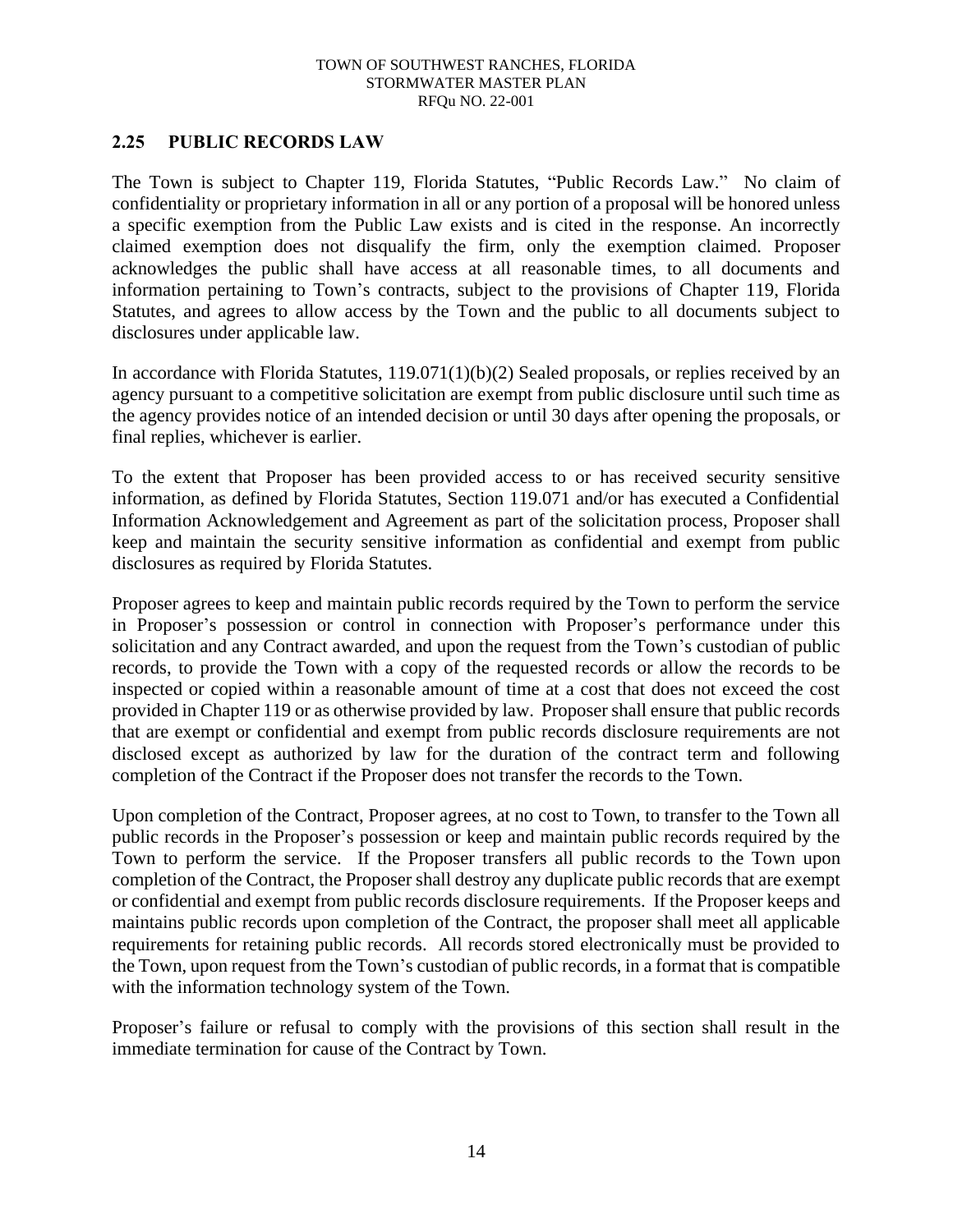## 2.25 PUBLIC RECORDS LAW

The Town is subject to Chapter 119, Florida Statutes, "Public Records Law." No claim of confidentiality or proprietary information in all or any portion of a proposal will be honored unless a specific exemption from the Public Law exists and is cited in the response. An incorrectly claimed exemption does not disqualify the firm, only the exemption claimed. Proposer acknowledges the public shall have access at all reasonable times, to all documents and information pertaining to Town's contracts, subject to the provisions of Chapter 119, Florida Statutes, and agrees to allow access by the Town and the public to all documents subject to disclosures under applicable law.

In accordance with Florida Statutes, 119.071(1)(b)(2) Sealed proposals, or replies received by an agency pursuant to a competitive solicitation are exempt from public disclosure until such time as the agency provides notice of an intended decision or until 30 days after opening the proposals, or final replies, whichever is earlier.

To the extent that Proposer has been provided access to or has received security sensitive information, as defined by Florida Statutes, Section 119.071 and/or has executed a Confidential Information Acknowledgement and Agreement as part of the solicitation process, Proposer shall keep and maintain the security sensitive information as confidential and exempt from public disclosures as required by Florida Statutes.

Proposer agrees to keep and maintain public records required by the Town to perform the service in Proposer's possession or control in connection with Proposer's performance under this solicitation and any Contract awarded, and upon the request from the Town's custodian of public records, to provide the Town with a copy of the requested records or allow the records to be inspected or copied within a reasonable amount of time at a cost that does not exceed the cost provided in Chapter 119 or as otherwise provided by law. Proposer shall ensure that public records that are exempt or confidential and exempt from public records disclosure requirements are not disclosed except as authorized by law for the duration of the contract term and following completion of the Contract if the Proposer does not transfer the records to the Town.

Upon completion of the Contract, Proposer agrees, at no cost to Town, to transfer to the Town all public records in the Proposer's possession or keep and maintain public records required by the Town to perform the service. If the Proposer transfers all public records to the Town upon completion of the Contract, the Proposer shall destroy any duplicate public records that are exempt or confidential and exempt from public records disclosure requirements. If the Proposer keeps and maintains public records upon completion of the Contract, the proposer shall meet all applicable requirements for retaining public records. All records stored electronically must be provided to the Town, upon request from the Town's custodian of public records, in a format that is compatible with the information technology system of the Town.

Proposer's failure or refusal to comply with the provisions of this section shall result in the immediate termination for cause of the Contract by Town.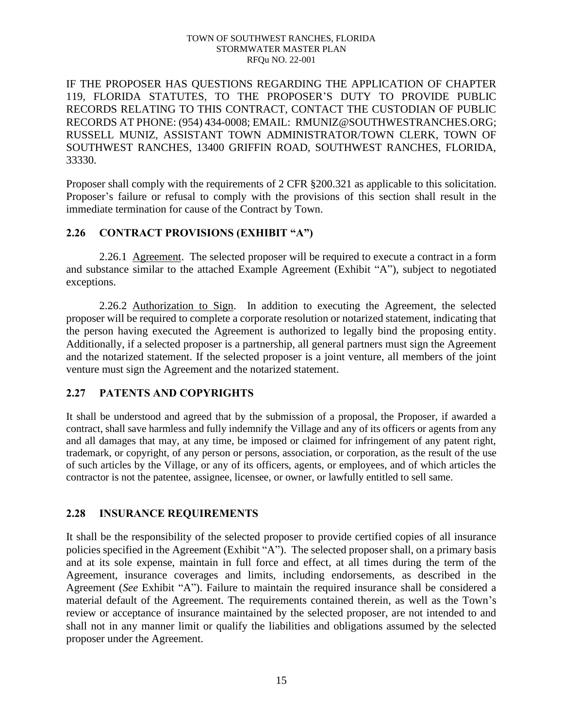IF THE PROPOSER HAS QUESTIONS REGARDING THE APPLICATION OF CHAPTER 119, FLORIDA STATUTES, TO THE PROPOSER'S DUTY TO PROVIDE PUBLIC RECORDS RELATING TO THIS CONTRACT, CONTACT THE CUSTODIAN OF PUBLIC RECORDS AT PHONE: (954) 434-0008; EMAIL: RMUNIZ@SOUTHWESTRANCHES.ORG; RUSSELL MUNIZ, ASSISTANT TOWN ADMINISTRATOR/TOWN CLERK, TOWN OF SOUTHWEST RANCHES, 13400 GRIFFIN ROAD, SOUTHWEST RANCHES, FLORIDA, 33330.

Proposer shall comply with the requirements of 2 CFR §200.321 as applicable to this solicitation. Proposer's failure or refusal to comply with the provisions of this section shall result in the immediate termination for cause of the Contract by Town.

## 2.26 CONTRACT PROVISIONS (EXHIBIT "A")

2.26.1 Agreement. The selected proposer will be required to execute a contract in a form and substance similar to the attached Example Agreement (Exhibit "A"), subject to negotiated exceptions.

2.26.2 Authorization to Sign. In addition to executing the Agreement, the selected proposer will be required to complete a corporate resolution or notarized statement, indicating that the person having executed the Agreement is authorized to legally bind the proposing entity. Additionally, if a selected proposer is a partnership, all general partners must sign the Agreement and the notarized statement. If the selected proposer is a joint venture, all members of the joint venture must sign the Agreement and the notarized statement.

## 2.27 PATENTS AND COPYRIGHTS

It shall be understood and agreed that by the submission of a proposal, the Proposer, if awarded a contract, shall save harmless and fully indemnify the Village and any of its officers or agents from any and all damages that may, at any time, be imposed or claimed for infringement of any patent right, trademark, or copyright, of any person or persons, association, or corporation, as the result of the use of such articles by the Village, or any of its officers, agents, or employees, and of which articles the contractor is not the patentee, assignee, licensee, or owner, or lawfully entitled to sell same.

## 2.28 INSURANCE REQUIREMENTS

It shall be the responsibility of the selected proposer to provide certified copies of all insurance policies specified in the Agreement (Exhibit "A"). The selected proposer shall, on a primary basis and at its sole expense, maintain in full force and effect, at all times during the term of the Agreement, insurance coverages and limits, including endorsements, as described in the Agreement (*See* Exhibit "A"). Failure to maintain the required insurance shall be considered a material default of the Agreement. The requirements contained therein, as well as the Town's review or acceptance of insurance maintained by the selected proposer, are not intended to and shall not in any manner limit or qualify the liabilities and obligations assumed by the selected proposer under the Agreement.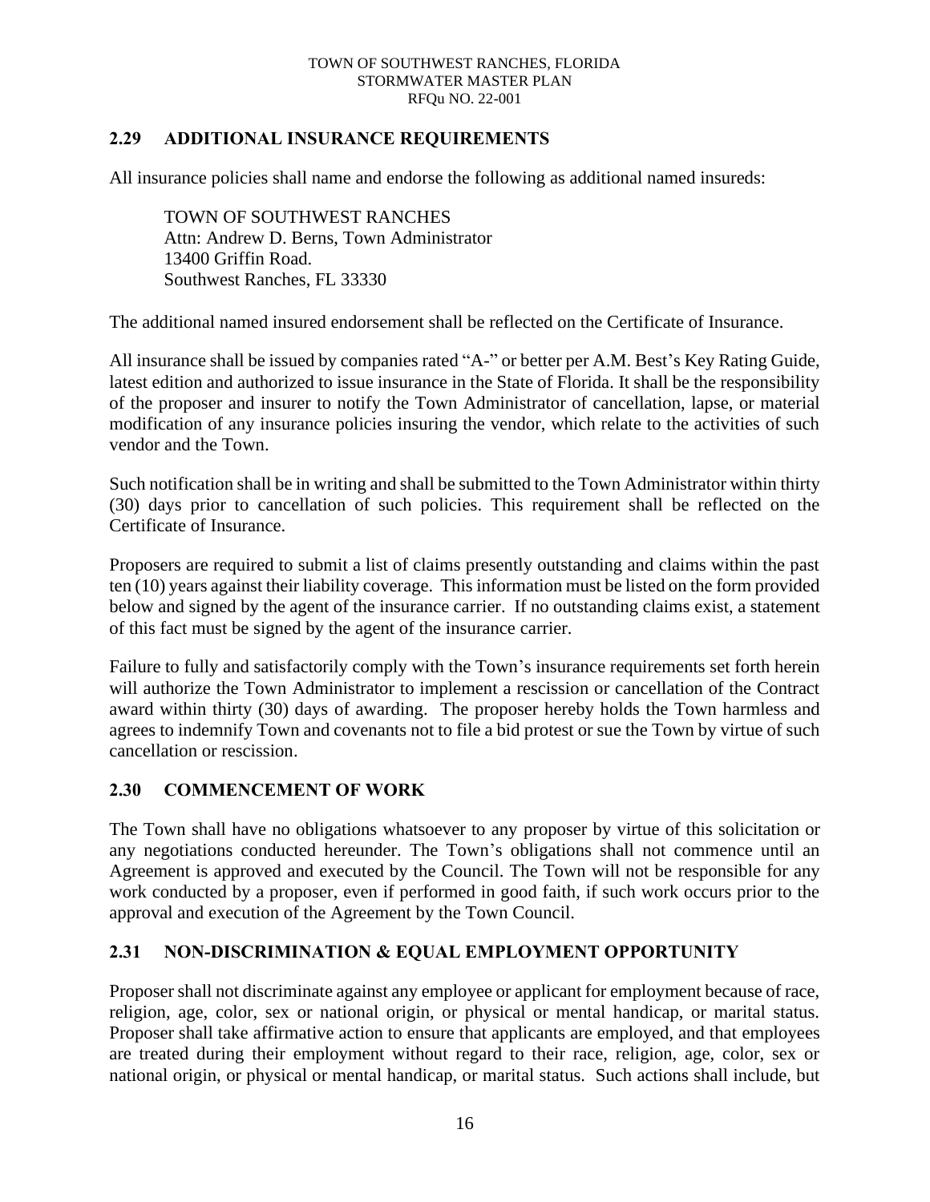## 2.29 ADDITIONAL INSURANCE REQUIREMENTS

All insurance policies shall name and endorse the following as additional named insureds:

TOWN OF SOUTHWEST RANCHES
Attn: Andrew D. Berns, Town Administrator
13400 Griffin Road.
Southwest Ranches, FL 33330

The additional named insured endorsement shall be reflected on the Certificate of Insurance.

All insurance shall be issued by companies rated "A-" or better per A.M. Best's Key Rating Guide, latest edition and authorized to issue insurance in the State of Florida. It shall be the responsibility of the proposer and insurer to notify the Town Administrator of cancellation, lapse, or material modification of any insurance policies insuring the vendor, which relate to the activities of such vendor and the Town.

Such notification shall be in writing and shall be submitted to the Town Administrator within thirty (30) days prior to cancellation of such policies. This requirement shall be reflected on the Certificate of Insurance.

Proposers are required to submit a list of claims presently outstanding and claims within the past ten (10) years against their liability coverage. This information must be listed on the form provided below and signed by the agent of the insurance carrier. If no outstanding claims exist, a statement of this fact must be signed by the agent of the insurance carrier.

Failure to fully and satisfactorily comply with the Town's insurance requirements set forth herein will authorize the Town Administrator to implement a rescission or cancellation of the Contract award within thirty (30) days of awarding. The proposer hereby holds the Town harmless and agrees to indemnify Town and covenants not to file a bid protest or sue the Town by virtue of such cancellation or rescission.

## 2.30 COMMENCEMENT OF WORK

The Town shall have no obligations whatsoever to any proposer by virtue of this solicitation or any negotiations conducted hereunder. The Town's obligations shall not commence until an Agreement is approved and executed by the Council. The Town will not be responsible for any work conducted by a proposer, even if performed in good faith, if such work occurs prior to the approval and execution of the Agreement by the Town Council.

## 2.31 NON-DISCRIMINATION & EQUAL EMPLOYMENT OPPORTUNITY

Proposer shall not discriminate against any employee or applicant for employment because of race, religion, age, color, sex or national origin, or physical or mental handicap, or marital status. Proposer shall take affirmative action to ensure that applicants are employed, and that employees are treated during their employment without regard to their race, religion, age, color, sex or national origin, or physical or mental handicap, or marital status. Such actions shall include, but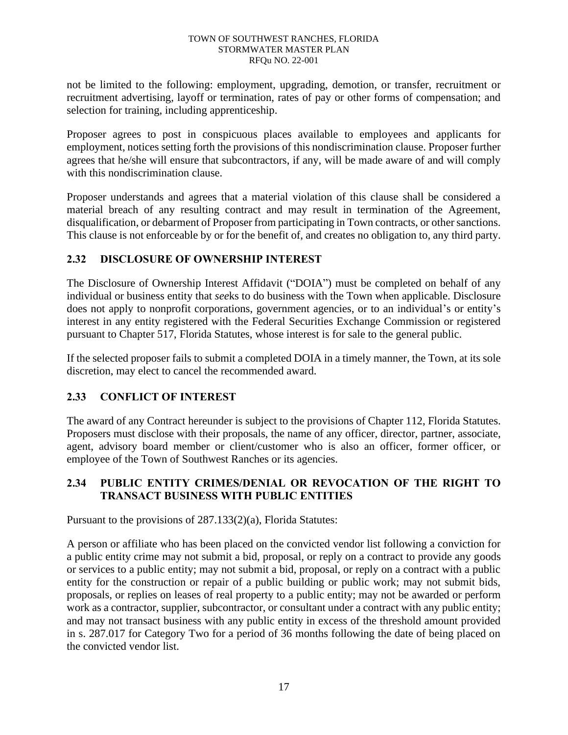not be limited to the following: employment, upgrading, demotion, or transfer, recruitment or recruitment advertising, layoff or termination, rates of pay or other forms of compensation; and selection for training, including apprenticeship.

Proposer agrees to post in conspicuous places available to employees and applicants for employment, notices setting forth the provisions of this nondiscrimination clause. Proposer further agrees that he/she will ensure that subcontractors, if any, will be made aware of and will comply with this nondiscrimination clause.

Proposer understands and agrees that a material violation of this clause shall be considered a material breach of any resulting contract and may result in termination of the Agreement, disqualification, or debarment of Proposer from participating in Town contracts, or other sanctions. This clause is not enforceable by or for the benefit of, and creates no obligation to, any third party.

## 2.32 DISCLOSURE OF OWNERSHIP INTEREST

The Disclosure of Ownership Interest Affidavit ("DOIA") must be completed on behalf of any individual or business entity that *see*ks to do business with the Town when applicable. Disclosure does not apply to nonprofit corporations, government agencies, or to an individual's or entity's interest in any entity registered with the Federal Securities Exchange Commission or registered pursuant to Chapter 517, Florida Statutes, whose interest is for sale to the general public.

If the selected proposer fails to submit a completed DOIA in a timely manner, the Town, at its sole discretion, may elect to cancel the recommended award.

## 2.33 CONFLICT OF INTEREST

The award of any Contract hereunder is subject to the provisions of Chapter 112, Florida Statutes. Proposers must disclose with their proposals, the name of any officer, director, partner, associate, agent, advisory board member or client/customer who is also an officer, former officer, or employee of the Town of Southwest Ranches or its agencies.

## 2.34 PUBLIC ENTITY CRIMES/DENIAL OR REVOCATION OF THE RIGHT TO TRANSACT BUSINESS WITH PUBLIC ENTITIES

Pursuant to the provisions of 287.133(2)(a), Florida Statutes:

A person or affiliate who has been placed on the convicted vendor list following a conviction for a public entity crime may not submit a bid, proposal, or reply on a contract to provide any goods or services to a public entity; may not submit a bid, proposal, or reply on a contract with a public entity for the construction or repair of a public building or public work; may not submit bids, proposals, or replies on leases of real property to a public entity; may not be awarded or perform work as a contractor, supplier, subcontractor, or consultant under a contract with any public entity; and may not transact business with any public entity in excess of the threshold amount provided in s. 287.017 for Category Two for a period of 36 months following the date of being placed on the convicted vendor list.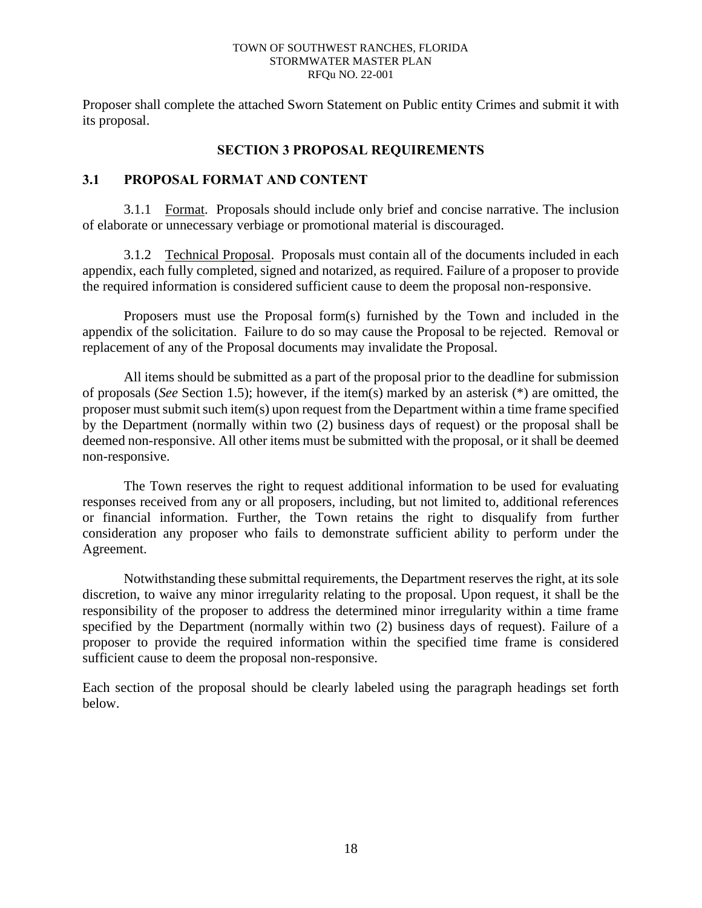Proposer shall complete the attached Sworn Statement on Public entity Crimes and submit it with its proposal.

## SECTION 3 PROPOSAL REQUIREMENTS

### 3.1 PROPOSAL FORMAT AND CONTENT

3.1.1 Format. Proposals should include only brief and concise narrative. The inclusion of elaborate or unnecessary verbiage or promotional material is discouraged.

3.1.2 Technical Proposal. Proposals must contain all of the documents included in each appendix, each fully completed, signed and notarized, as required. Failure of a proposer to provide the required information is considered sufficient cause to deem the proposal non-responsive.

Proposers must use the Proposal form(s) furnished by the Town and included in the appendix of the solicitation. Failure to do so may cause the Proposal to be rejected. Removal or replacement of any of the Proposal documents may invalidate the Proposal.

All items should be submitted as a part of the proposal prior to the deadline for submission of proposals (*See* Section 1.5); however, if the item(s) marked by an asterisk (*) are omitted, the proposer must submit such item(s) upon request from the Department within a time frame specified by the Department (normally within two (2) business days of request) or the proposal shall be deemed non-responsive. All other items must be submitted with the proposal, or it shall be deemed non-responsive.

The Town reserves the right to request additional information to be used for evaluating responses received from any or all proposers, including, but not limited to, additional references or financial information. Further, the Town retains the right to disqualify from further consideration any proposer who fails to demonstrate sufficient ability to perform under the Agreement.

Notwithstanding these submittal requirements, the Department reserves the right, at its sole discretion, to waive any minor irregularity relating to the proposal. Upon request, it shall be the responsibility of the proposer to address the determined minor irregularity within a time frame specified by the Department (normally within two (2) business days of request). Failure of a proposer to provide the required information within the specified time frame is considered sufficient cause to deem the proposal non-responsive.

Each section of the proposal should be clearly labeled using the paragraph headings set forth below.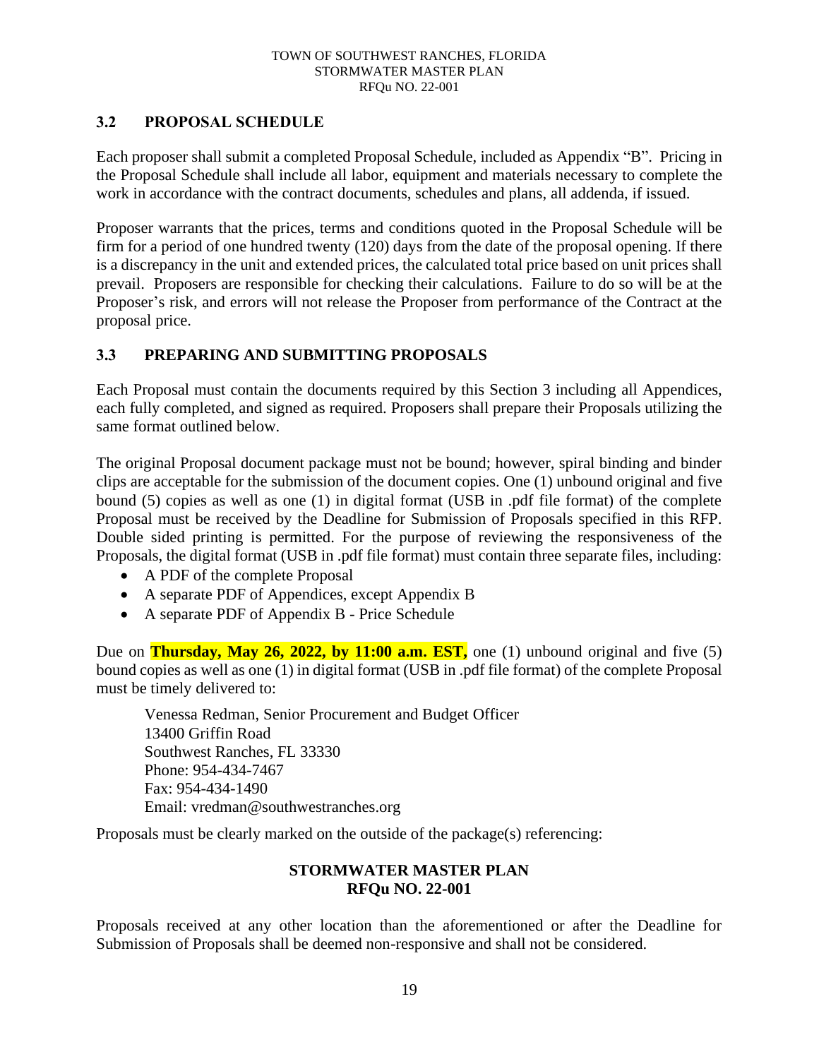## 3.2 PROPOSAL SCHEDULE

Each proposer shall submit a completed Proposal Schedule, included as Appendix "B". Pricing in the Proposal Schedule shall include all labor, equipment and materials necessary to complete the work in accordance with the contract documents, schedules and plans, all addenda, if issued.

Proposer warrants that the prices, terms and conditions quoted in the Proposal Schedule will be firm for a period of one hundred twenty (120) days from the date of the proposal opening. If there is a discrepancy in the unit and extended prices, the calculated total price based on unit prices shall prevail. Proposers are responsible for checking their calculations. Failure to do so will be at the Proposer's risk, and errors will not release the Proposer from performance of the Contract at the proposal price.

## 3.3 PREPARING AND SUBMITTING PROPOSALS

Each Proposal must contain the documents required by this Section 3 including all Appendices, each fully completed, and signed as required. Proposers shall prepare their Proposals utilizing the same format outlined below.

The original Proposal document package must not be bound; however, spiral binding and binder clips are acceptable for the submission of the document copies. One (1) unbound original and five bound (5) copies as well as one (1) in digital format (USB in .pdf file format) of the complete Proposal must be received by the Deadline for Submission of Proposals specified in this RFP. Double sided printing is permitted. For the purpose of reviewing the responsiveness of the Proposals, the digital format (USB in .pdf file format) must contain three separate files, including:

- A PDF of the complete Proposal
- A separate PDF of Appendices, except Appendix B
- A separate PDF of Appendix B - Price Schedule

Due on **Thursday, May 26, 2022, by 11:00 a.m. EST,** one (1) unbound original and five (5) bound copies as well as one (1) in digital format (USB in .pdf file format) of the complete Proposal must be timely delivered to:

Venessa Redman, Senior Procurement and Budget Officer
13400 Griffin Road
Southwest Ranches, FL 33330
Phone: 954-434-7467
Fax: 954-434-1490
Email: vredman@southwestranches.org

Proposals must be clearly marked on the outside of the package(s) referencing:

**STORMWATER MASTER PLAN**
**RFQu NO. 22-001**

Proposals received at any other location than the aforementioned or after the Deadline for Submission of Proposals shall be deemed non-responsive and shall not be considered.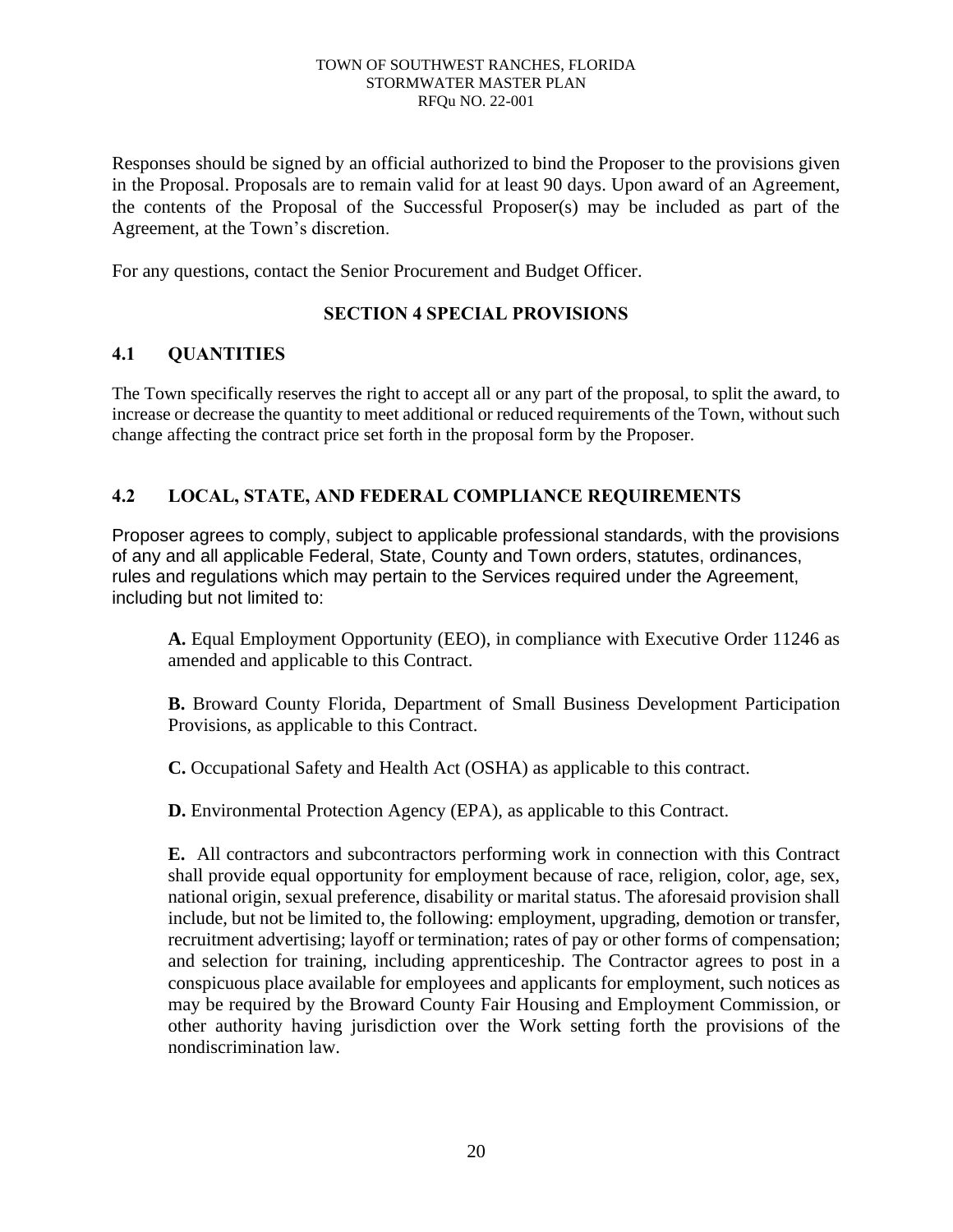Responses should be signed by an official authorized to bind the Proposer to the provisions given in the Proposal. Proposals are to remain valid for at least 90 days. Upon award of an Agreement, the contents of the Proposal of the Successful Proposer(s) may be included as part of the Agreement, at the Town's discretion.

For any questions, contact the Senior Procurement and Budget Officer.

## SECTION 4 SPECIAL PROVISIONS

### 4.1 QUANTITIES

The Town specifically reserves the right to accept all or any part of the proposal, to split the award, to increase or decrease the quantity to meet additional or reduced requirements of the Town, without such change affecting the contract price set forth in the proposal form by the Proposer.

### 4.2 LOCAL, STATE, AND FEDERAL COMPLIANCE REQUIREMENTS

Proposer agrees to comply, subject to applicable professional standards, with the provisions of any and all applicable Federal, State, County and Town orders, statutes, ordinances, rules and regulations which may pertain to the Services required under the Agreement, including but not limited to:

**A.** Equal Employment Opportunity (EEO), in compliance with Executive Order 11246 as amended and applicable to this Contract.

**B.** Broward County Florida, Department of Small Business Development Participation Provisions, as applicable to this Contract.

**C.** Occupational Safety and Health Act (OSHA) as applicable to this contract.

**D.** Environmental Protection Agency (EPA), as applicable to this Contract.

**E.** All contractors and subcontractors performing work in connection with this Contract shall provide equal opportunity for employment because of race, religion, color, age, sex, national origin, sexual preference, disability or marital status. The aforesaid provision shall include, but not be limited to, the following: employment, upgrading, demotion or transfer, recruitment advertising; layoff or termination; rates of pay or other forms of compensation; and selection for training, including apprenticeship. The Contractor agrees to post in a conspicuous place available for employees and applicants for employment, such notices as may be required by the Broward County Fair Housing and Employment Commission, or other authority having jurisdiction over the Work setting forth the provisions of the nondiscrimination law.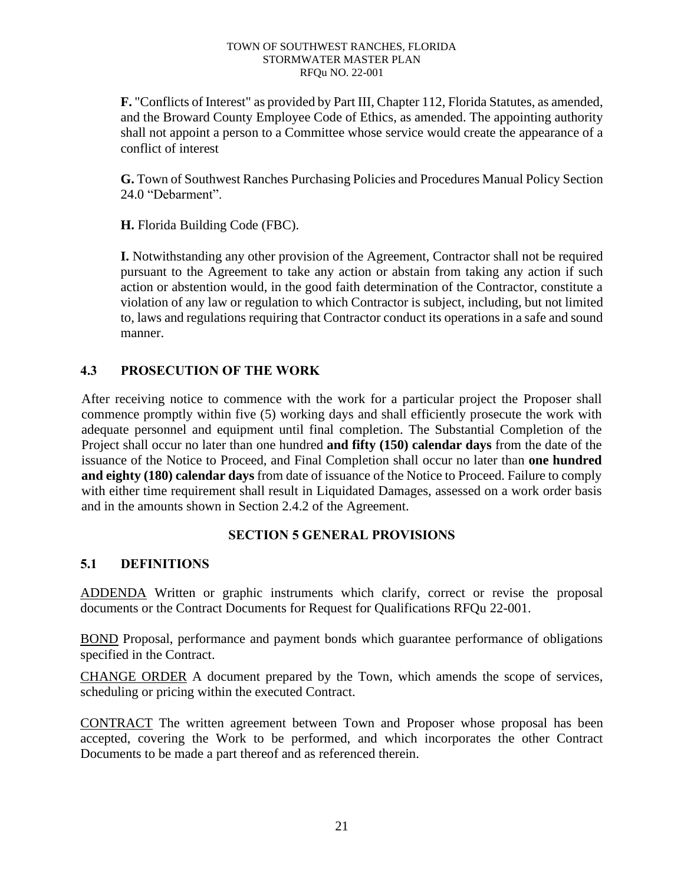**F.** "Conflicts of Interest" as provided by Part III, Chapter 112, Florida Statutes, as amended, and the Broward County Employee Code of Ethics, as amended. The appointing authority shall not appoint a person to a Committee whose service would create the appearance of a conflict of interest

**G.** Town of Southwest Ranches Purchasing Policies and Procedures Manual Policy Section 24.0 "Debarment".

**H.** Florida Building Code (FBC).

**I.** Notwithstanding any other provision of the Agreement, Contractor shall not be required pursuant to the Agreement to take any action or abstain from taking any action if such action or abstention would, in the good faith determination of the Contractor, constitute a violation of any law or regulation to which Contractor is subject, including, but not limited to, laws and regulations requiring that Contractor conduct its operations in a safe and sound manner.

### 4.3 PROSECUTION OF THE WORK

After receiving notice to commence with the work for a particular project the Proposer shall commence promptly within five (5) working days and shall efficiently prosecute the work with adequate personnel and equipment until final completion. The Substantial Completion of the Project shall occur no later than one hundred **and fifty (150) calendar days** from the date of the issuance of the Notice to Proceed, and Final Completion shall occur no later than **one hundred and eighty (180) calendar days** from date of issuance of the Notice to Proceed. Failure to comply with either time requirement shall result in Liquidated Damages, assessed on a work order basis and in the amounts shown in Section 2.4.2 of the Agreement.

## SECTION 5 GENERAL PROVISIONS

### 5.1 DEFINITIONS

ADDENDA Written or graphic instruments which clarify, correct or revise the proposal documents or the Contract Documents for Request for Qualifications RFQu 22-001.

BOND Proposal, performance and payment bonds which guarantee performance of obligations specified in the Contract.

CHANGE ORDER A document prepared by the Town, which amends the scope of services, scheduling or pricing within the executed Contract.

CONTRACT The written agreement between Town and Proposer whose proposal has been accepted, covering the Work to be performed, and which incorporates the other Contract Documents to be made a part thereof and as referenced therein.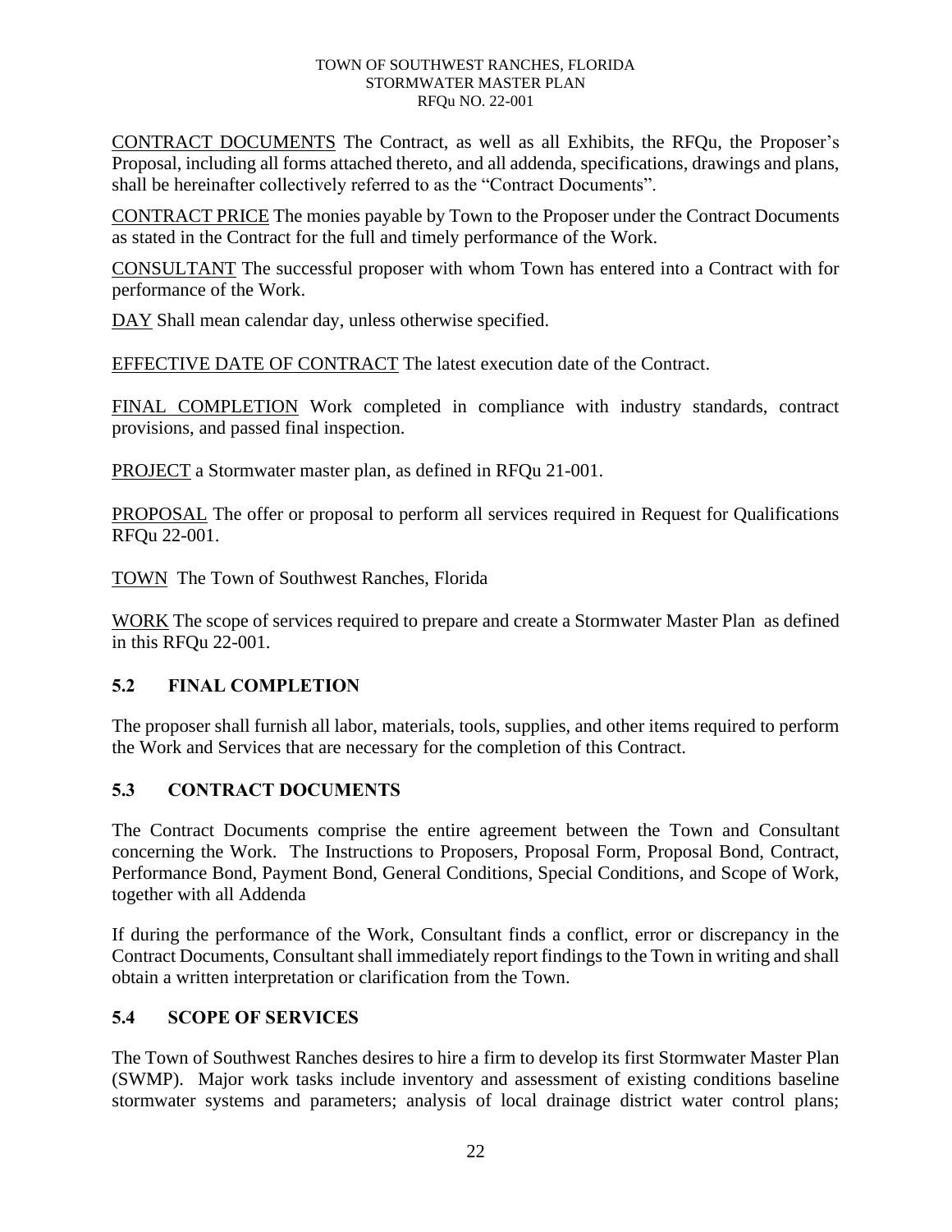<u>CONTRACT DOCUMENTS</u> The Contract, as well as all Exhibits, the RFQu, the Proposer's Proposal, including all forms attached thereto, and all addenda, specifications, drawings and plans, shall be hereinafter collectively referred to as the "Contract Documents".

<u>CONTRACT PRICE</u> The monies payable by Town to the Proposer under the Contract Documents as stated in the Contract for the full and timely performance of the Work.

<u>CONSULTANT</u> The successful proposer with whom Town has entered into a Contract with for performance of the Work.

<u>DAY</u> Shall mean calendar day, unless otherwise specified.

<u>EFFECTIVE DATE OF CONTRACT</u> The latest execution date of the Contract.

<u>FINAL COMPLETION</u> Work completed in compliance with industry standards, contract provisions, and passed final inspection.

<u>PROJECT</u> a Stormwater master plan, as defined in RFQu 21-001.

<u>PROPOSAL</u> The offer or proposal to perform all services required in Request for Qualifications RFQu 22-001.

<u>TOWN</u> The Town of Southwest Ranches, Florida

<u>WORK</u> The scope of services required to prepare and create a Stormwater Master Plan as defined in this RFQu 22-001.

## 5.2 FINAL COMPLETION

The proposer shall furnish all labor, materials, tools, supplies, and other items required to perform the Work and Services that are necessary for the completion of this Contract.

## 5.3 CONTRACT DOCUMENTS

The Contract Documents comprise the entire agreement between the Town and Consultant concerning the Work. The Instructions to Proposers, Proposal Form, Proposal Bond, Contract, Performance Bond, Payment Bond, General Conditions, Special Conditions, and Scope of Work, together with all Addenda

If during the performance of the Work, Consultant finds a conflict, error or discrepancy in the Contract Documents, Consultant shall immediately report findings to the Town in writing and shall obtain a written interpretation or clarification from the Town.

## 5.4 SCOPE OF SERVICES

The Town of Southwest Ranches desires to hire a firm to develop its first Stormwater Master Plan (SWMP). Major work tasks include inventory and assessment of existing conditions baseline stormwater systems and parameters; analysis of local drainage district water control plans;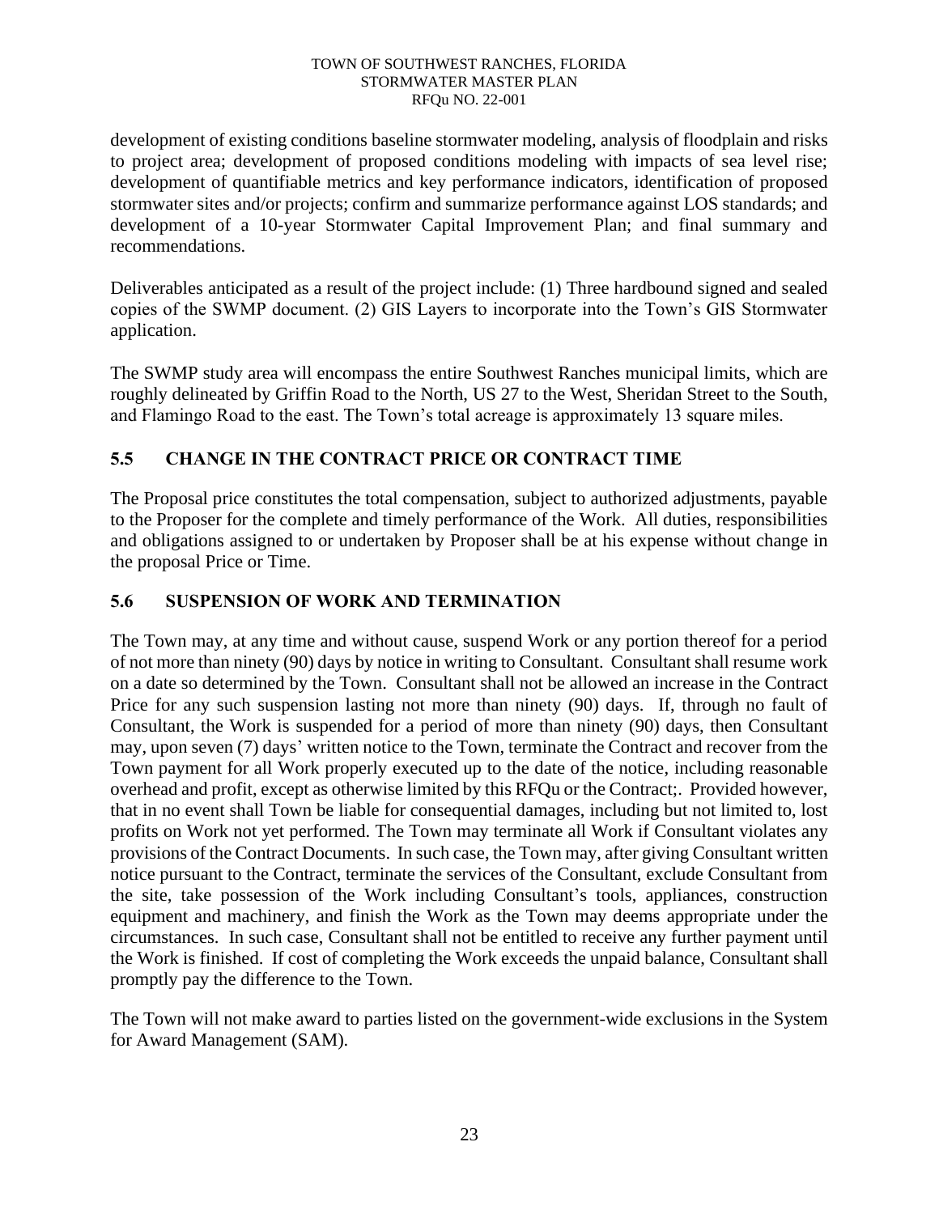development of existing conditions baseline stormwater modeling, analysis of floodplain and risks to project area; development of proposed conditions modeling with impacts of sea level rise; development of quantifiable metrics and key performance indicators, identification of proposed stormwater sites and/or projects; confirm and summarize performance against LOS standards; and development of a 10-year Stormwater Capital Improvement Plan; and final summary and recommendations.

Deliverables anticipated as a result of the project include: (1) Three hardbound signed and sealed copies of the SWMP document. (2) GIS Layers to incorporate into the Town's GIS Stormwater application.

The SWMP study area will encompass the entire Southwest Ranches municipal limits, which are roughly delineated by Griffin Road to the North, US 27 to the West, Sheridan Street to the South, and Flamingo Road to the east. The Town's total acreage is approximately 13 square miles.

## 5.5 CHANGE IN THE CONTRACT PRICE OR CONTRACT TIME

The Proposal price constitutes the total compensation, subject to authorized adjustments, payable to the Proposer for the complete and timely performance of the Work. All duties, responsibilities and obligations assigned to or undertaken by Proposer shall be at his expense without change in the proposal Price or Time.

## 5.6 SUSPENSION OF WORK AND TERMINATION

The Town may, at any time and without cause, suspend Work or any portion thereof for a period of not more than ninety (90) days by notice in writing to Consultant. Consultant shall resume work on a date so determined by the Town. Consultant shall not be allowed an increase in the Contract Price for any such suspension lasting not more than ninety (90) days. If, through no fault of Consultant, the Work is suspended for a period of more than ninety (90) days, then Consultant may, upon seven (7) days' written notice to the Town, terminate the Contract and recover from the Town payment for all Work properly executed up to the date of the notice, including reasonable overhead and profit, except as otherwise limited by this RFQu or the Contract;. Provided however, that in no event shall Town be liable for consequential damages, including but not limited to, lost profits on Work not yet performed. The Town may terminate all Work if Consultant violates any provisions of the Contract Documents. In such case, the Town may, after giving Consultant written notice pursuant to the Contract, terminate the services of the Consultant, exclude Consultant from the site, take possession of the Work including Consultant's tools, appliances, construction equipment and machinery, and finish the Work as the Town may deems appropriate under the circumstances. In such case, Consultant shall not be entitled to receive any further payment until the Work is finished. If cost of completing the Work exceeds the unpaid balance, Consultant shall promptly pay the difference to the Town.

The Town will not make award to parties listed on the government-wide exclusions in the System for Award Management (SAM).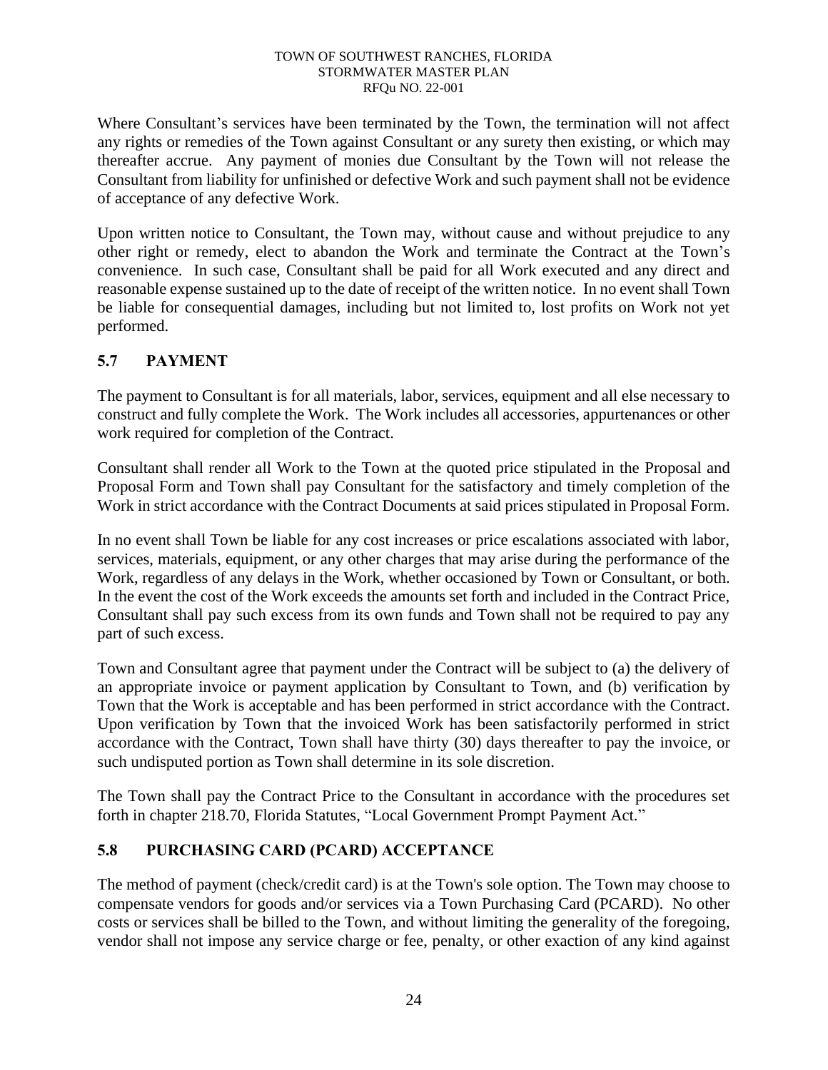Where Consultant's services have been terminated by the Town, the termination will not affect any rights or remedies of the Town against Consultant or any surety then existing, or which may thereafter accrue. Any payment of monies due Consultant by the Town will not release the Consultant from liability for unfinished or defective Work and such payment shall not be evidence of acceptance of any defective Work.

Upon written notice to Consultant, the Town may, without cause and without prejudice to any other right or remedy, elect to abandon the Work and terminate the Contract at the Town's convenience. In such case, Consultant shall be paid for all Work executed and any direct and reasonable expense sustained up to the date of receipt of the written notice. In no event shall Town be liable for consequential damages, including but not limited to, lost profits on Work not yet performed.

## 5.7 PAYMENT

The payment to Consultant is for all materials, labor, services, equipment and all else necessary to construct and fully complete the Work. The Work includes all accessories, appurtenances or other work required for completion of the Contract.

Consultant shall render all Work to the Town at the quoted price stipulated in the Proposal and Proposal Form and Town shall pay Consultant for the satisfactory and timely completion of the Work in strict accordance with the Contract Documents at said prices stipulated in Proposal Form.

In no event shall Town be liable for any cost increases or price escalations associated with labor, services, materials, equipment, or any other charges that may arise during the performance of the Work, regardless of any delays in the Work, whether occasioned by Town or Consultant, or both. In the event the cost of the Work exceeds the amounts set forth and included in the Contract Price, Consultant shall pay such excess from its own funds and Town shall not be required to pay any part of such excess.

Town and Consultant agree that payment under the Contract will be subject to (a) the delivery of an appropriate invoice or payment application by Consultant to Town, and (b) verification by Town that the Work is acceptable and has been performed in strict accordance with the Contract. Upon verification by Town that the invoiced Work has been satisfactorily performed in strict accordance with the Contract, Town shall have thirty (30) days thereafter to pay the invoice, or such undisputed portion as Town shall determine in its sole discretion.

The Town shall pay the Contract Price to the Consultant in accordance with the procedures set forth in chapter 218.70, Florida Statutes, "Local Government Prompt Payment Act."

## 5.8 PURCHASING CARD (PCARD) ACCEPTANCE

The method of payment (check/credit card) is at the Town's sole option. The Town may choose to compensate vendors for goods and/or services via a Town Purchasing Card (PCARD). No other costs or services shall be billed to the Town, and without limiting the generality of the foregoing, vendor shall not impose any service charge or fee, penalty, or other exaction of any kind against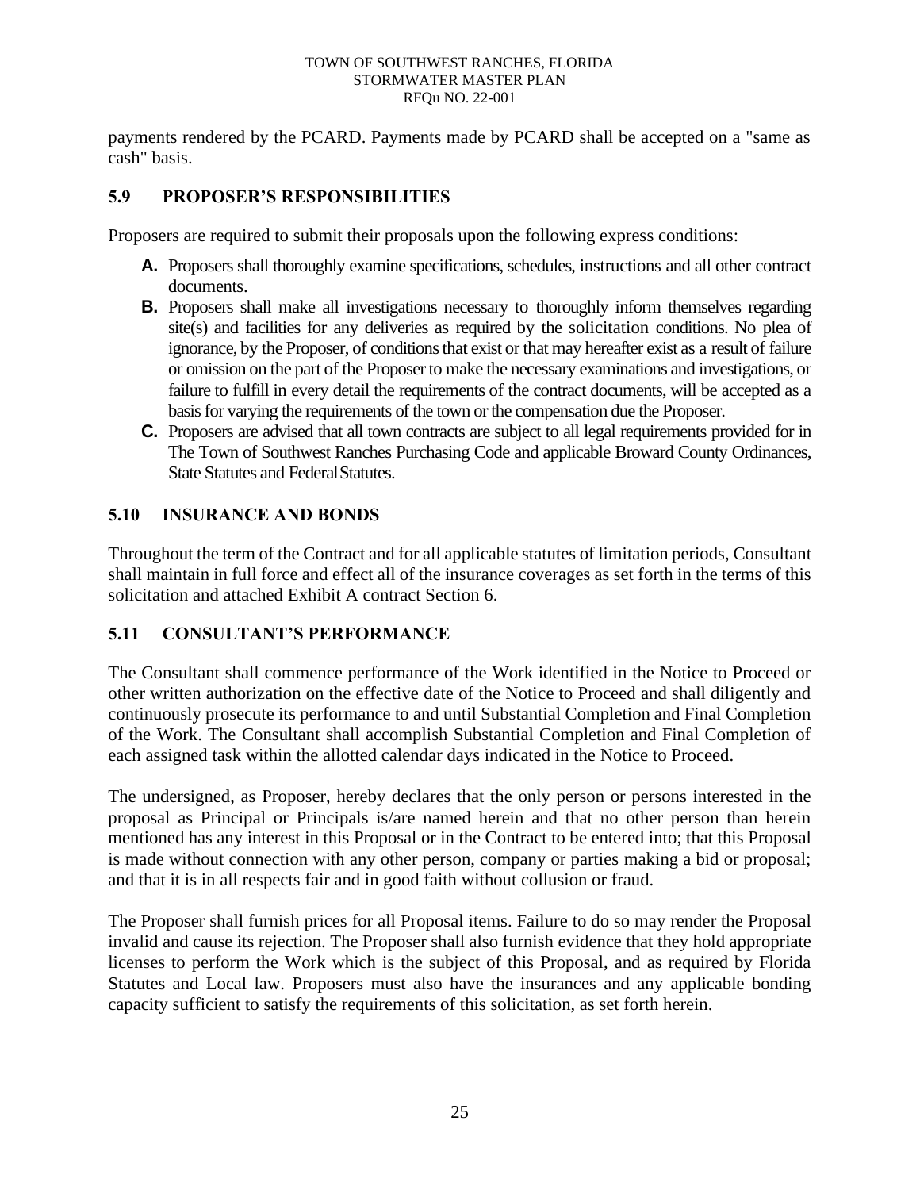payments rendered by the PCARD. Payments made by PCARD shall be accepted on a "same as cash" basis.

## 5.9 PROPOSER'S RESPONSIBILITIES

Proposers are required to submit their proposals upon the following express conditions:

**A.** Proposers shall thoroughly examine specifications, schedules, instructions and all other contract documents.

**B.** Proposers shall make all investigations necessary to thoroughly inform themselves regarding site(s) and facilities for any deliveries as required by the solicitation conditions. No plea of ignorance, by the Proposer, of conditions that exist or that may hereafter exist as a result of failure or omission on the part of the Proposer to make the necessary examinations and investigations, or failure to fulfill in every detail the requirements of the contract documents, will be accepted as a basis for varying the requirements of the town or the compensation due the Proposer.

**C.** Proposers are advised that all town contracts are subject to all legal requirements provided for in The Town of Southwest Ranches Purchasing Code and applicable Broward County Ordinances, State Statutes and Federal Statutes.

## 5.10 INSURANCE AND BONDS

Throughout the term of the Contract and for all applicable statutes of limitation periods, Consultant shall maintain in full force and effect all of the insurance coverages as set forth in the terms of this solicitation and attached Exhibit A contract Section 6.

## 5.11 CONSULTANT'S PERFORMANCE

The Consultant shall commence performance of the Work identified in the Notice to Proceed or other written authorization on the effective date of the Notice to Proceed and shall diligently and continuously prosecute its performance to and until Substantial Completion and Final Completion of the Work. The Consultant shall accomplish Substantial Completion and Final Completion of each assigned task within the allotted calendar days indicated in the Notice to Proceed.

The undersigned, as Proposer, hereby declares that the only person or persons interested in the proposal as Principal or Principals is/are named herein and that no other person than herein mentioned has any interest in this Proposal or in the Contract to be entered into; that this Proposal is made without connection with any other person, company or parties making a bid or proposal; and that it is in all respects fair and in good faith without collusion or fraud.

The Proposer shall furnish prices for all Proposal items. Failure to do so may render the Proposal invalid and cause its rejection. The Proposer shall also furnish evidence that they hold appropriate licenses to perform the Work which is the subject of this Proposal, and as required by Florida Statutes and Local law. Proposers must also have the insurances and any applicable bonding capacity sufficient to satisfy the requirements of this solicitation, as set forth herein.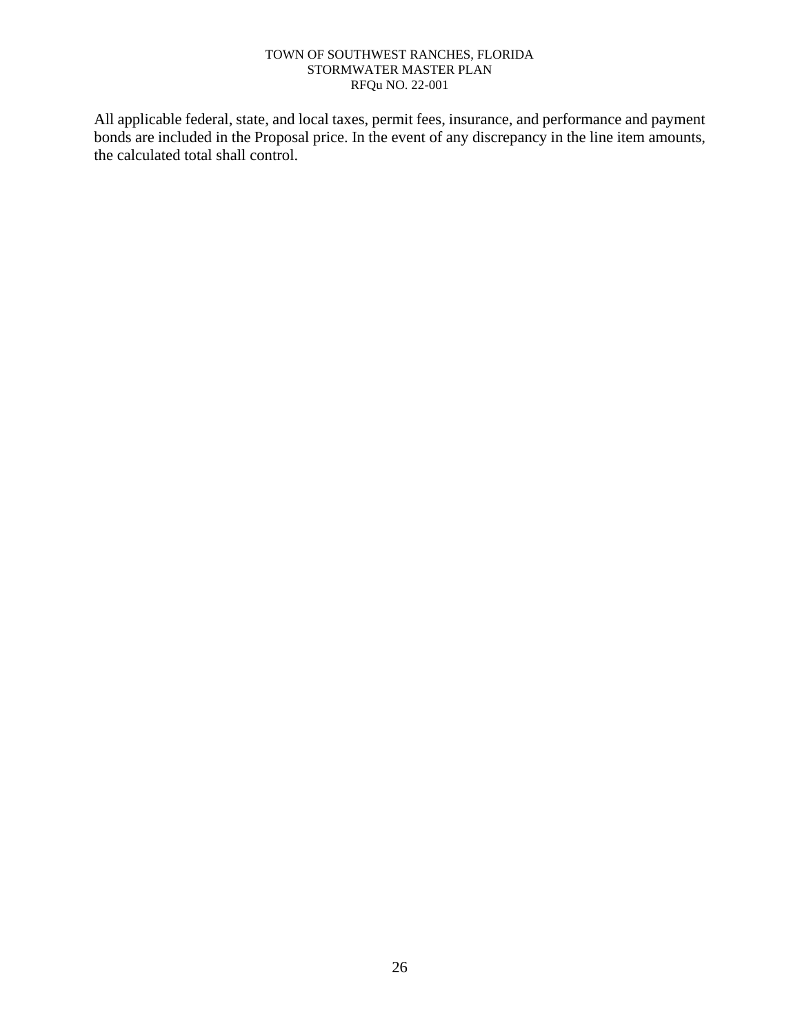All applicable federal, state, and local taxes, permit fees, insurance, and performance and payment bonds are included in the Proposal price. In the event of any discrepancy in the line item amounts, the calculated total shall control.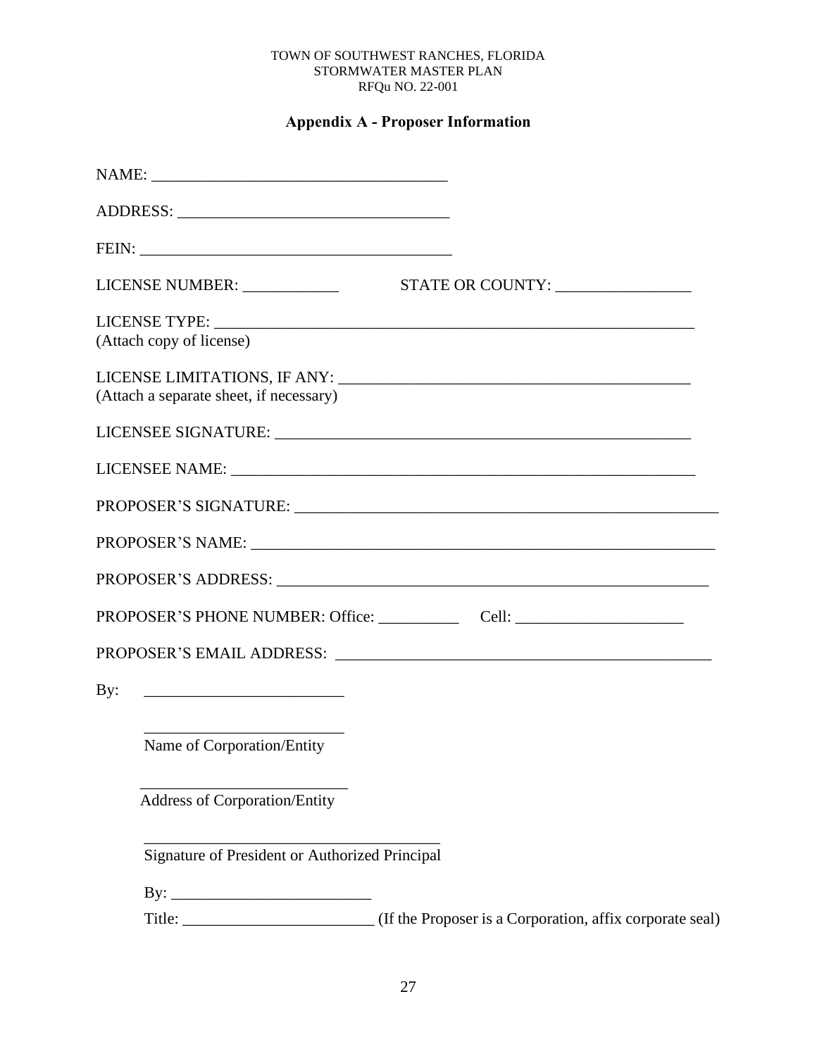TOWN OF SOUTHWEST RANCHES, FLORIDA
STORMWATER MASTER PLAN
RFQu NO. 22-001

## Appendix A - Proposer Information

NAME: ____________________________________

ADDRESS: _________________________________

FEIN: _____________________________________

LICENSE NUMBER: ____________ STATE OR COUNTY: _________________

LICENSE TYPE: ____________________________________________________________
(Attach copy of license)

LICENSE LIMITATIONS, IF ANY: ____________________________________________
(Attach a separate sheet, if necessary)

LICENSEE SIGNATURE: ____________________________________________________

LICENSEE NAME: ________________________________________________________

PROPOSER'S SIGNATURE: __________________________________________________

PROPOSER'S NAME: ______________________________________________________

PROPOSER'S ADDRESS: ____________________________________________________

PROPOSER'S PHONE NUMBER: Office: __________ Cell: _____________________

PROPOSER'S EMAIL ADDRESS: ______________________________________________

By: _________________________

_________________________
Name of Corporation/Entity

_________________________
Address of Corporation/Entity

______________________________________
Signature of President or Authorized Principal

By: _________________________

Title: ________________________ (If the Proposer is a Corporation, affix corporate seal)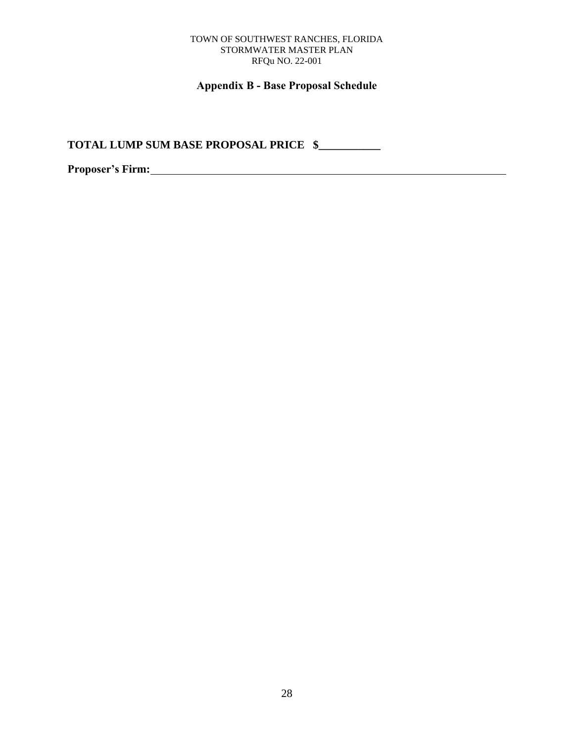# Appendix B - Base Proposal Schedule

**TOTAL LUMP SUM BASE PROPOSAL PRICE $___________**

**Proposer's Firm:**_______________________________________________________________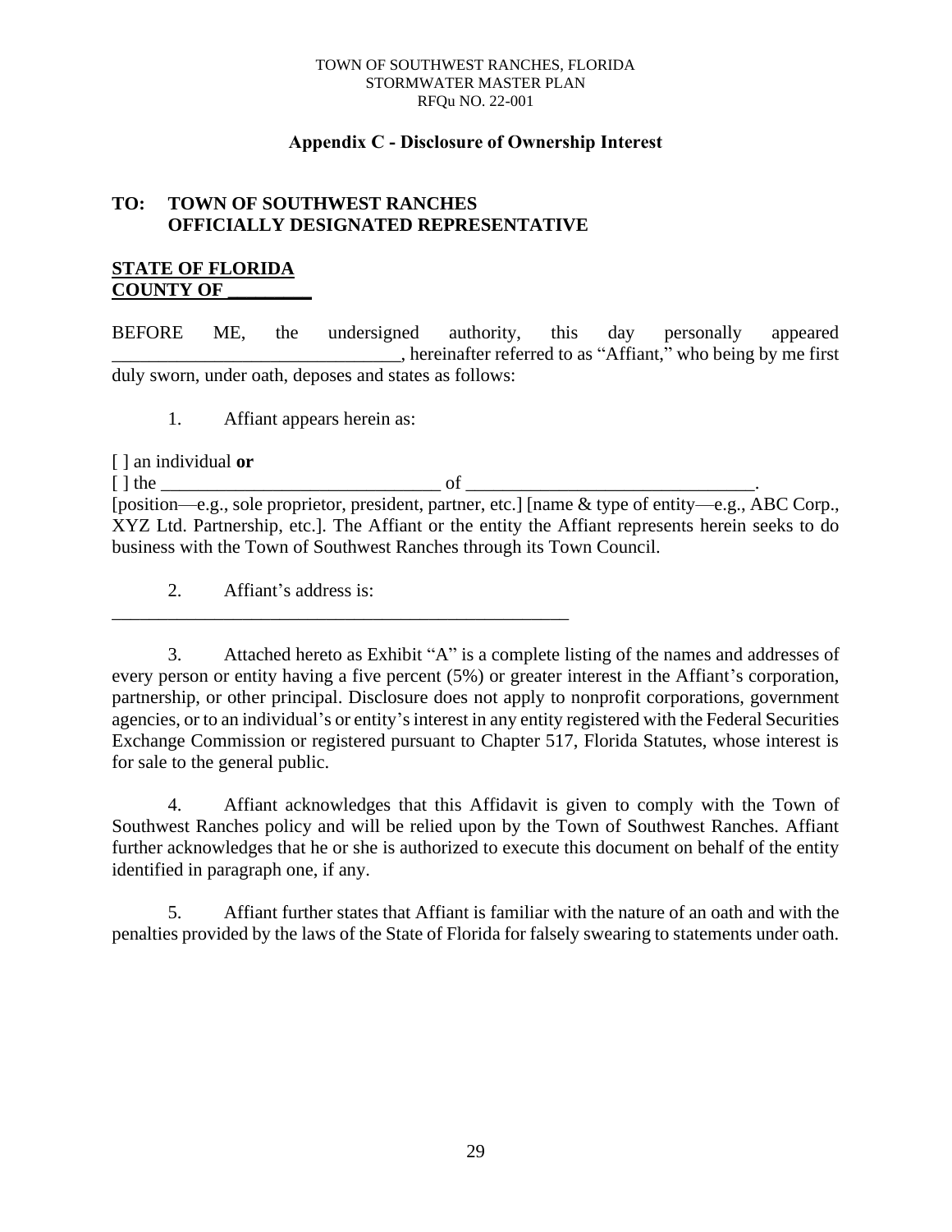TOWN OF SOUTHWEST RANCHES, FLORIDA
STORMWATER MASTER PLAN
RFQu NO. 22-001

### Appendix C - Disclosure of Ownership Interest

**TO: TOWN OF SOUTHWEST RANCHES**
**OFFICIALLY DESIGNATED REPRESENTATIVE**

**STATE OF FLORIDA**
**COUNTY OF _________**

BEFORE ME, the undersigned authority, this day personally appeared _______________________________, hereinafter referred to as "Affiant," who being by me first duly sworn, under oath, deposes and states as follows:

1. Affiant appears herein as:

[ ] an individual **or**
[ ] the ______________________________ of _______________________________.
[position—e.g., sole proprietor, president, partner, etc.] [name & type of entity—e.g., ABC Corp., XYZ Ltd. Partnership, etc.]. The Affiant or the entity the Affiant represents herein seeks to do business with the Town of Southwest Ranches through its Town Council.

2. Affiant's address is:
____________________________________________________

3. Attached hereto as Exhibit "A" is a complete listing of the names and addresses of every person or entity having a five percent (5%) or greater interest in the Affiant's corporation, partnership, or other principal. Disclosure does not apply to nonprofit corporations, government agencies, or to an individual's or entity's interest in any entity registered with the Federal Securities Exchange Commission or registered pursuant to Chapter 517, Florida Statutes, whose interest is for sale to the general public.

4. Affiant acknowledges that this Affidavit is given to comply with the Town of Southwest Ranches policy and will be relied upon by the Town of Southwest Ranches. Affiant further acknowledges that he or she is authorized to execute this document on behalf of the entity identified in paragraph one, if any.

5. Affiant further states that Affiant is familiar with the nature of an oath and with the penalties provided by the laws of the State of Florida for falsely swearing to statements under oath.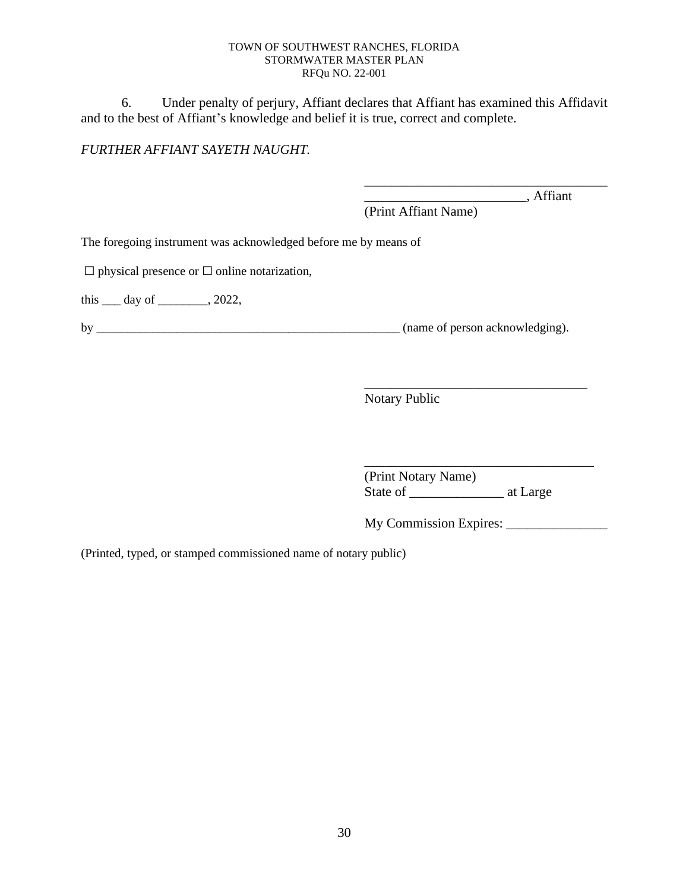6. Under penalty of perjury, Affiant declares that Affiant has examined this Affidavit and to the best of Affiant's knowledge and belief it is true, correct and complete.

*FURTHER AFFIANT SAYETH NAUGHT.*

_____________________________________
________________________, Affiant
(Print Affiant Name)

The foregoing instrument was acknowledged before me by means of

☐ physical presence or ☐ online notarization,

this ___ day of ________, 2022,

by ___________________________________________________ (name of person acknowledging).

__________________________________
Notary Public

___________________________________
(Print Notary Name)
State of ______________ at Large

My Commission Expires: _______________

(Printed, typed, or stamped commissioned name of notary public)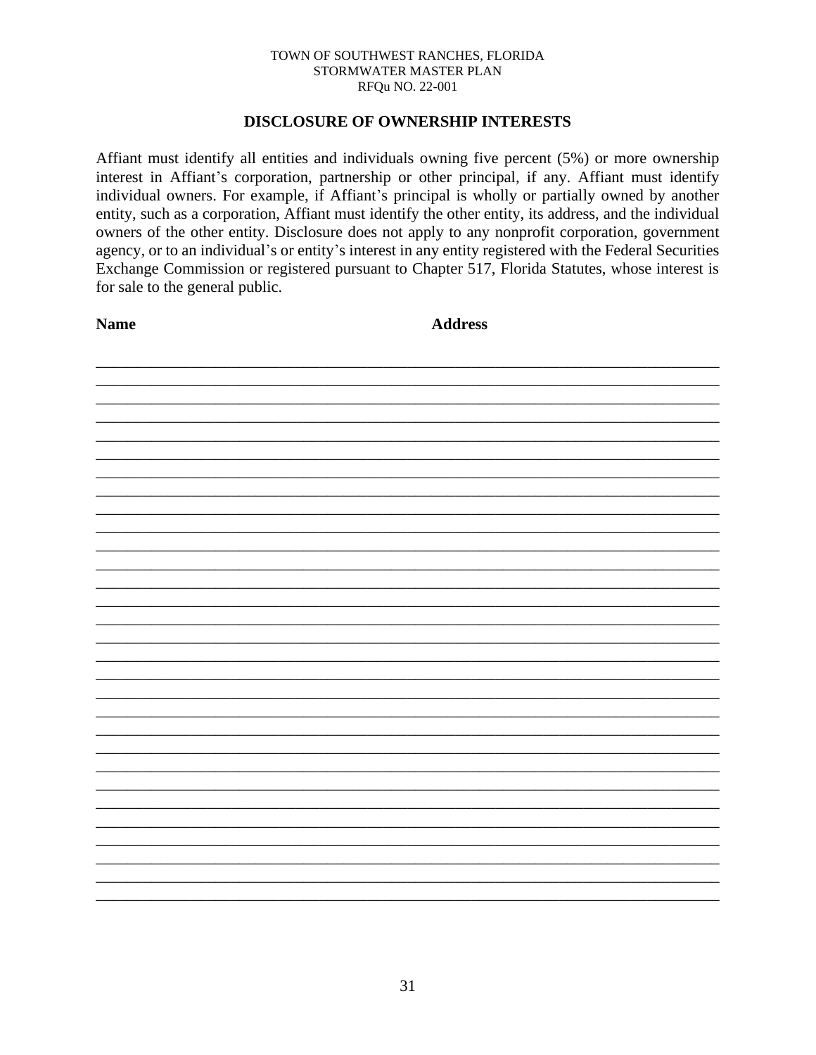## DISCLOSURE OF OWNERSHIP INTERESTS

Affiant must identify all entities and individuals owning five percent (5%) or more ownership interest in Affiant's corporation, partnership or other principal, if any. Affiant must identify individual owners. For example, if Affiant's principal is wholly or partially owned by another entity, such as a corporation, Affiant must identify the other entity, its address, and the individual owners of the other entity. Disclosure does not apply to any nonprofit corporation, government agency, or to an individual's or entity's interest in any entity registered with the Federal Securities Exchange Commission or registered pursuant to Chapter 517, Florida Statutes, whose interest is for sale to the general public.

**Name** **Address**

_____________________________________________________________________________
_____________________________________________________________________________
_____________________________________________________________________________
_____________________________________________________________________________
_____________________________________________________________________________
_____________________________________________________________________________
_____________________________________________________________________________
_____________________________________________________________________________
_____________________________________________________________________________
_____________________________________________________________________________
_____________________________________________________________________________
_____________________________________________________________________________
_____________________________________________________________________________
_____________________________________________________________________________
_____________________________________________________________________________
_____________________________________________________________________________
_____________________________________________________________________________
_____________________________________________________________________________
_____________________________________________________________________________
_____________________________________________________________________________
_____________________________________________________________________________
_____________________________________________________________________________
_____________________________________________________________________________
_____________________________________________________________________________
_____________________________________________________________________________
_____________________________________________________________________________
_____________________________________________________________________________
_____________________________________________________________________________
_____________________________________________________________________________
_____________________________________________________________________________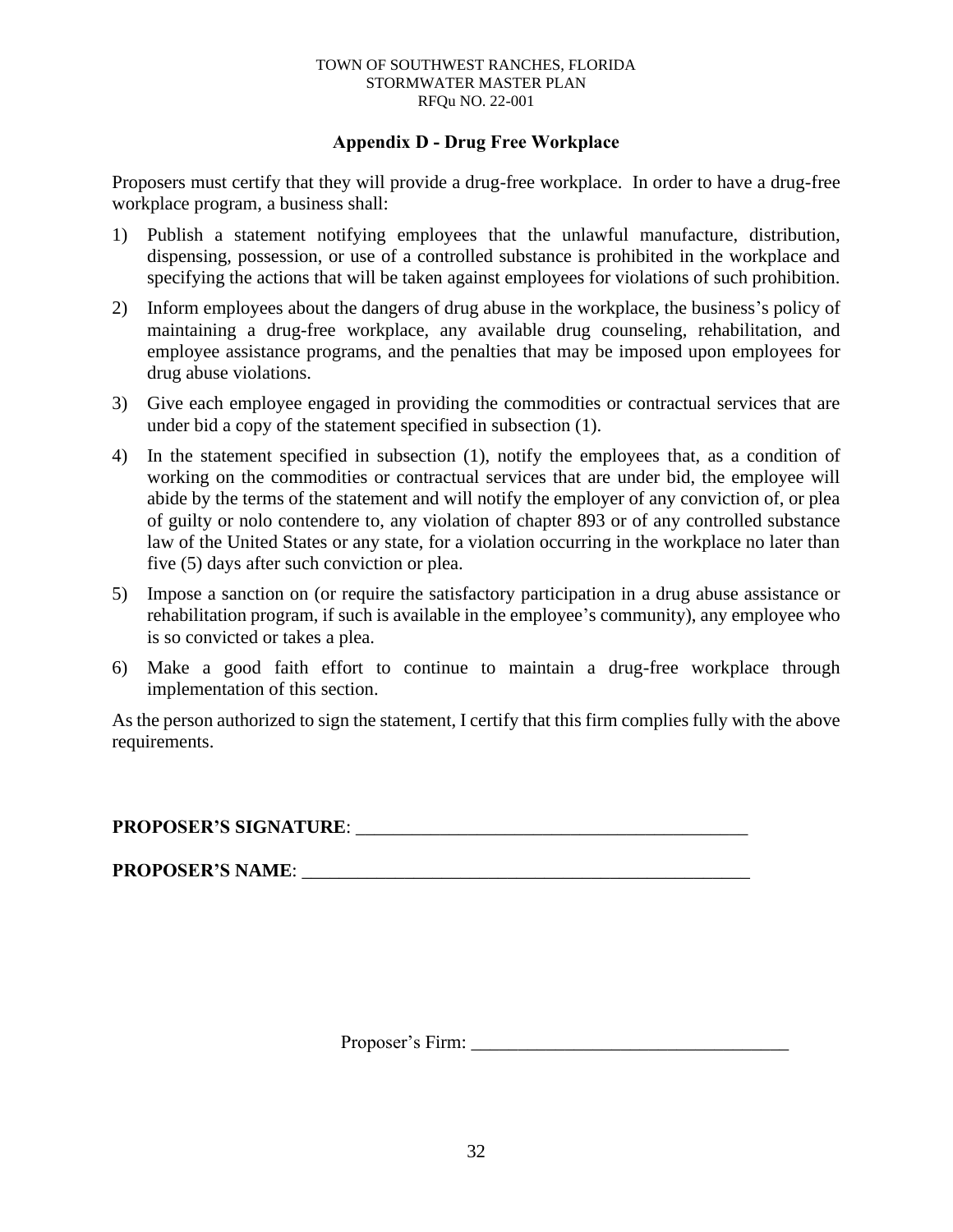## Appendix D - Drug Free Workplace

Proposers must certify that they will provide a drug-free workplace. In order to have a drug-free workplace program, a business shall:

1) Publish a statement notifying employees that the unlawful manufacture, distribution, dispensing, possession, or use of a controlled substance is prohibited in the workplace and specifying the actions that will be taken against employees for violations of such prohibition.
2) Inform employees about the dangers of drug abuse in the workplace, the business's policy of maintaining a drug-free workplace, any available drug counseling, rehabilitation, and employee assistance programs, and the penalties that may be imposed upon employees for drug abuse violations.
3) Give each employee engaged in providing the commodities or contractual services that are under bid a copy of the statement specified in subsection (1).
4) In the statement specified in subsection (1), notify the employees that, as a condition of working on the commodities or contractual services that are under bid, the employee will abide by the terms of the statement and will notify the employer of any conviction of, or plea of guilty or nolo contendere to, any violation of chapter 893 or of any controlled substance law of the United States or any state, for a violation occurring in the workplace no later than five (5) days after such conviction or plea.
5) Impose a sanction on (or require the satisfactory participation in a drug abuse assistance or rehabilitation program, if such is available in the employee's community), any employee who is so convicted or takes a plea.
6) Make a good faith effort to continue to maintain a drug-free workplace through implementation of this section.

As the person authorized to sign the statement, I certify that this firm complies fully with the above requirements.

**PROPOSER'S SIGNATURE**: ___________________________________________

**PROPOSER'S NAME**: _________________________________________________

Proposer's Firm: __________________________________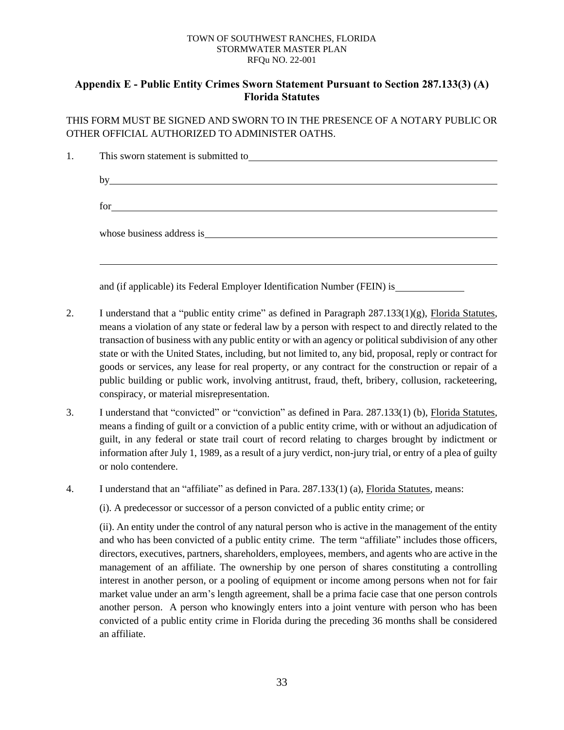TOWN OF SOUTHWEST RANCHES, FLORIDA
STORMWATER MASTER PLAN
RFQu NO. 22-001

## Appendix E - Public Entity Crimes Sworn Statement Pursuant to Section 287.133(3) (A) Florida Statutes

THIS FORM MUST BE SIGNED AND SWORN TO IN THE PRESENCE OF A NOTARY PUBLIC OR OTHER OFFICIAL AUTHORIZED TO ADMINISTER OATHS.

1. This sworn statement is submitted to ______________________________

   by ______________________________

   for ______________________________

   whose business address is ______________________________

   ______________________________

   and (if applicable) its Federal Employer Identification Number (FEIN) is __________

2. I understand that a "public entity crime" as defined in Paragraph 287.133(1)(g), Florida Statutes, means a violation of any state or federal law by a person with respect to and directly related to the transaction of business with any public entity or with an agency or political subdivision of any other state or with the United States, including, but not limited to, any bid, proposal, reply or contract for goods or services, any lease for real property, or any contract for the construction or repair of a public building or public work, involving antitrust, fraud, theft, bribery, collusion, racketeering, conspiracy, or material misrepresentation.

3. I understand that "convicted" or "conviction" as defined in Para. 287.133(1) (b), Florida Statutes, means a finding of guilt or a conviction of a public entity crime, with or without an adjudication of guilt, in any federal or state trail court of record relating to charges brought by indictment or information after July 1, 1989, as a result of a jury verdict, non-jury trial, or entry of a plea of guilty or nolo contendere.

4. I understand that an "affiliate" as defined in Para. 287.133(1) (a), Florida Statutes, means:

   (i). A predecessor or successor of a person convicted of a public entity crime; or

   (ii). An entity under the control of any natural person who is active in the management of the entity and who has been convicted of a public entity crime. The term "affiliate" includes those officers, directors, executives, partners, shareholders, employees, members, and agents who are active in the management of an affiliate. The ownership by one person of shares constituting a controlling interest in another person, or a pooling of equipment or income among persons when not for fair market value under an arm's length agreement, shall be a prima facie case that one person controls another person. A person who knowingly enters into a joint venture with person who has been convicted of a public entity crime in Florida during the preceding 36 months shall be considered an affiliate.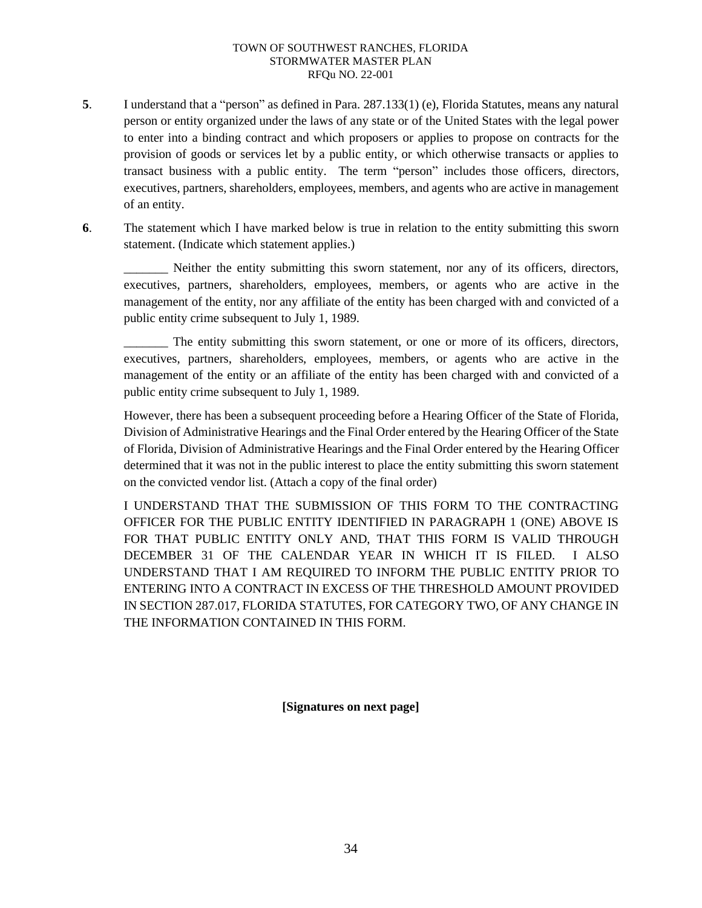**5**. I understand that a "person" as defined in Para. 287.133(1) (e), Florida Statutes, means any natural person or entity organized under the laws of any state or of the United States with the legal power to enter into a binding contract and which proposers or applies to propose on contracts for the provision of goods or services let by a public entity, or which otherwise transacts or applies to transact business with a public entity. The term "person" includes those officers, directors, executives, partners, shareholders, employees, members, and agents who are active in management of an entity.

**6**. The statement which I have marked below is true in relation to the entity submitting this sworn statement. (Indicate which statement applies.)

_______ Neither the entity submitting this sworn statement, nor any of its officers, directors, executives, partners, shareholders, employees, members, or agents who are active in the management of the entity, nor any affiliate of the entity has been charged with and convicted of a public entity crime subsequent to July 1, 1989.

_______ The entity submitting this sworn statement, or one or more of its officers, directors, executives, partners, shareholders, employees, members, or agents who are active in the management of the entity or an affiliate of the entity has been charged with and convicted of a public entity crime subsequent to July 1, 1989.

However, there has been a subsequent proceeding before a Hearing Officer of the State of Florida, Division of Administrative Hearings and the Final Order entered by the Hearing Officer of the State of Florida, Division of Administrative Hearings and the Final Order entered by the Hearing Officer determined that it was not in the public interest to place the entity submitting this sworn statement on the convicted vendor list. (Attach a copy of the final order)

I UNDERSTAND THAT THE SUBMISSION OF THIS FORM TO THE CONTRACTING OFFICER FOR THE PUBLIC ENTITY IDENTIFIED IN PARAGRAPH 1 (ONE) ABOVE IS FOR THAT PUBLIC ENTITY ONLY AND, THAT THIS FORM IS VALID THROUGH DECEMBER 31 OF THE CALENDAR YEAR IN WHICH IT IS FILED. I ALSO UNDERSTAND THAT I AM REQUIRED TO INFORM THE PUBLIC ENTITY PRIOR TO ENTERING INTO A CONTRACT IN EXCESS OF THE THRESHOLD AMOUNT PROVIDED IN SECTION 287.017, FLORIDA STATUTES, FOR CATEGORY TWO, OF ANY CHANGE IN THE INFORMATION CONTAINED IN THIS FORM.

**[Signatures on next page]**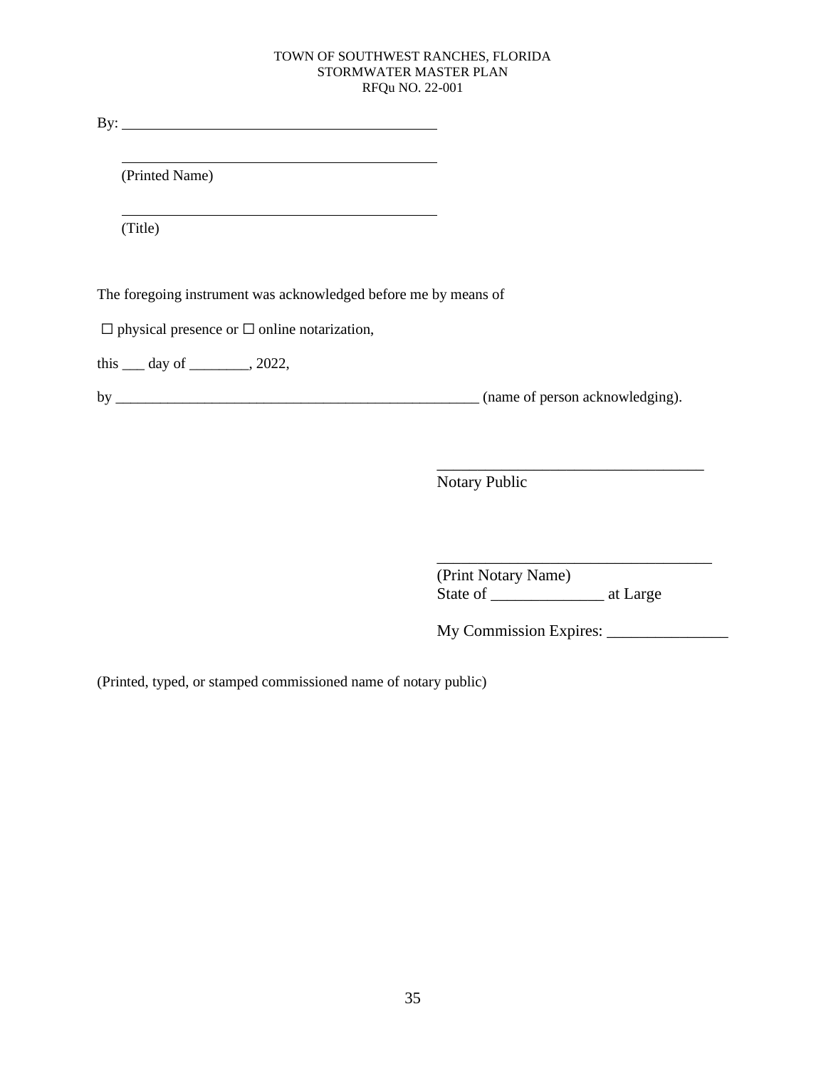By: ______________________________________

______________________________________
(Printed Name)

______________________________________
(Title)

The foregoing instrument was acknowledged before me by means of

☐ physical presence or ☐ online notarization,

this ___ day of ________, 2022,

by ___________________________________________________ (name of person acknowledging).

__________________________________
Notary Public

___________________________________
(Print Notary Name)
State of ______________ at Large

My Commission Expires: _______________

(Printed, typed, or stamped commissioned name of notary public)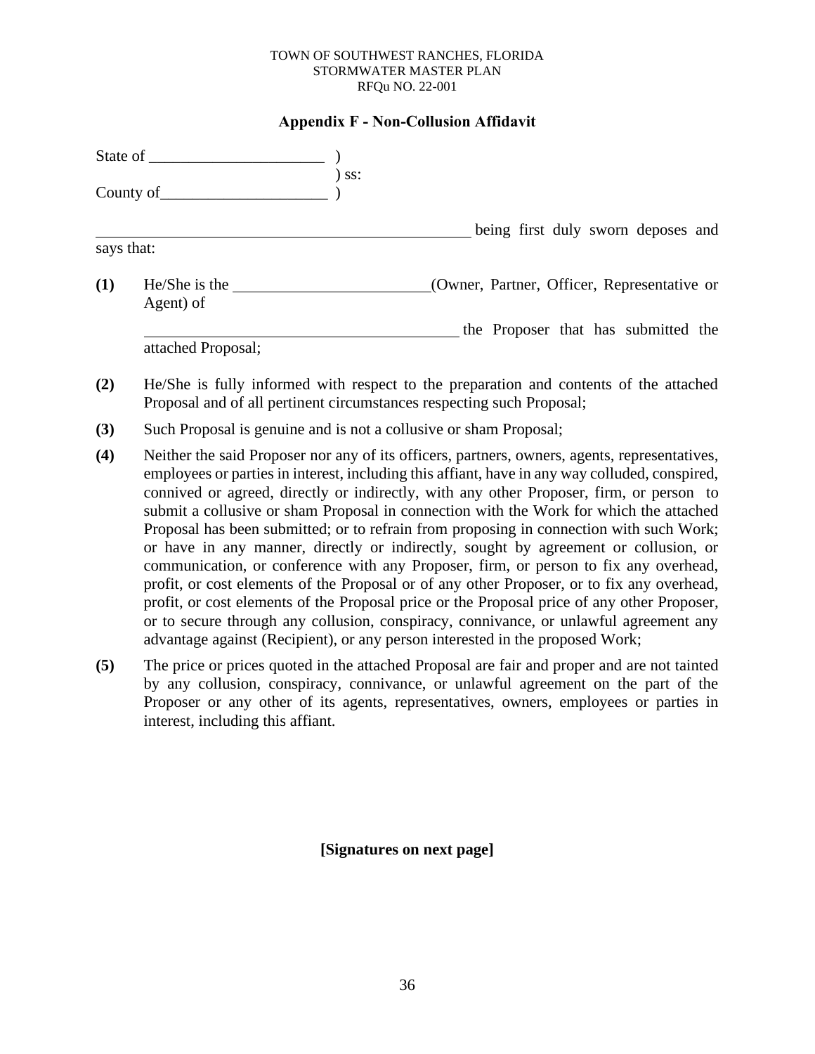TOWN OF SOUTHWEST RANCHES, FLORIDA
STORMWATER MASTER PLAN
RFQu NO. 22-001

## Appendix F - Non-Collusion Affidavit

State of ______________________ )
) ss:
County of_____________________ )

__________________________________________________ being first duly sworn deposes and says that:

**(1)** He/She is the ________________________(Owner, Partner, Officer, Representative or Agent) of

________________________________________ the Proposer that has submitted the attached Proposal;

**(2)** He/She is fully informed with respect to the preparation and contents of the attached Proposal and of all pertinent circumstances respecting such Proposal;

**(3)** Such Proposal is genuine and is not a collusive or sham Proposal;

**(4)** Neither the said Proposer nor any of its officers, partners, owners, agents, representatives, employees or parties in interest, including this affiant, have in any way colluded, conspired, connived or agreed, directly or indirectly, with any other Proposer, firm, or person to submit a collusive or sham Proposal in connection with the Work for which the attached Proposal has been submitted; or to refrain from proposing in connection with such Work; or have in any manner, directly or indirectly, sought by agreement or collusion, or communication, or conference with any Proposer, firm, or person to fix any overhead, profit, or cost elements of the Proposal or of any other Proposer, or to fix any overhead, profit, or cost elements of the Proposal price or the Proposal price of any other Proposer, or to secure through any collusion, conspiracy, connivance, or unlawful agreement any advantage against (Recipient), or any person interested in the proposed Work;

**(5)** The price or prices quoted in the attached Proposal are fair and proper and are not tainted by any collusion, conspiracy, connivance, or unlawful agreement on the part of the Proposer or any other of its agents, representatives, owners, employees or parties in interest, including this affiant.

**[Signatures on next page]**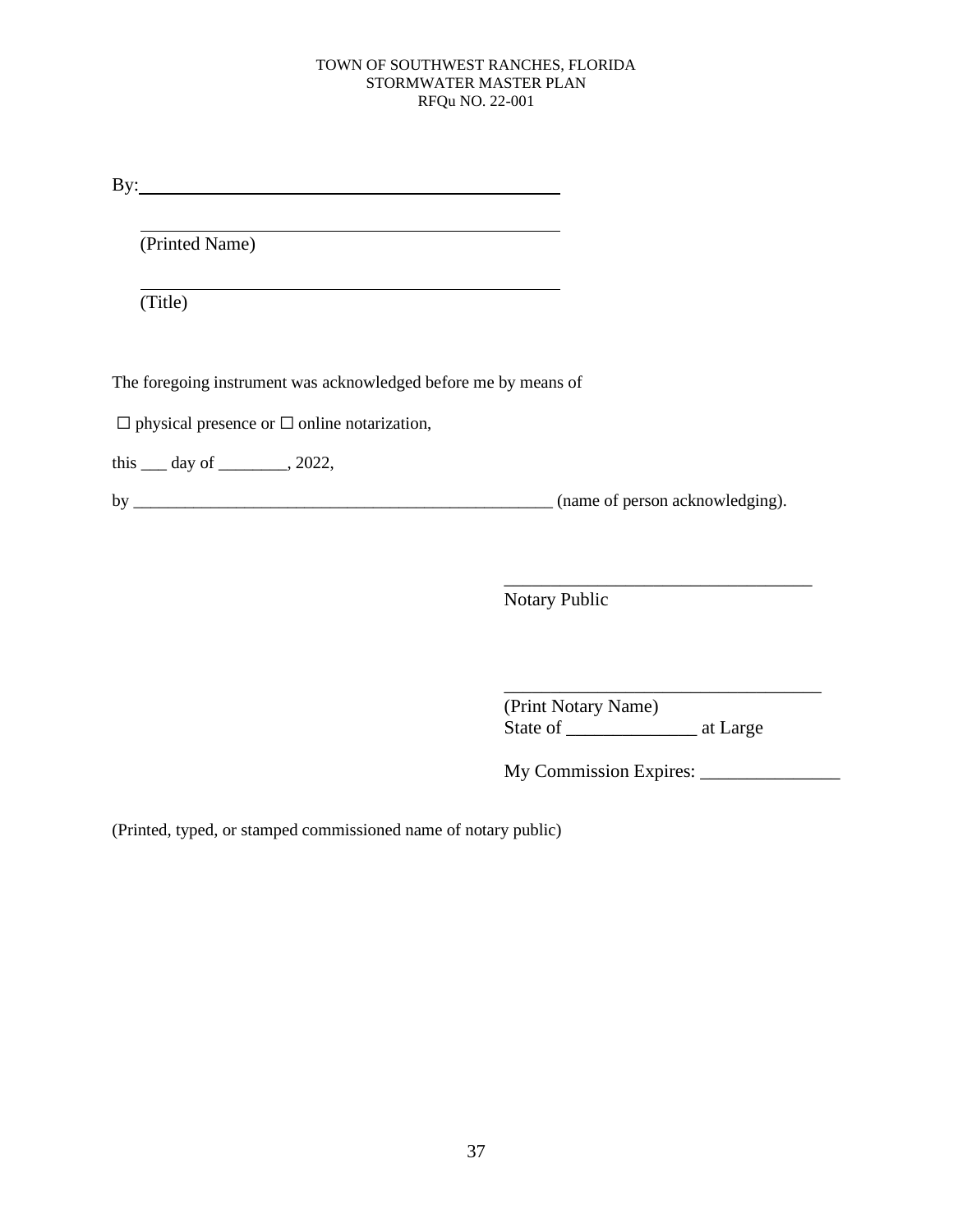By:\_\_\_\_\_\_\_\_\_\_\_\_\_\_\_\_\_\_\_\_\_\_\_\_\_\_\_\_\_\_\_\_\_\_\_\_\_\_\_\_\_\_\_\_

\_\_\_\_\_\_\_\_\_\_\_\_\_\_\_\_\_\_\_\_\_\_\_\_\_\_\_\_\_\_\_\_\_\_\_\_\_\_\_\_\_\_\_\_
(Printed Name)

\_\_\_\_\_\_\_\_\_\_\_\_\_\_\_\_\_\_\_\_\_\_\_\_\_\_\_\_\_\_\_\_\_\_\_\_\_\_\_\_\_\_\_\_
(Title)

The foregoing instrument was acknowledged before me by means of

☐ physical presence or ☐ online notarization,

this ___ day of ________, 2022,

by ____________________________________________________ (name of person acknowledging).

___________________________________
Notary Public

____________________________________
(Print Notary Name)
State of ______________ at Large

My Commission Expires: _______________

(Printed, typed, or stamped commissioned name of notary public)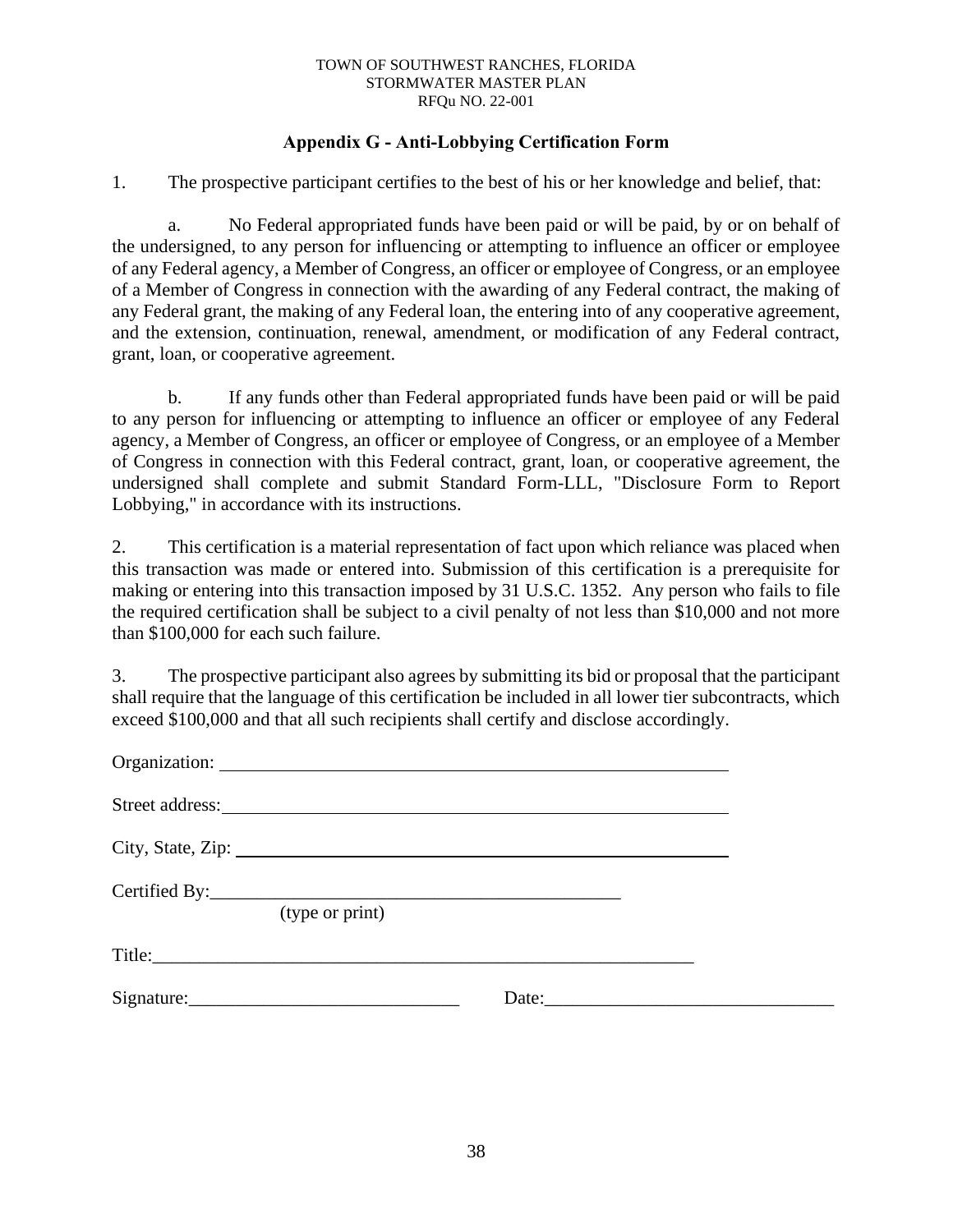## Appendix G - Anti-Lobbying Certification Form

1. The prospective participant certifies to the best of his or her knowledge and belief, that:

   a. No Federal appropriated funds have been paid or will be paid, by or on behalf of the undersigned, to any person for influencing or attempting to influence an officer or employee of any Federal agency, a Member of Congress, an officer or employee of Congress, or an employee of a Member of Congress in connection with the awarding of any Federal contract, the making of any Federal grant, the making of any Federal loan, the entering into of any cooperative agreement, and the extension, continuation, renewal, amendment, or modification of any Federal contract, grant, loan, or cooperative agreement.

   b. If any funds other than Federal appropriated funds have been paid or will be paid to any person for influencing or attempting to influence an officer or employee of any Federal agency, a Member of Congress, an officer or employee of Congress, or an employee of a Member of Congress in connection with this Federal contract, grant, loan, or cooperative agreement, the undersigned shall complete and submit Standard Form-LLL, "Disclosure Form to Report Lobbying," in accordance with its instructions.

2. This certification is a material representation of fact upon which reliance was placed when this transaction was made or entered into. Submission of this certification is a prerequisite for making or entering into this transaction imposed by 31 U.S.C. 1352. Any person who fails to file the required certification shall be subject to a civil penalty of not less than $10,000 and not more than $100,000 for each such failure.

3. The prospective participant also agrees by submitting its bid or proposal that the participant shall require that the language of this certification be included in all lower tier subcontracts, which exceed $100,000 and that all such recipients shall certify and disclose accordingly.

Organization: ________________________________________________

Street address: ________________________________________________

City, State, Zip: ________________________________________________

Certified By: ____________________________________________
(type or print)

Title: ________________________________________________________

Signature: ____________________________ Date: ______________________________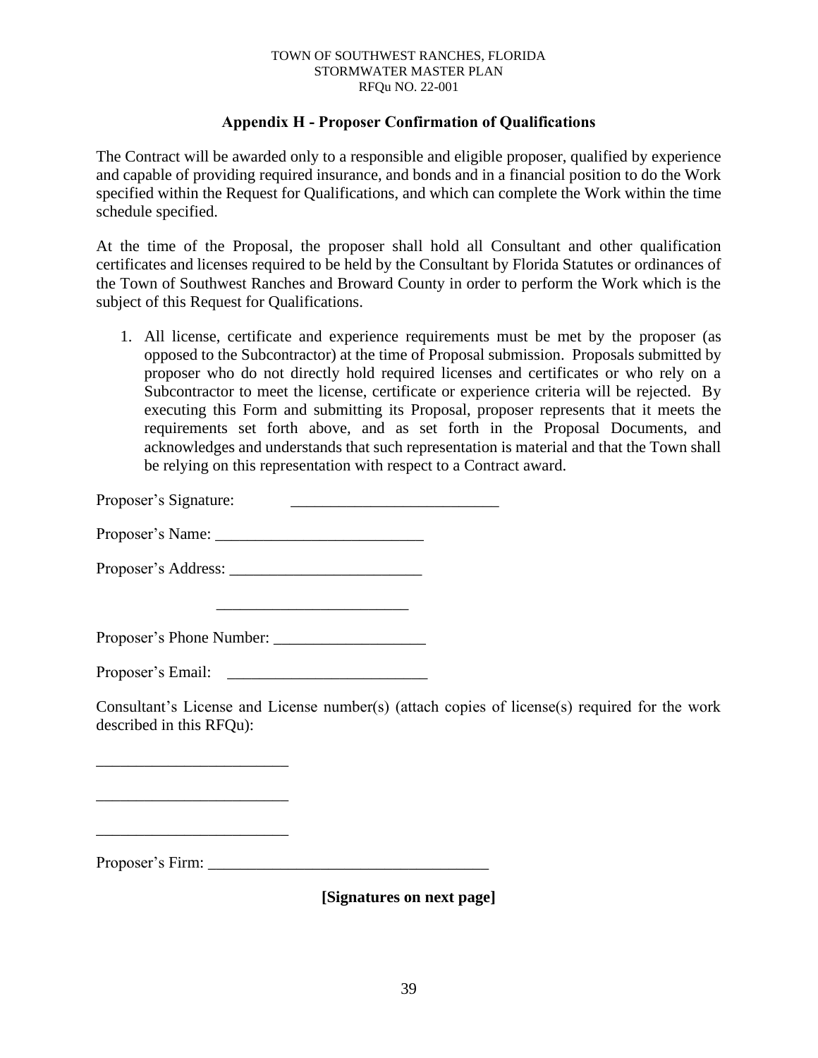## Appendix H - Proposer Confirmation of Qualifications

The Contract will be awarded only to a responsible and eligible proposer, qualified by experience and capable of providing required insurance, and bonds and in a financial position to do the Work specified within the Request for Qualifications, and which can complete the Work within the time schedule specified.

At the time of the Proposal, the proposer shall hold all Consultant and other qualification certificates and licenses required to be held by the Consultant by Florida Statutes or ordinances of the Town of Southwest Ranches and Broward County in order to perform the Work which is the subject of this Request for Qualifications.

1. All license, certificate and experience requirements must be met by the proposer (as opposed to the Subcontractor) at the time of Proposal submission. Proposals submitted by proposer who do not directly hold required licenses and certificates or who rely on a Subcontractor to meet the license, certificate or experience criteria will be rejected. By executing this Form and submitting its Proposal, proposer represents that it meets the requirements set forth above, and as set forth in the Proposal Documents, and acknowledges and understands that such representation is material and that the Town shall be relying on this representation with respect to a Contract award.

Proposer's Signature: __________________________

Proposer's Name: __________________________

Proposer's Address: ________________________

________________________

Proposer's Phone Number: ___________________

Proposer's Email: _________________________

Consultant's License and License number(s) (attach copies of license(s) required for the work described in this RFQu):

________________________

________________________

________________________

Proposer's Firm: ___________________________________

**[Signatures on next page]**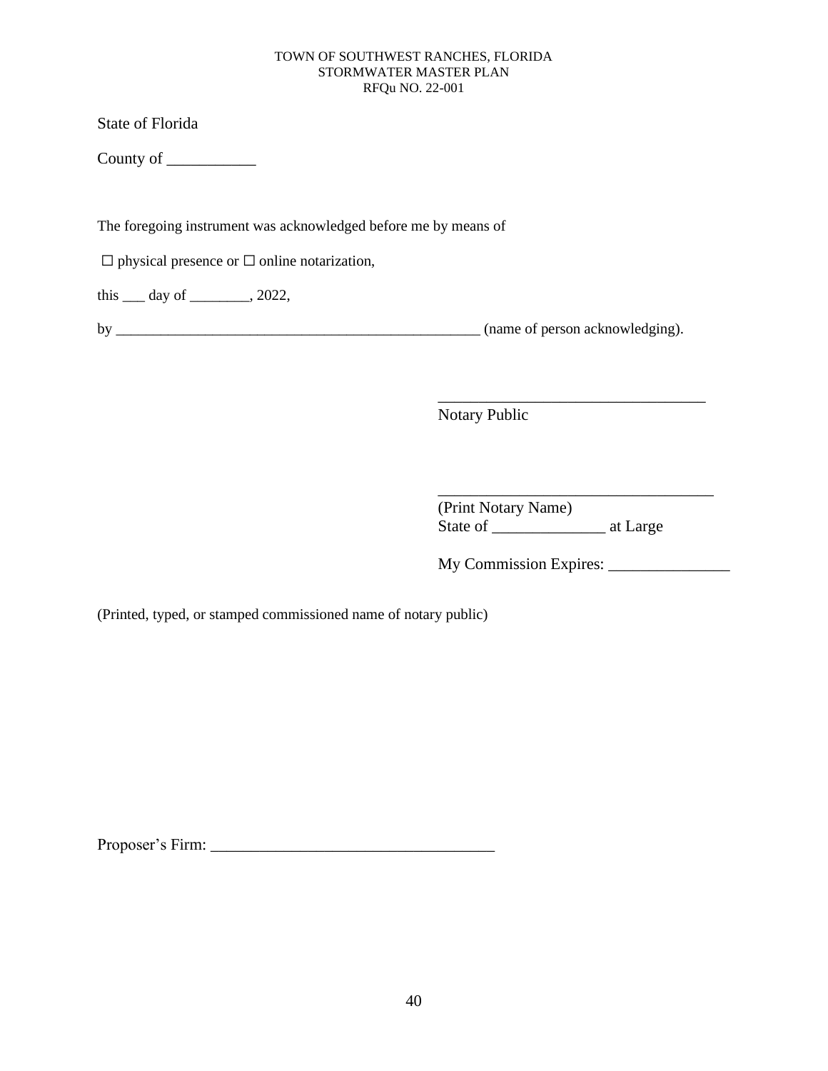State of Florida

County of ___________

The foregoing instrument was acknowledged before me by means of

☐ physical presence or ☐ online notarization,

this ___ day of ________, 2022,

by ___________________________________________________ (name of person acknowledging).

__________________________________
Notary Public

___________________________________
(Print Notary Name)
State of ______________ at Large

My Commission Expires: _______________

(Printed, typed, or stamped commissioned name of notary public)

Proposer's Firm: ___________________________________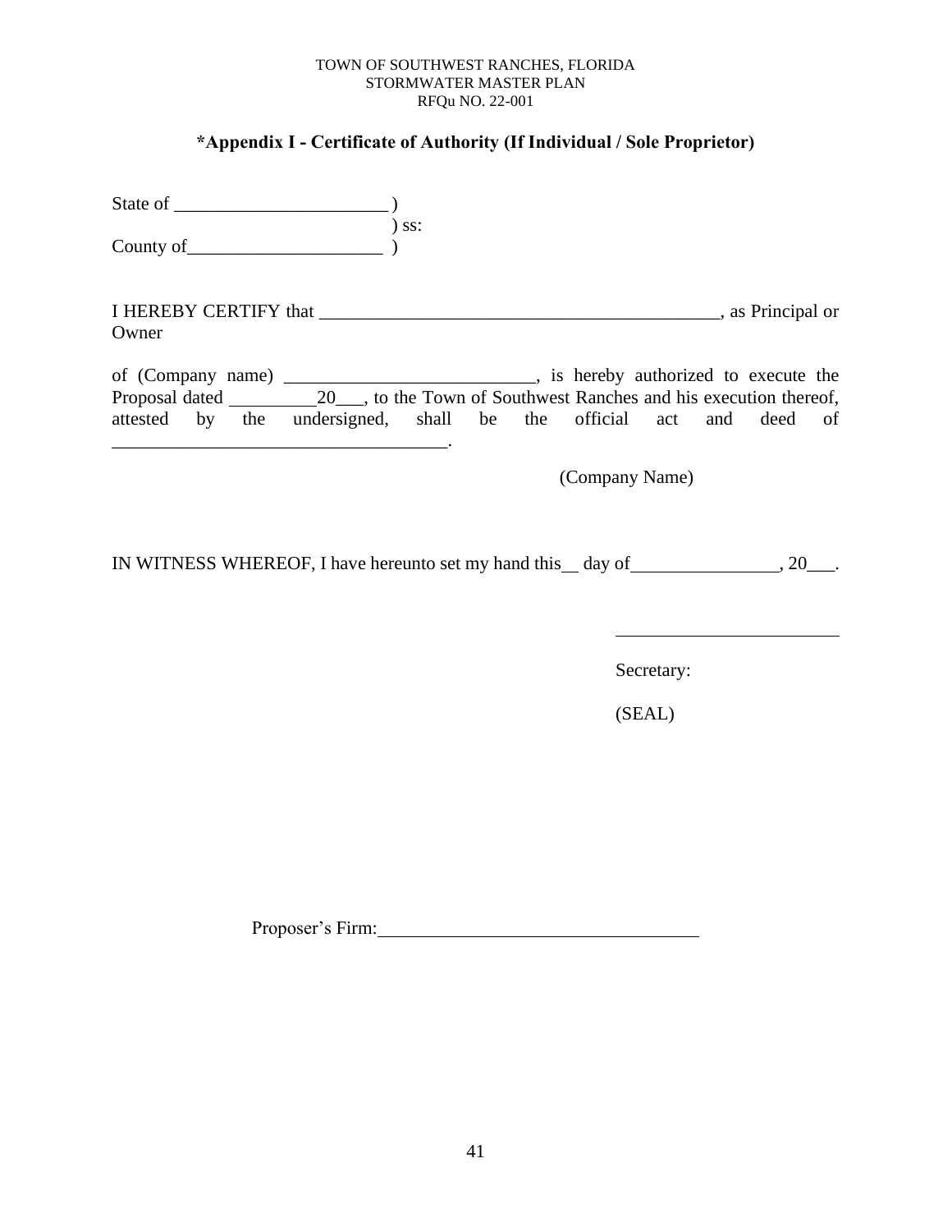TOWN OF SOUTHWEST RANCHES, FLORIDA
STORMWATER MASTER PLAN
RFQu NO. 22-001

## *Appendix I - Certificate of Authority (If Individual / Sole Proprietor)

State of _______________________ )
) ss:
County of_____________________ )

I HEREBY CERTIFY that ____________________________________________, as Principal or Owner

of (Company name) ___________________________, is hereby authorized to execute the Proposal dated __________20___, to the Town of Southwest Ranches and his execution thereof, attested by the undersigned, shall be the official act and deed of _____________________________________.

(Company Name)

IN WITNESS WHEREOF, I have hereunto set my hand this__ day of________________, 20___.

________________________

Secretary:

(SEAL)

Proposer's Firm:___________________________________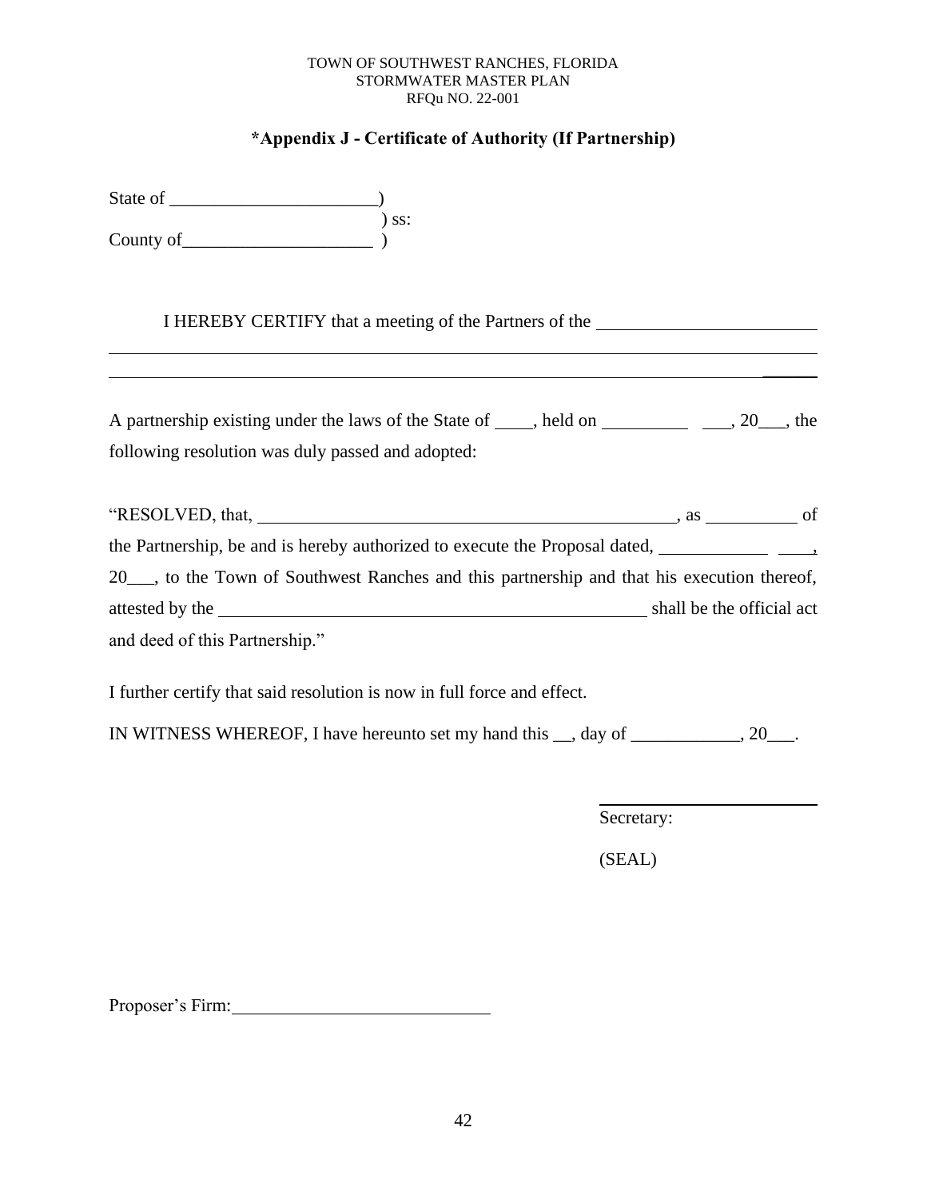TOWN OF SOUTHWEST RANCHES, FLORIDA
STORMWATER MASTER PLAN
RFQu NO. 22-001

## *Appendix J - Certificate of Authority (If Partnership)

State of _______________________)
) ss:
County of_____________________ )

I HEREBY CERTIFY that a meeting of the Partners of the ________________________
__________________________________________________________________________
__________________________________________________________________________

A partnership existing under the laws of the State of ____, held on __________ ___, 20___, the following resolution was duly passed and adopted:

"RESOLVED, that, ________________________________________________, as __________ of the Partnership, be and is hereby authorized to execute the Proposal dated, ____________ ____, 20___, to the Town of Southwest Ranches and this partnership and that his execution thereof, attested by the ________________________________________________ shall be the official act and deed of this Partnership."

I further certify that said resolution is now in full force and effect.

IN WITNESS WHEREOF, I have hereunto set my hand this __, day of ____________, 20___.

________________________
Secretary:

(SEAL)

Proposer's Firm:____________________________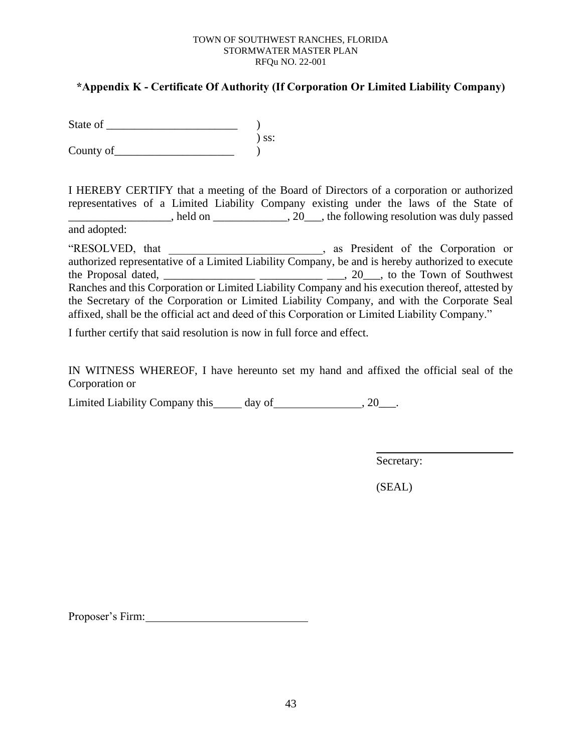TOWN OF SOUTHWEST RANCHES, FLORIDA
STORMWATER MASTER PLAN
RFQu NO. 22-001

## *Appendix K - Certificate Of Authority (If Corporation Or Limited Liability Company)

State of _______________________ )
) ss:
County of_____________________ )

I HEREBY CERTIFY that a meeting of the Board of Directors of a corporation or authorized representatives of a Limited Liability Company existing under the laws of the State of __________________, held on _____________, 20___, the following resolution was duly passed and adopted:

"RESOLVED, that ___________________________, as President of the Corporation or authorized representative of a Limited Liability Company, be and is hereby authorized to execute the Proposal dated, ________________ ___________ ___, 20___, to the Town of Southwest Ranches and this Corporation or Limited Liability Company and his execution thereof, attested by the Secretary of the Corporation or Limited Liability Company, and with the Corporate Seal affixed, shall be the official act and deed of this Corporation or Limited Liability Company."

I further certify that said resolution is now in full force and effect.

IN WITNESS WHEREOF, I have hereunto set my hand and affixed the official seal of the Corporation or

Limited Liability Company this_____ day of________________, 20___.

_________________________
Secretary:

(SEAL)

Proposer's Firm:_____________________________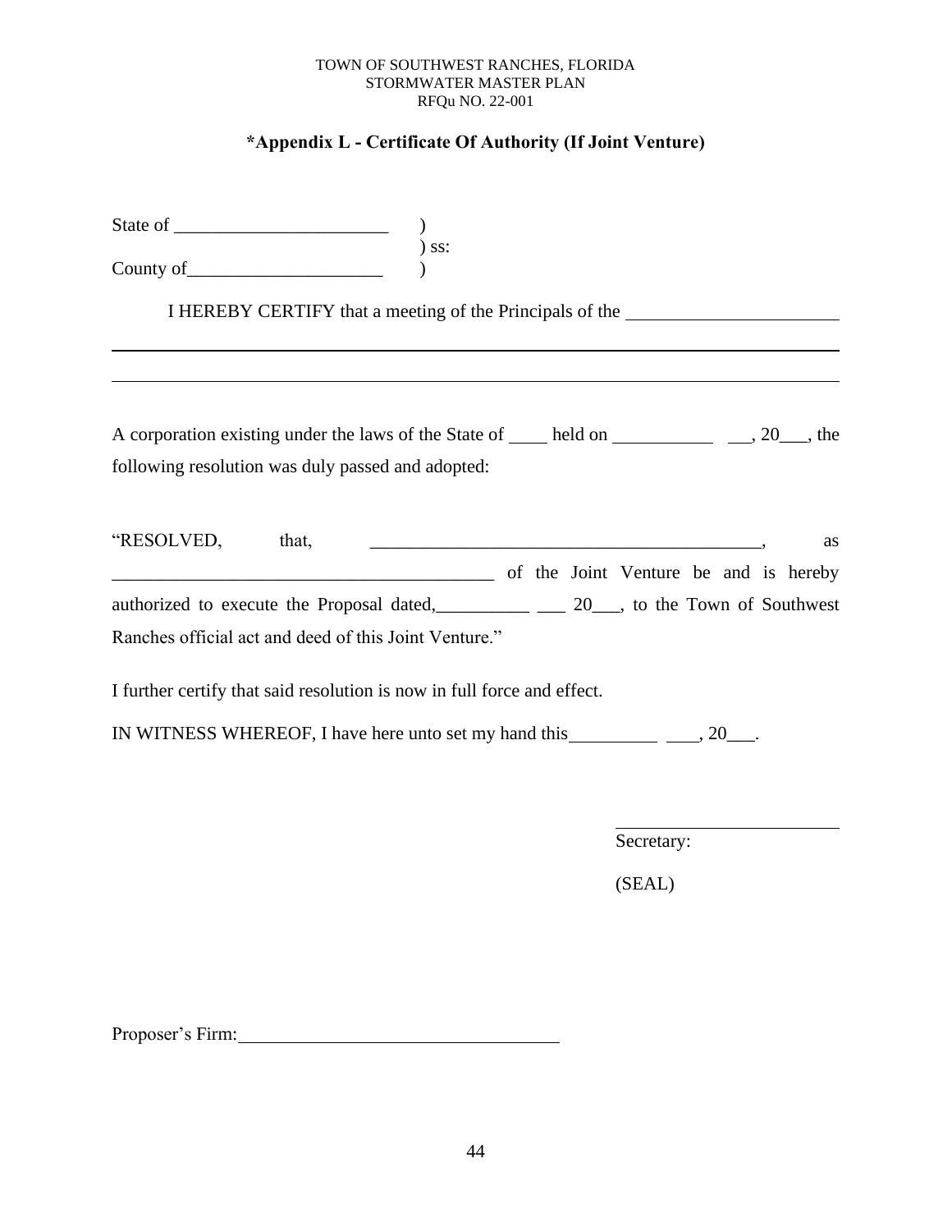TOWN OF SOUTHWEST RANCHES, FLORIDA
STORMWATER MASTER PLAN
RFQu NO. 22-001

## *Appendix L - Certificate Of Authority (If Joint Venture)

State of _______________________ )
) ss:
County of_____________________ )

I HEREBY CERTIFY that a meeting of the Principals of the _______________________

_______________________________________________________________________________

_______________________________________________________________________________

A corporation existing under the laws of the State of ____ held on ___________ __, 20___, the following resolution was duly passed and adopted:

"RESOLVED, that, ___________________________________________, as ________________________________________ of the Joint Venture be and is hereby authorized to execute the Proposal dated,__________ ___ 20___, to the Town of Southwest Ranches official act and deed of this Joint Venture."

I further certify that said resolution is now in full force and effect.

IN WITNESS WHEREOF, I have here unto set my hand this__________ ____, 20___.

_________________________
Secretary:

(SEAL)

Proposer's Firm:___________________________________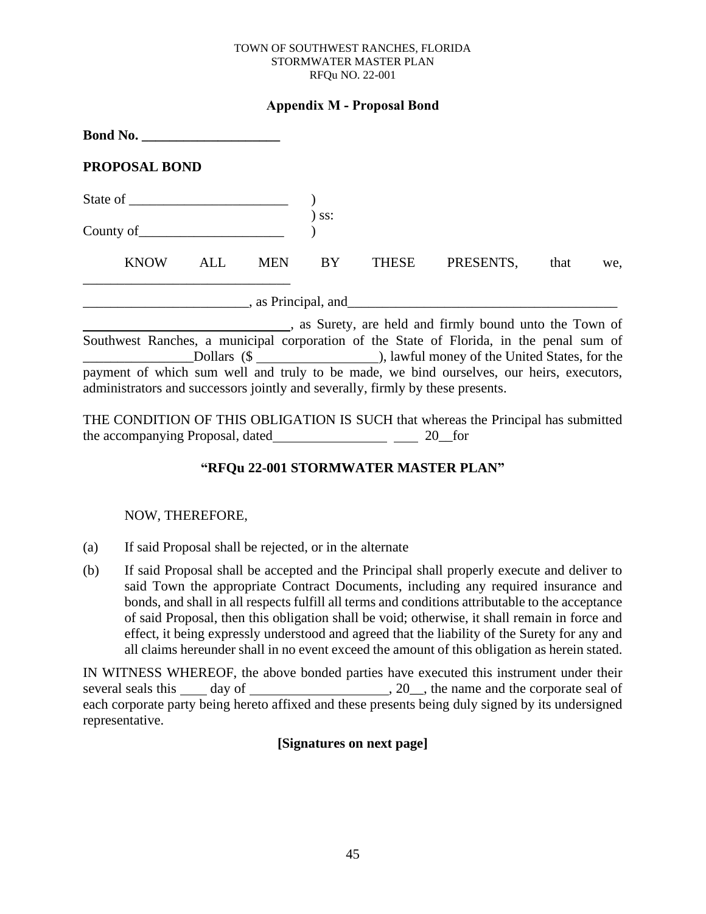TOWN OF SOUTHWEST RANCHES, FLORIDA
STORMWATER MASTER PLAN
RFQu NO. 22-001

## Appendix M - Proposal Bond

**Bond No. ____________________**

**PROPOSAL BOND**

State of _______________________ )
) ss:
County of_____________________ )

KNOW ALL MEN BY THESE PRESENTS, that we, ______________________________

________________________, as Principal, and________________________________________

______________________________, as Surety, are held and firmly bound unto the Town of Southwest Ranches, a municipal corporation of the State of Florida, in the penal sum of ________________Dollars ($ _________________), lawful money of the United States, for the payment of which sum well and truly to be made, we bind ourselves, our heirs, executors, administrators and successors jointly and severally, firmly by these presents.

THE CONDITION OF THIS OBLIGATION IS SUCH that whereas the Principal has submitted the accompanying Proposal, dated________________ ___ 20__for

**"RFQu 22-001 STORMWATER MASTER PLAN"**

NOW, THEREFORE,

(a) If said Proposal shall be rejected, or in the alternate

(b) If said Proposal shall be accepted and the Principal shall properly execute and deliver to said Town the appropriate Contract Documents, including any required insurance and bonds, and shall in all respects fulfill all terms and conditions attributable to the acceptance of said Proposal, then this obligation shall be void; otherwise, it shall remain in force and effect, it being expressly understood and agreed that the liability of the Surety for any and all claims hereunder shall in no event exceed the amount of this obligation as herein stated.

IN WITNESS WHEREOF, the above bonded parties have executed this instrument under their several seals this ____ day of ____________________, 20__, the name and the corporate seal of each corporate party being hereto affixed and these presents being duly signed by its undersigned representative.

**[Signatures on next page]**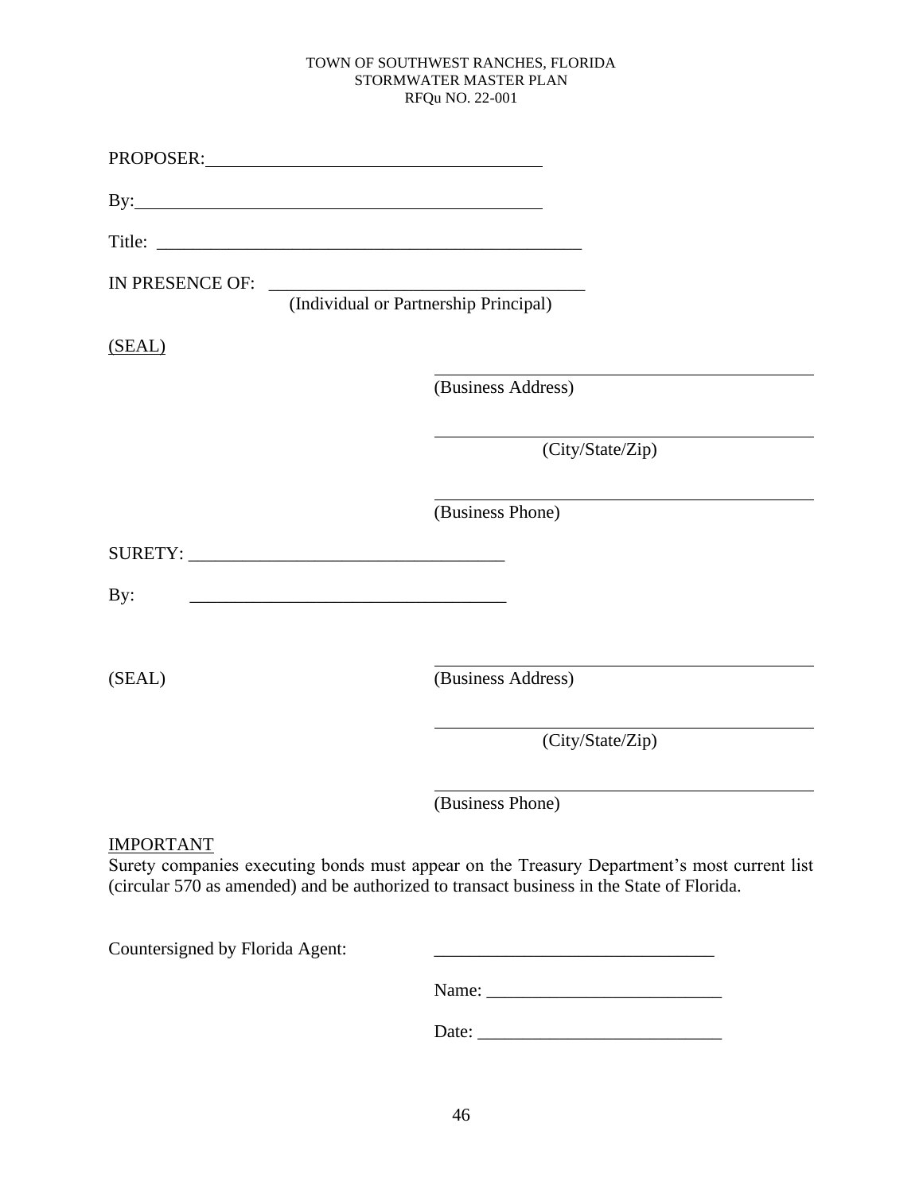PROPOSER:\_\_\_\_\_\_\_\_\_\_\_\_\_\_\_\_\_\_\_\_\_\_\_\_\_\_\_\_\_\_\_\_\_\_\_\_\_\_\_\_

By:\_\_\_\_\_\_\_\_\_\_\_\_\_\_\_\_\_\_\_\_\_\_\_\_\_\_\_\_\_\_\_\_\_\_\_\_\_\_\_\_\_\_\_\_\_\_\_\_\_

Title: \_\_\_\_\_\_\_\_\_\_\_\_\_\_\_\_\_\_\_\_\_\_\_\_\_\_\_\_\_\_\_\_\_\_\_\_\_\_\_\_\_\_\_\_\_\_\_\_

IN PRESENCE OF: \_\_\_\_\_\_\_\_\_\_\_\_\_\_\_\_\_\_\_\_\_\_\_\_\_\_\_\_\_\_\_\_\_\_\_\_
(Individual or Partnership Principal)

<u>(SEAL)</u>

\_\_\_\_\_\_\_\_\_\_\_\_\_\_\_\_\_\_\_\_\_\_\_\_\_\_\_\_\_\_\_\_\_\_\_\_\_\_\_\_\_\_\_\_
(Business Address)

\_\_\_\_\_\_\_\_\_\_\_\_\_\_\_\_\_\_\_\_\_\_\_\_\_\_\_\_\_\_\_\_\_\_\_\_\_\_\_\_\_\_\_\_
(City/State/Zip)

\_\_\_\_\_\_\_\_\_\_\_\_\_\_\_\_\_\_\_\_\_\_\_\_\_\_\_\_\_\_\_\_\_\_\_\_\_\_\_\_\_\_\_\_
(Business Phone)

SURETY: \_\_\_\_\_\_\_\_\_\_\_\_\_\_\_\_\_\_\_\_\_\_\_\_\_\_\_\_\_\_\_\_\_\_\_\_\_\_

By: \_\_\_\_\_\_\_\_\_\_\_\_\_\_\_\_\_\_\_\_\_\_\_\_\_\_\_\_\_\_\_\_\_\_\_\_\_\_

(SEAL)

\_\_\_\_\_\_\_\_\_\_\_\_\_\_\_\_\_\_\_\_\_\_\_\_\_\_\_\_\_\_\_\_\_\_\_\_\_\_\_\_\_\_\_\_
(Business Address)

\_\_\_\_\_\_\_\_\_\_\_\_\_\_\_\_\_\_\_\_\_\_\_\_\_\_\_\_\_\_\_\_\_\_\_\_\_\_\_\_\_\_\_\_
(City/State/Zip)

\_\_\_\_\_\_\_\_\_\_\_\_\_\_\_\_\_\_\_\_\_\_\_\_\_\_\_\_\_\_\_\_\_\_\_\_\_\_\_\_\_\_\_\_
(Business Phone)

<u>IMPORTANT</u>

Surety companies executing bonds must appear on the Treasury Department's most current list (circular 570 as amended) and be authorized to transact business in the State of Florida.

Countersigned by Florida Agent: \_\_\_\_\_\_\_\_\_\_\_\_\_\_\_\_\_\_\_\_\_\_\_\_\_\_\_\_\_\_\_\_

Name: \_\_\_\_\_\_\_\_\_\_\_\_\_\_\_\_\_\_\_\_\_\_\_\_\_\_\_

Date: \_\_\_\_\_\_\_\_\_\_\_\_\_\_\_\_\_\_\_\_\_\_\_\_\_\_\_\_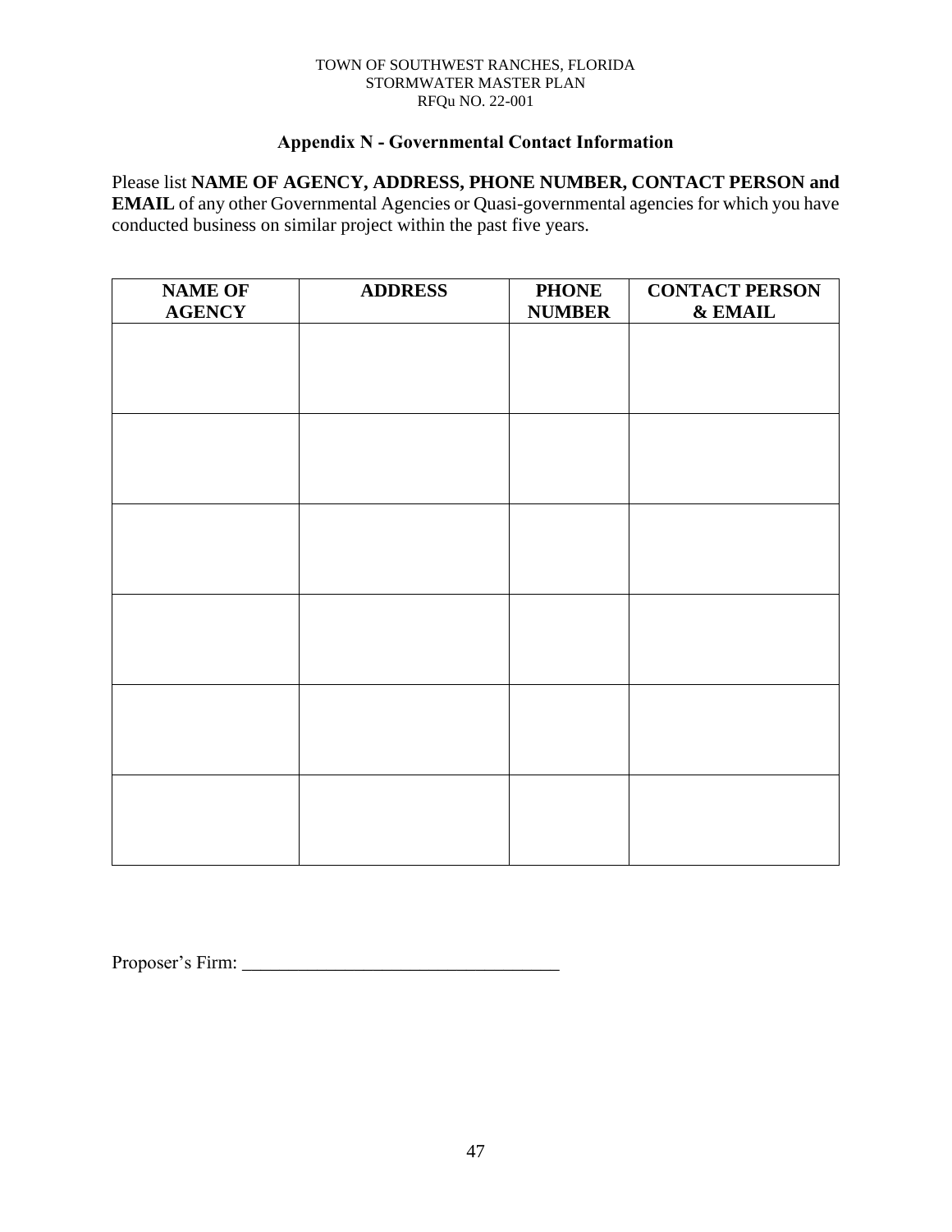TOWN OF SOUTHWEST RANCHES, FLORIDA
STORMWATER MASTER PLAN
RFQu NO. 22-001

## Appendix N - Governmental Contact Information

Please list **NAME OF AGENCY, ADDRESS, PHONE NUMBER, CONTACT PERSON and EMAIL** of any other Governmental Agencies or Quasi-governmental agencies for which you have conducted business on similar project within the past five years.

| NAME OF AGENCY | ADDRESS | PHONE NUMBER | CONTACT PERSON & EMAIL |
|---|---|---|---|
| | | | |
| | | | |
| | | | |
| | | | |
| | | | |
| | | | |

Proposer's Firm: \_\_\_\_\_\_\_\_\_\_\_\_\_\_\_\_\_\_\_\_\_\_\_\_\_\_\_\_\_\_\_\_\_\_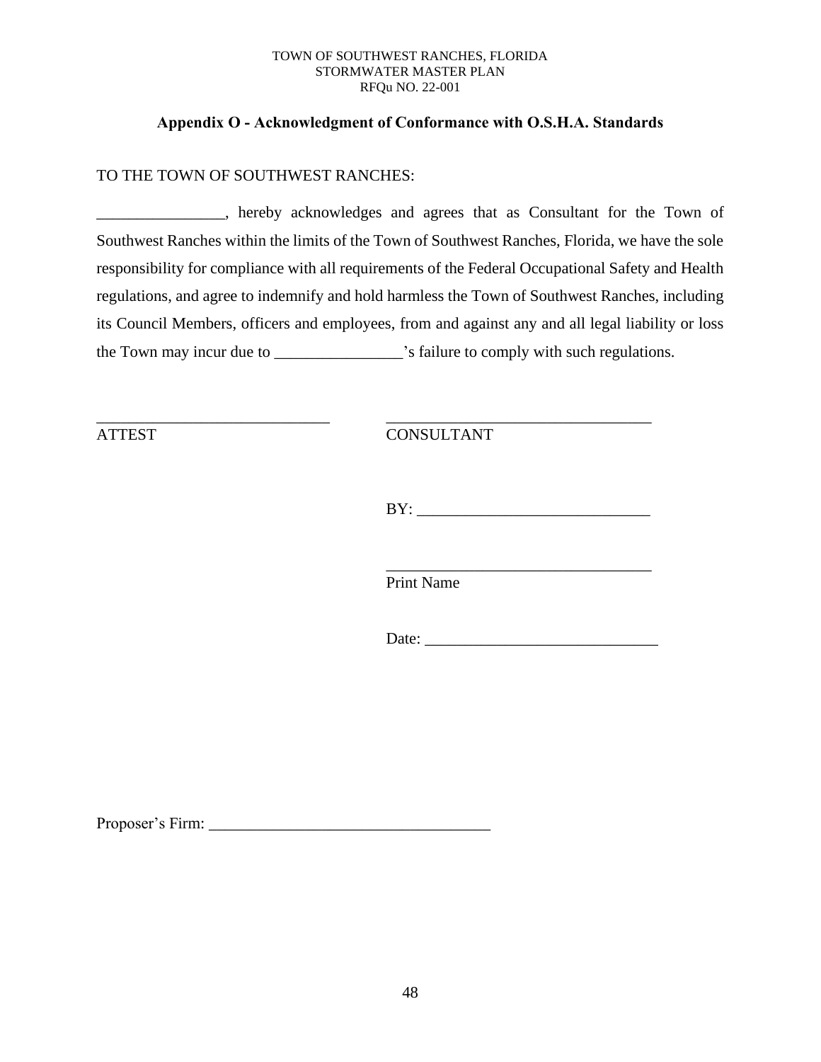TOWN OF SOUTHWEST RANCHES, FLORIDA
STORMWATER MASTER PLAN
RFQu NO. 22-001

## Appendix O - Acknowledgment of Conformance with O.S.H.A. Standards

TO THE TOWN OF SOUTHWEST RANCHES:

________________, hereby acknowledges and agrees that as Consultant for the Town of Southwest Ranches within the limits of the Town of Southwest Ranches, Florida, we have the sole responsibility for compliance with all requirements of the Federal Occupational Safety and Health regulations, and agree to indemnify and hold harmless the Town of Southwest Ranches, including its Council Members, officers and employees, from and against any and all legal liability or loss the Town may incur due to ________________'s failure to comply with such regulations.

_____________________________ _________________________________
ATTEST CONSULTANT

BY: ____________________________

_________________________________
Print Name

Date: ____________________________

Proposer's Firm: __________________________________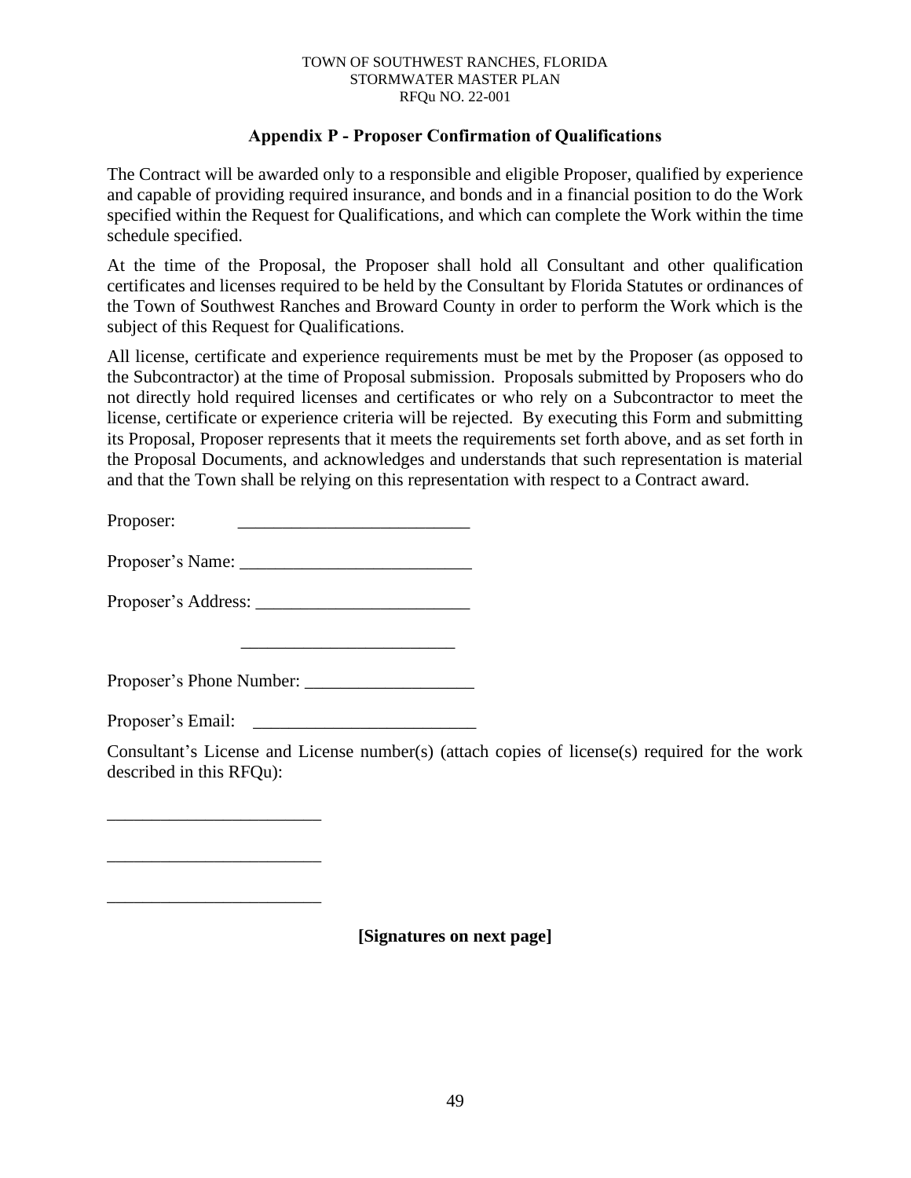## Appendix P - Proposer Confirmation of Qualifications

The Contract will be awarded only to a responsible and eligible Proposer, qualified by experience and capable of providing required insurance, and bonds and in a financial position to do the Work specified within the Request for Qualifications, and which can complete the Work within the time schedule specified.

At the time of the Proposal, the Proposer shall hold all Consultant and other qualification certificates and licenses required to be held by the Consultant by Florida Statutes or ordinances of the Town of Southwest Ranches and Broward County in order to perform the Work which is the subject of this Request for Qualifications.

All license, certificate and experience requirements must be met by the Proposer (as opposed to the Subcontractor) at the time of Proposal submission. Proposals submitted by Proposers who do not directly hold required licenses and certificates or who rely on a Subcontractor to meet the license, certificate or experience criteria will be rejected. By executing this Form and submitting its Proposal, Proposer represents that it meets the requirements set forth above, and as set forth in the Proposal Documents, and acknowledges and understands that such representation is material and that the Town shall be relying on this representation with respect to a Contract award.

Proposer: __________________________

Proposer's Name: __________________________

Proposer's Address: ________________________

________________________

Proposer's Phone Number: ___________________

Proposer's Email: _________________________

Consultant's License and License number(s) (attach copies of license(s) required for the work described in this RFQu):

________________________

________________________

________________________

**[Signatures on next page]**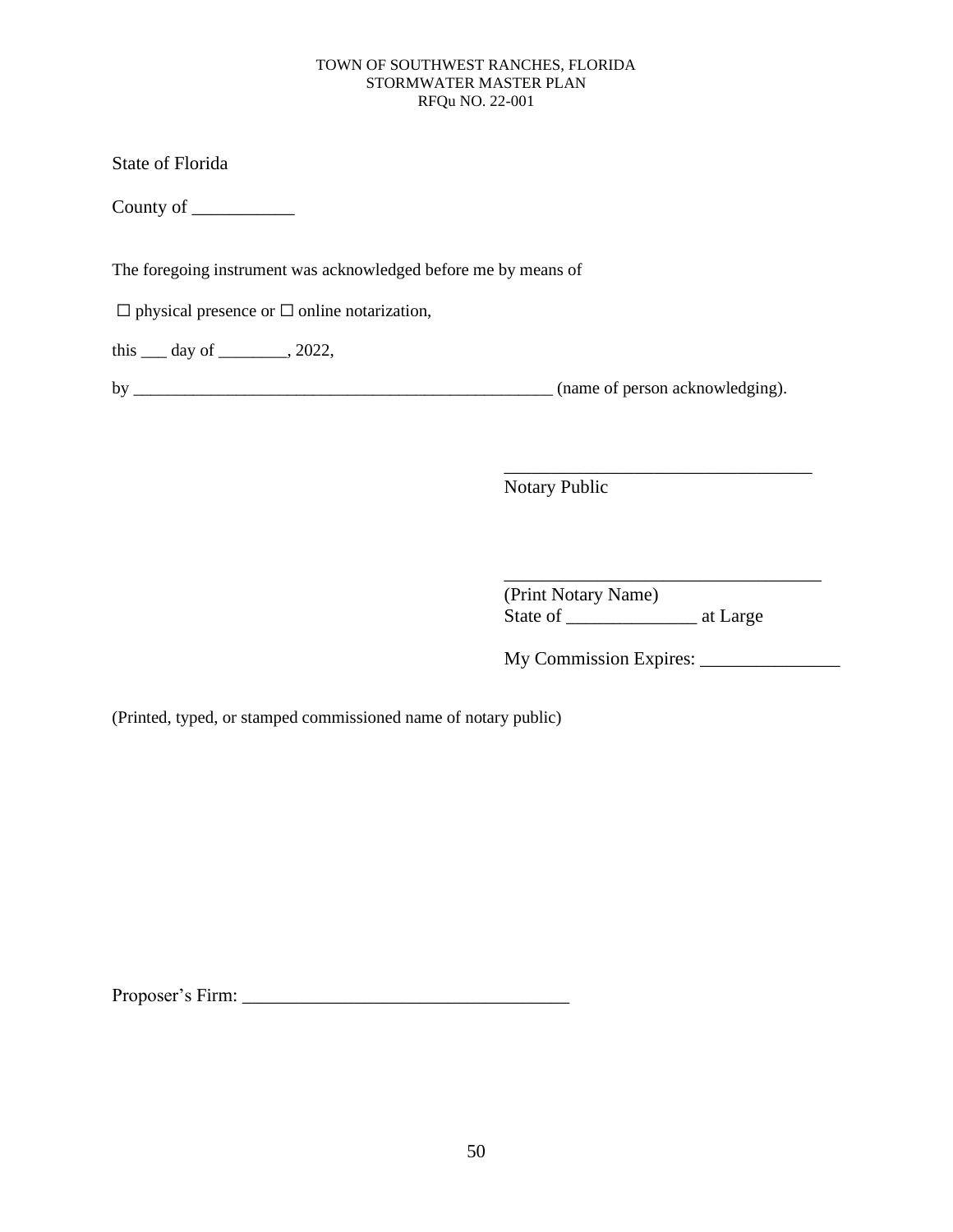State of Florida

County of ___________

The foregoing instrument was acknowledged before me by means of

☐ physical presence or ☐ online notarization,

this ___ day of ________, 2022,

by __________________________________________________ (name of person acknowledging).

__________________________________
Notary Public

___________________________________
(Print Notary Name)
State of ______________ at Large

My Commission Expires: _______________

(Printed, typed, or stamped commissioned name of notary public)

Proposer's Firm: ___________________________________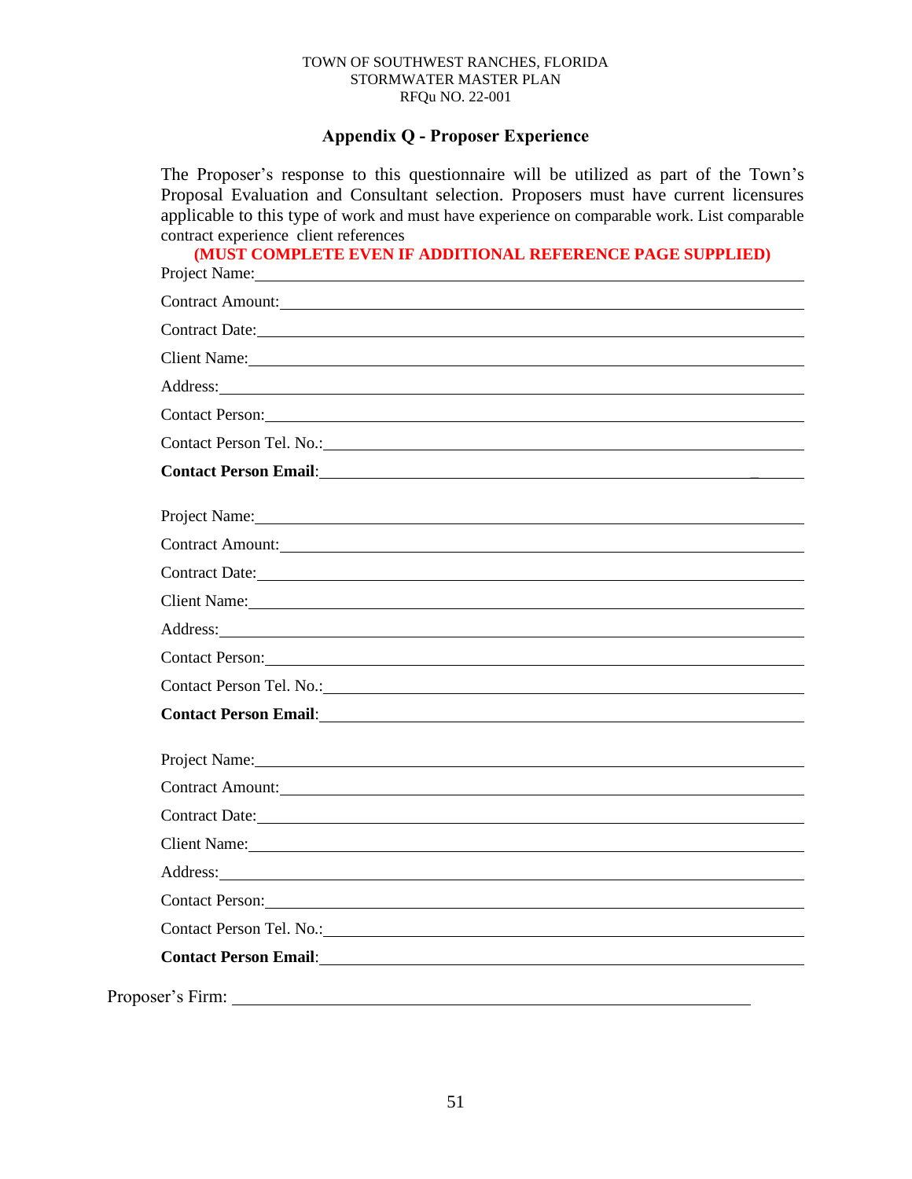TOWN OF SOUTHWEST RANCHES, FLORIDA
STORMWATER MASTER PLAN
RFQu NO. 22-001

## Appendix Q - Proposer Experience

The Proposer's response to this questionnaire will be utilized as part of the Town's Proposal Evaluation and Consultant selection. Proposers must have current licensures applicable to this type of work and must have experience on comparable work. List comparable contract experience client references

**(MUST COMPLETE EVEN IF ADDITIONAL REFERENCE PAGE SUPPLIED)**

Project Name: ____________________

Contract Amount: ____________________

Contract Date: ____________________

Client Name: ____________________

Address: ____________________

Contact Person: ____________________

Contact Person Tel. No.: ____________________

**Contact Person Email**: ____________________

Project Name: ____________________

Contract Amount: ____________________

Contract Date: ____________________

Client Name: ____________________

Address: ____________________

Contact Person: ____________________

Contact Person Tel. No.: ____________________

**Contact Person Email**: ____________________

Project Name: ____________________

Contract Amount: ____________________

Contract Date: ____________________

Client Name: ____________________

Address: ____________________

Contact Person: ____________________

Contact Person Tel. No.: ____________________

**Contact Person Email**: ____________________

Proposer's Firm: ____________________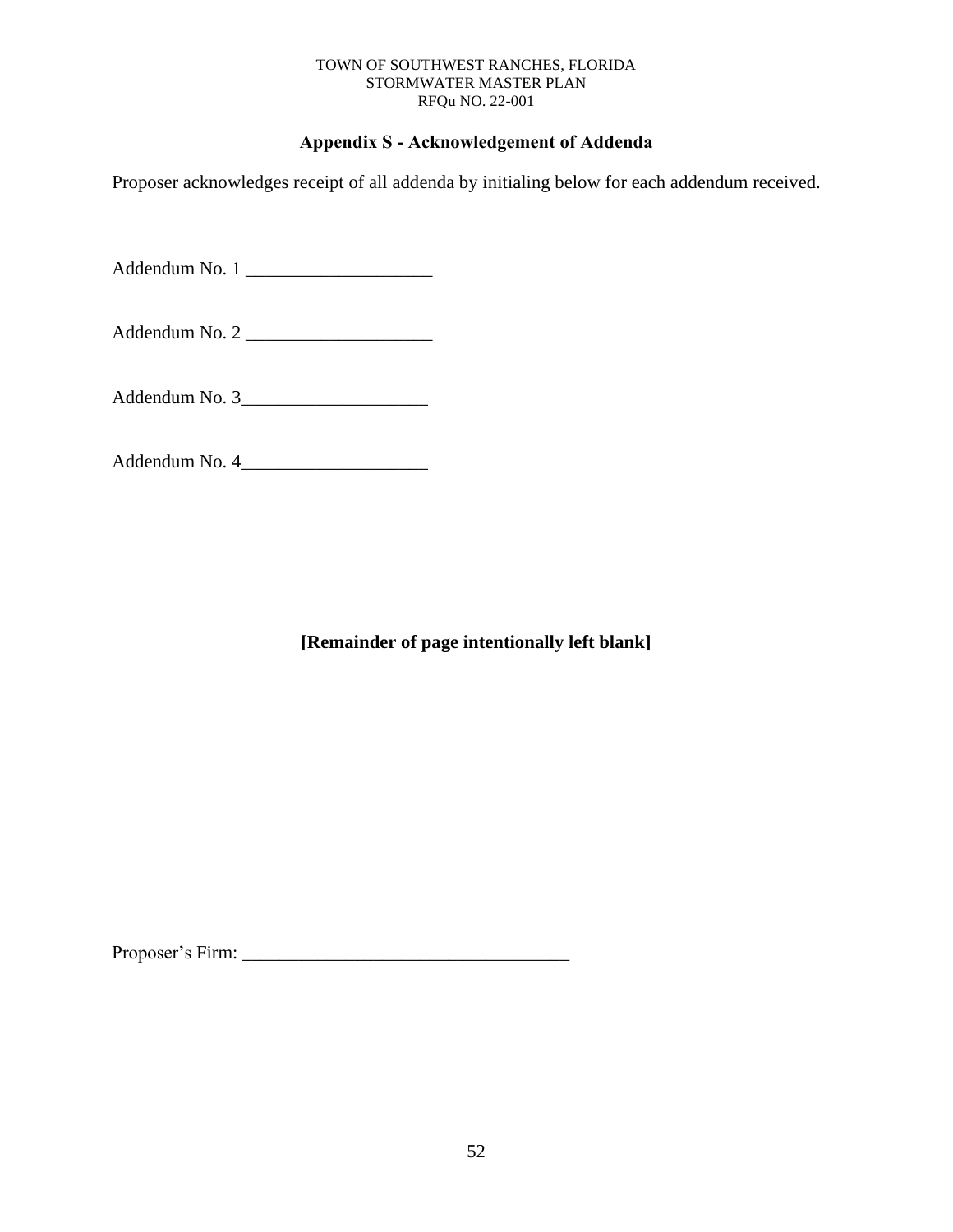## Appendix S - Acknowledgement of Addenda

Proposer acknowledges receipt of all addenda by initialing below for each addendum received.

Addendum No. 1 ____________________

Addendum No. 2 ____________________

Addendum No. 3____________________

Addendum No. 4____________________

**[Remainder of page intentionally left blank]**

Proposer's Firm: ___________________________________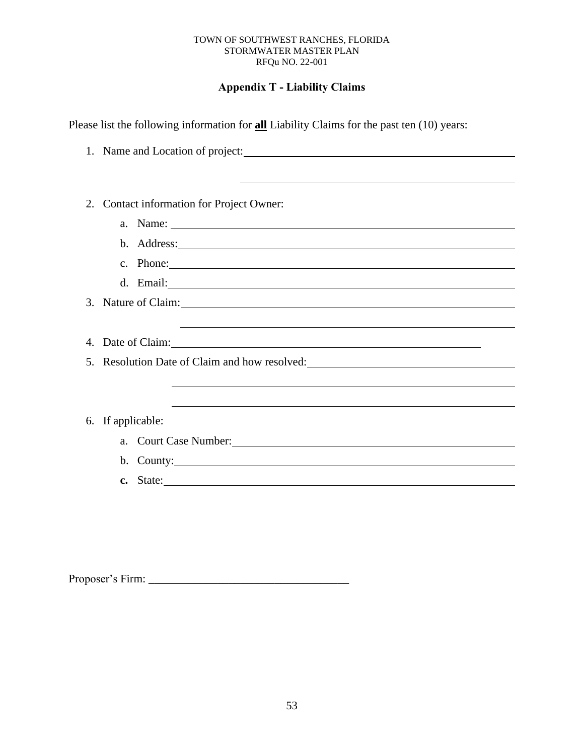TOWN OF SOUTHWEST RANCHES, FLORIDA
STORMWATER MASTER PLAN
RFQu NO. 22-001

## Appendix T - Liability Claims

Please list the following information for **all** Liability Claims for the past ten (10) years:

1. Name and Location of project: ____________________________________________

   ____________________________________________

2. Contact information for Project Owner:
   a. Name: ____________________________________________
   b. Address: ____________________________________________
   c. Phone: ____________________________________________
   d. Email: ____________________________________________
3. Nature of Claim: ____________________________________________

   ____________________________________________
4. Date of Claim: ____________________________________________
5. Resolution Date of Claim and how resolved: ____________________________________________

   ____________________________________________

   ____________________________________________
6. If applicable:
   a. Court Case Number: ____________________________________________
   b. County: ____________________________________________
   **c.** State: ____________________________________________

Proposer's Firm: ___________________________________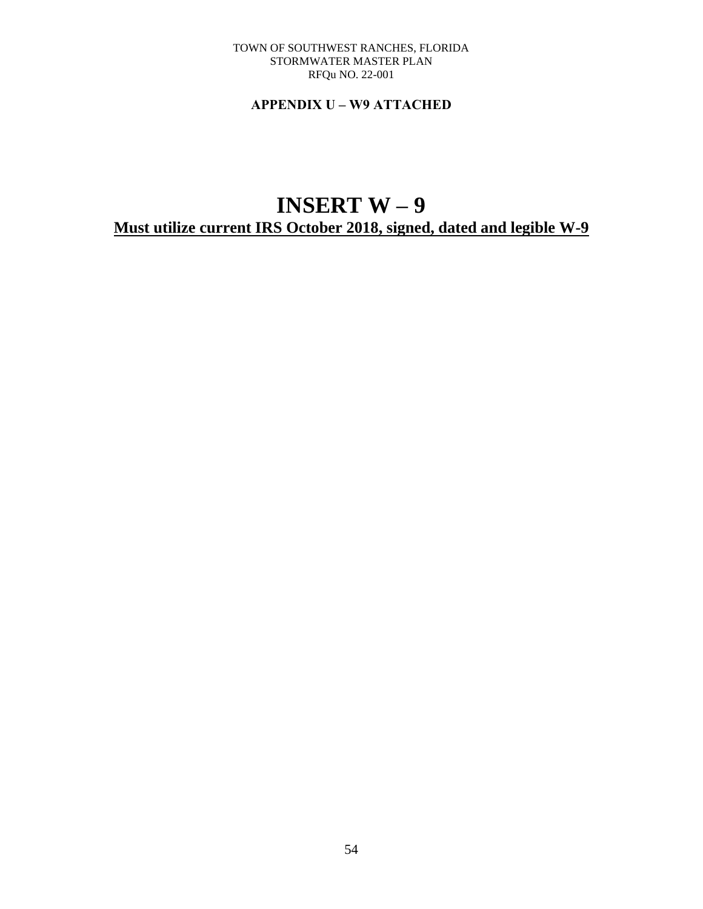## APPENDIX U – W9 ATTACHED

# INSERT W – 9

**Must utilize current IRS October 2018, signed, dated and legible W-9**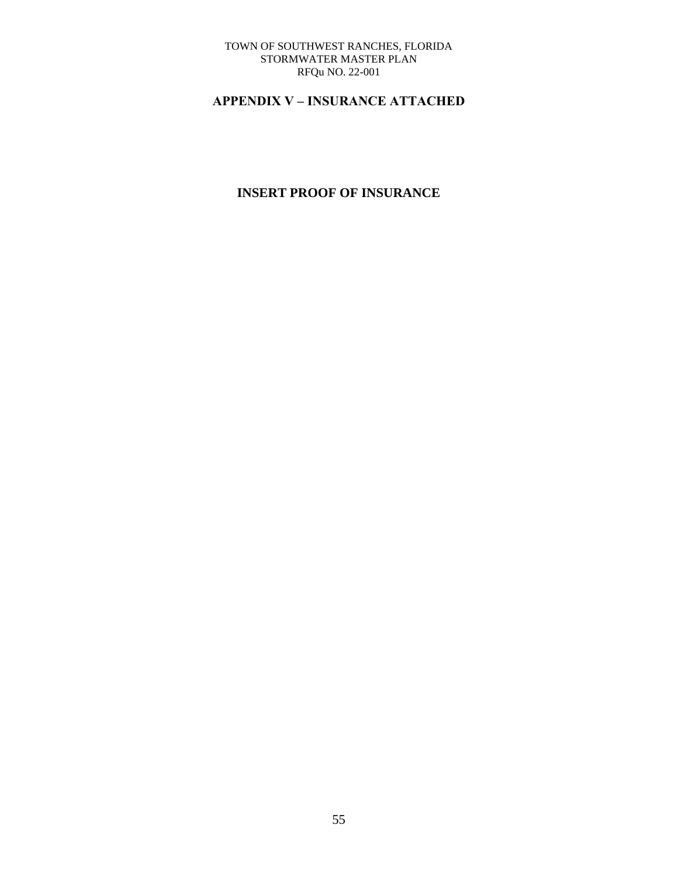# APPENDIX V – INSURANCE ATTACHED

**INSERT PROOF OF INSURANCE**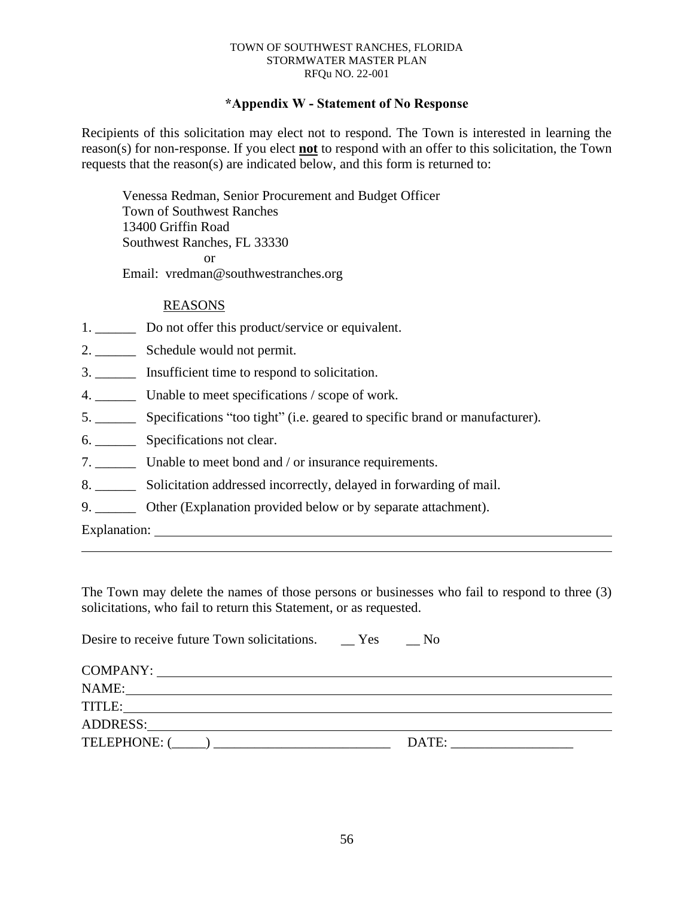TOWN OF SOUTHWEST RANCHES, FLORIDA
STORMWATER MASTER PLAN
RFQu NO. 22-001

## *Appendix W - Statement of No Response

Recipients of this solicitation may elect not to respond. The Town is interested in learning the reason(s) for non-response. If you elect **not** to respond with an offer to this solicitation, the Town requests that the reason(s) are indicated below, and this form is returned to:

Venessa Redman, Senior Procurement and Budget Officer
Town of Southwest Ranches
13400 Griffin Road
Southwest Ranches, FL 33330
or
Email: vredman@southwestranches.org

REASONS

1. ______ Do not offer this product/service or equivalent.
2. ______ Schedule would not permit.
3. ______ Insufficient time to respond to solicitation.
4. ______ Unable to meet specifications / scope of work.
5. ______ Specifications "too tight" (i.e. geared to specific brand or manufacturer).
6. ______ Specifications not clear.
7. ______ Unable to meet bond and / or insurance requirements.
8. ______ Solicitation addressed incorrectly, delayed in forwarding of mail.
9. ______ Other (Explanation provided below or by separate attachment).

Explanation: ____________________________________________________________

________________________________________________________________________

The Town may delete the names of those persons or businesses who fail to respond to three (3) solicitations, who fail to return this Statement, or as requested.

Desire to receive future Town solicitations. __ Yes __ No

COMPANY: ______________________________________________________________
NAME: _________________________________________________________________
TITLE: _________________________________________________________________
ADDRESS: ______________________________________________________________
TELEPHONE: (_____) __________________________ DATE: __________________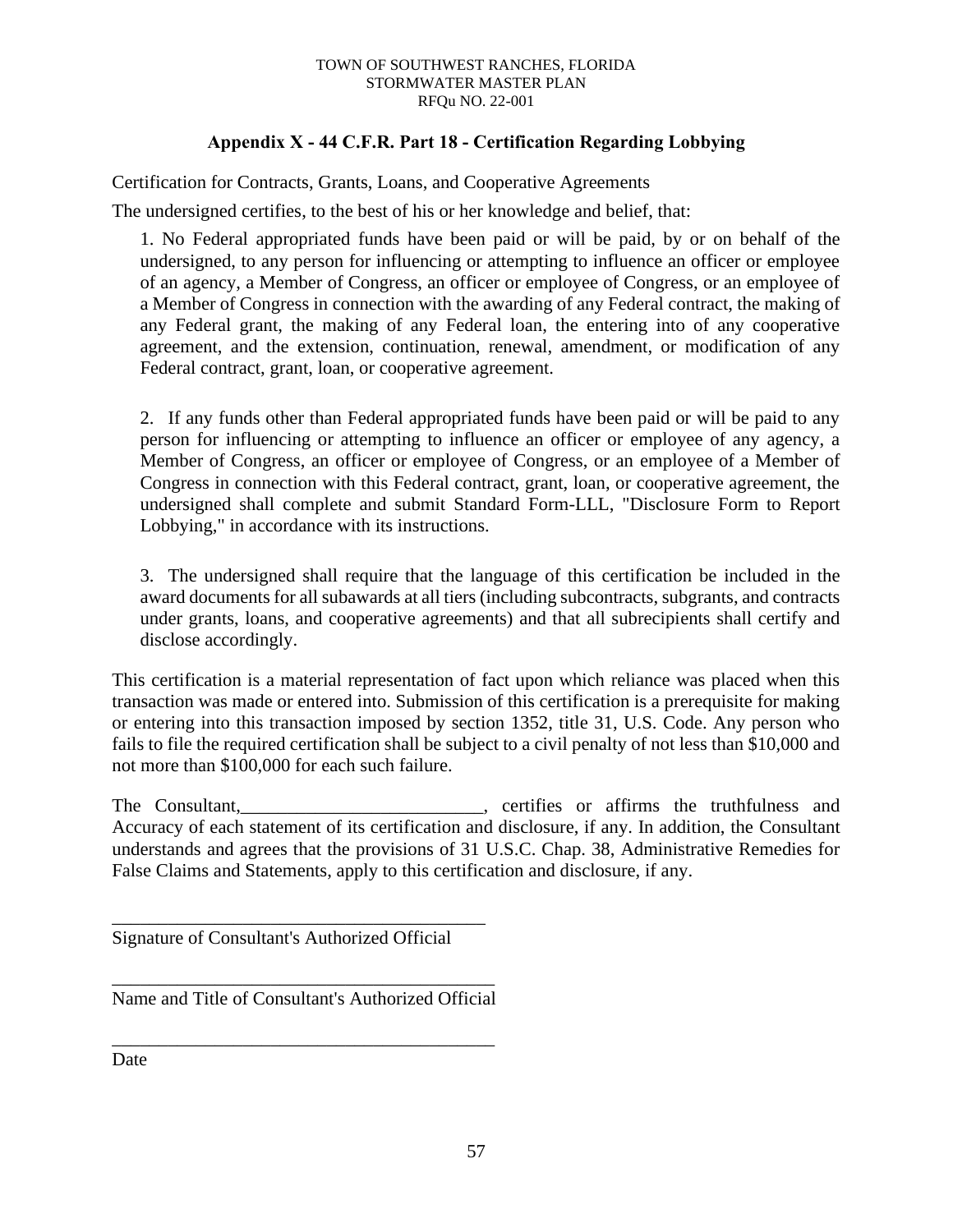TOWN OF SOUTHWEST RANCHES, FLORIDA
STORMWATER MASTER PLAN
RFQu NO. 22-001

## Appendix X - 44 C.F.R. Part 18 - Certification Regarding Lobbying

Certification for Contracts, Grants, Loans, and Cooperative Agreements

The undersigned certifies, to the best of his or her knowledge and belief, that:

1. No Federal appropriated funds have been paid or will be paid, by or on behalf of the undersigned, to any person for influencing or attempting to influence an officer or employee of an agency, a Member of Congress, an officer or employee of Congress, or an employee of a Member of Congress in connection with the awarding of any Federal contract, the making of any Federal grant, the making of any Federal loan, the entering into of any cooperative agreement, and the extension, continuation, renewal, amendment, or modification of any Federal contract, grant, loan, or cooperative agreement.

2. If any funds other than Federal appropriated funds have been paid or will be paid to any person for influencing or attempting to influence an officer or employee of any agency, a Member of Congress, an officer or employee of Congress, or an employee of a Member of Congress in connection with this Federal contract, grant, loan, or cooperative agreement, the undersigned shall complete and submit Standard Form-LLL, "Disclosure Form to Report Lobbying," in accordance with its instructions.

3. The undersigned shall require that the language of this certification be included in the award documents for all subawards at all tiers (including subcontracts, subgrants, and contracts under grants, loans, and cooperative agreements) and that all subrecipients shall certify and disclose accordingly.

This certification is a material representation of fact upon which reliance was placed when this transaction was made or entered into. Submission of this certification is a prerequisite for making or entering into this transaction imposed by section 1352, title 31, U.S. Code. Any person who fails to file the required certification shall be subject to a civil penalty of not less than $10,000 and not more than $100,000 for each such failure.

The Consultant,__________________________, certifies or affirms the truthfulness and Accuracy of each statement of its certification and disclosure, if any. In addition, the Consultant understands and agrees that the provisions of 31 U.S.C. Chap. 38, Administrative Remedies for False Claims and Statements, apply to this certification and disclosure, if any.

__________________________________________
Signature of Consultant's Authorized Official

__________________________________________
Name and Title of Consultant's Authorized Official

__________________________________________
Date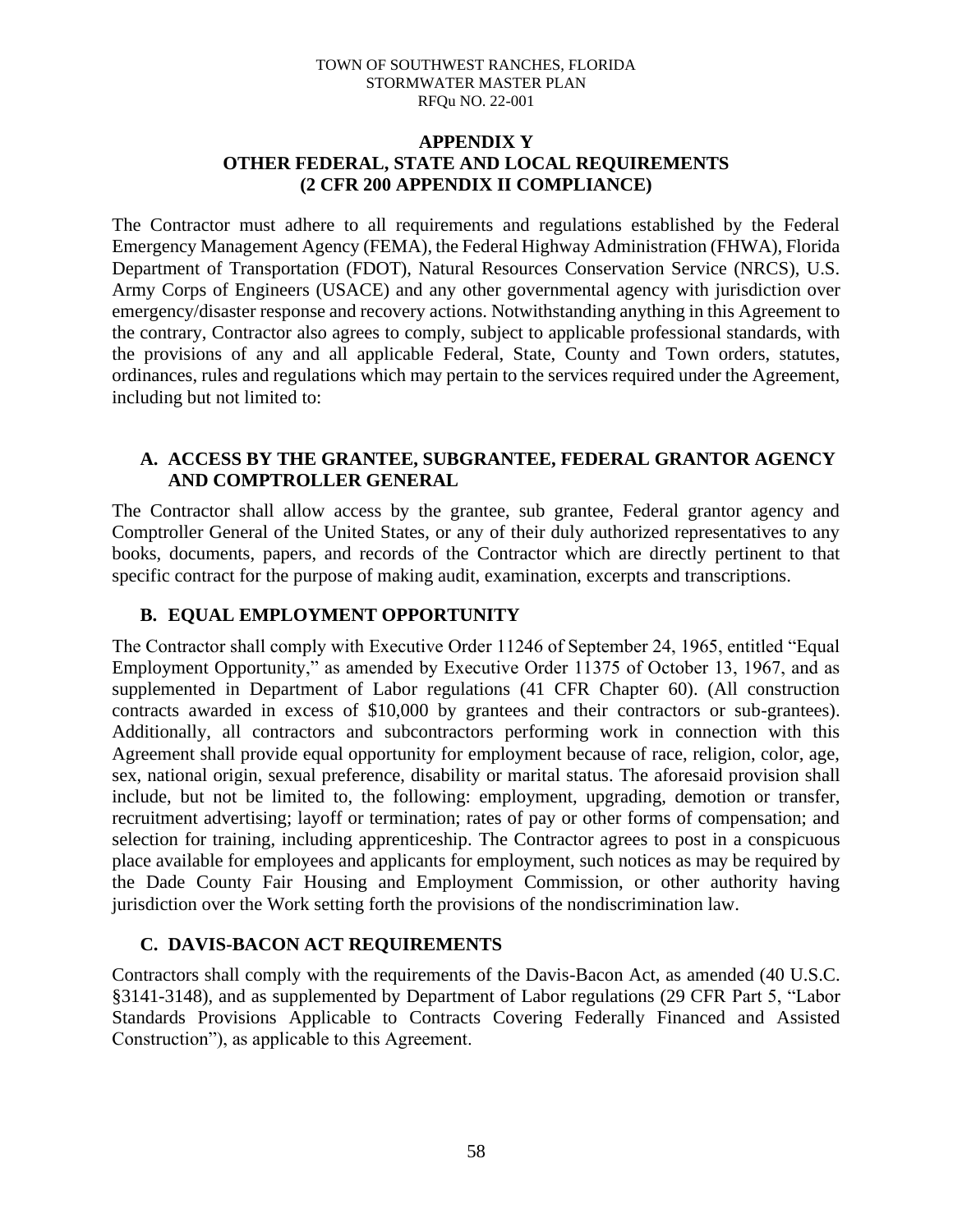# APPENDIX Y
# OTHER FEDERAL, STATE AND LOCAL REQUIREMENTS
# (2 CFR 200 APPENDIX II COMPLIANCE)

The Contractor must adhere to all requirements and regulations established by the Federal Emergency Management Agency (FEMA), the Federal Highway Administration (FHWA), Florida Department of Transportation (FDOT), Natural Resources Conservation Service (NRCS), U.S. Army Corps of Engineers (USACE) and any other governmental agency with jurisdiction over emergency/disaster response and recovery actions. Notwithstanding anything in this Agreement to the contrary, Contractor also agrees to comply, subject to applicable professional standards, with the provisions of any and all applicable Federal, State, County and Town orders, statutes, ordinances, rules and regulations which may pertain to the services required under the Agreement, including but not limited to:

## A. ACCESS BY THE GRANTEE, SUBGRANTEE, FEDERAL GRANTOR AGENCY AND COMPTROLLER GENERAL

The Contractor shall allow access by the grantee, sub grantee, Federal grantor agency and Comptroller General of the United States, or any of their duly authorized representatives to any books, documents, papers, and records of the Contractor which are directly pertinent to that specific contract for the purpose of making audit, examination, excerpts and transcriptions.

## B. EQUAL EMPLOYMENT OPPORTUNITY

The Contractor shall comply with Executive Order 11246 of September 24, 1965, entitled "Equal Employment Opportunity," as amended by Executive Order 11375 of October 13, 1967, and as supplemented in Department of Labor regulations (41 CFR Chapter 60). (All construction contracts awarded in excess of $10,000 by grantees and their contractors or sub-grantees). Additionally, all contractors and subcontractors performing work in connection with this Agreement shall provide equal opportunity for employment because of race, religion, color, age, sex, national origin, sexual preference, disability or marital status. The aforesaid provision shall include, but not be limited to, the following: employment, upgrading, demotion or transfer, recruitment advertising; layoff or termination; rates of pay or other forms of compensation; and selection for training, including apprenticeship. The Contractor agrees to post in a conspicuous place available for employees and applicants for employment, such notices as may be required by the Dade County Fair Housing and Employment Commission, or other authority having jurisdiction over the Work setting forth the provisions of the nondiscrimination law.

## C. DAVIS-BACON ACT REQUIREMENTS

Contractors shall comply with the requirements of the Davis-Bacon Act, as amended (40 U.S.C. §3141-3148), and as supplemented by Department of Labor regulations (29 CFR Part 5, "Labor Standards Provisions Applicable to Contracts Covering Federally Financed and Assisted Construction"), as applicable to this Agreement.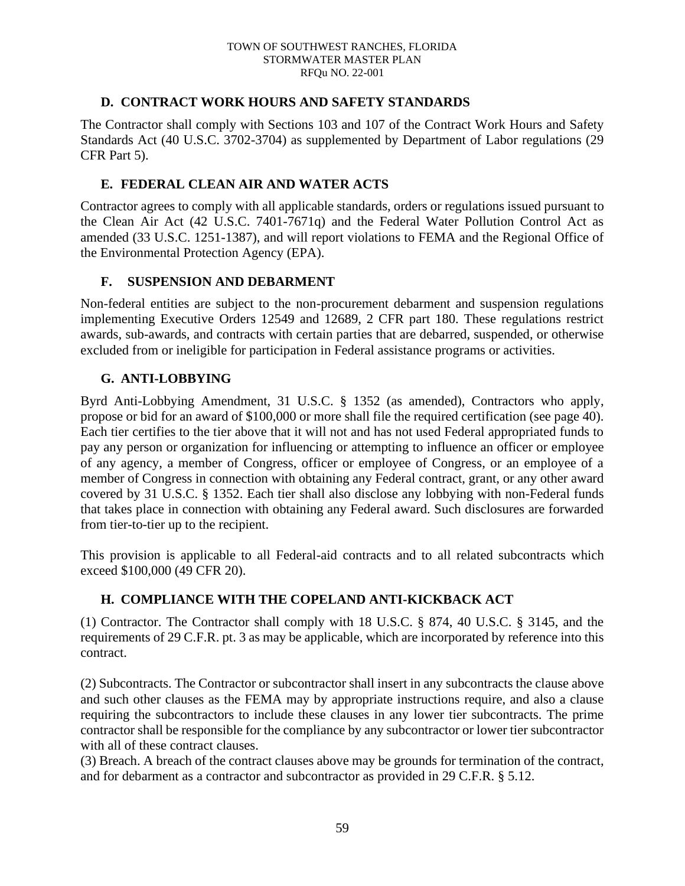### D. CONTRACT WORK HOURS AND SAFETY STANDARDS

The Contractor shall comply with Sections 103 and 107 of the Contract Work Hours and Safety Standards Act (40 U.S.C. 3702-3704) as supplemented by Department of Labor regulations (29 CFR Part 5).

### E. FEDERAL CLEAN AIR AND WATER ACTS

Contractor agrees to comply with all applicable standards, orders or regulations issued pursuant to the Clean Air Act (42 U.S.C. 7401-7671q) and the Federal Water Pollution Control Act as amended (33 U.S.C. 1251-1387), and will report violations to FEMA and the Regional Office of the Environmental Protection Agency (EPA).

### F. SUSPENSION AND DEBARMENT

Non-federal entities are subject to the non-procurement debarment and suspension regulations implementing Executive Orders 12549 and 12689, 2 CFR part 180. These regulations restrict awards, sub-awards, and contracts with certain parties that are debarred, suspended, or otherwise excluded from or ineligible for participation in Federal assistance programs or activities.

### G. ANTI-LOBBYING

Byrd Anti-Lobbying Amendment, 31 U.S.C. § 1352 (as amended), Contractors who apply, propose or bid for an award of $100,000 or more shall file the required certification (see page 40). Each tier certifies to the tier above that it will not and has not used Federal appropriated funds to pay any person or organization for influencing or attempting to influence an officer or employee of any agency, a member of Congress, officer or employee of Congress, or an employee of a member of Congress in connection with obtaining any Federal contract, grant, or any other award covered by 31 U.S.C. § 1352. Each tier shall also disclose any lobbying with non-Federal funds that takes place in connection with obtaining any Federal award. Such disclosures are forwarded from tier-to-tier up to the recipient.

This provision is applicable to all Federal-aid contracts and to all related subcontracts which exceed $100,000 (49 CFR 20).

### H. COMPLIANCE WITH THE COPELAND ANTI-KICKBACK ACT

(1) Contractor. The Contractor shall comply with 18 U.S.C. § 874, 40 U.S.C. § 3145, and the requirements of 29 C.F.R. pt. 3 as may be applicable, which are incorporated by reference into this contract.

(2) Subcontracts. The Contractor or subcontractor shall insert in any subcontracts the clause above and such other clauses as the FEMA may by appropriate instructions require, and also a clause requiring the subcontractors to include these clauses in any lower tier subcontracts. The prime contractor shall be responsible for the compliance by any subcontractor or lower tier subcontractor with all of these contract clauses.

(3) Breach. A breach of the contract clauses above may be grounds for termination of the contract, and for debarment as a contractor and subcontractor as provided in 29 C.F.R. § 5.12.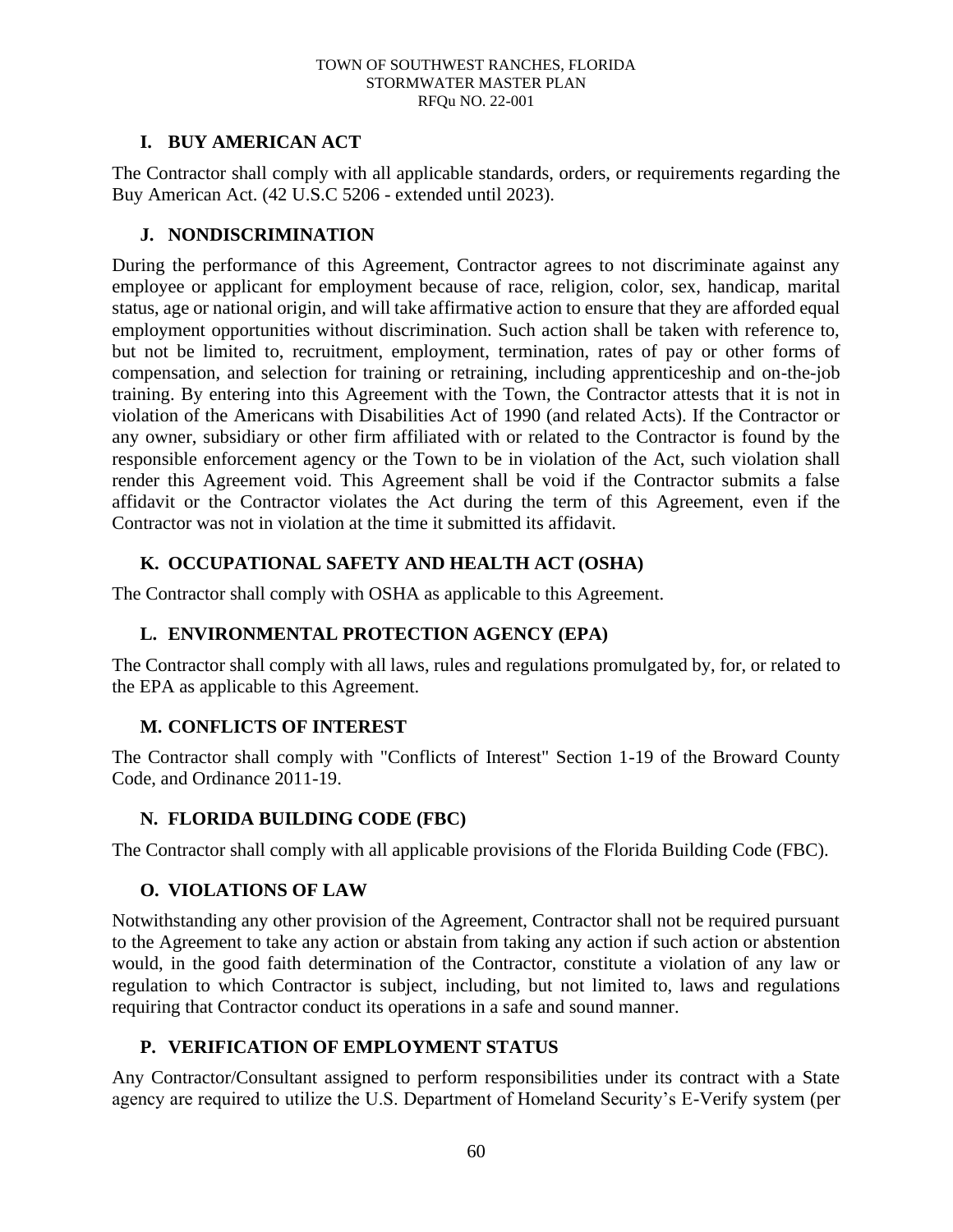### I. BUY AMERICAN ACT

The Contractor shall comply with all applicable standards, orders, or requirements regarding the Buy American Act. (42 U.S.C 5206 - extended until 2023).

### J. NONDISCRIMINATION

During the performance of this Agreement, Contractor agrees to not discriminate against any employee or applicant for employment because of race, religion, color, sex, handicap, marital status, age or national origin, and will take affirmative action to ensure that they are afforded equal employment opportunities without discrimination. Such action shall be taken with reference to, but not be limited to, recruitment, employment, termination, rates of pay or other forms of compensation, and selection for training or retraining, including apprenticeship and on-the-job training. By entering into this Agreement with the Town, the Contractor attests that it is not in violation of the Americans with Disabilities Act of 1990 (and related Acts). If the Contractor or any owner, subsidiary or other firm affiliated with or related to the Contractor is found by the responsible enforcement agency or the Town to be in violation of the Act, such violation shall render this Agreement void. This Agreement shall be void if the Contractor submits a false affidavit or the Contractor violates the Act during the term of this Agreement, even if the Contractor was not in violation at the time it submitted its affidavit.

### K. OCCUPATIONAL SAFETY AND HEALTH ACT (OSHA)

The Contractor shall comply with OSHA as applicable to this Agreement.

### L. ENVIRONMENTAL PROTECTION AGENCY (EPA)

The Contractor shall comply with all laws, rules and regulations promulgated by, for, or related to the EPA as applicable to this Agreement.

### M. CONFLICTS OF INTEREST

The Contractor shall comply with "Conflicts of Interest" Section 1-19 of the Broward County Code, and Ordinance 2011-19.

### N. FLORIDA BUILDING CODE (FBC)

The Contractor shall comply with all applicable provisions of the Florida Building Code (FBC).

### O. VIOLATIONS OF LAW

Notwithstanding any other provision of the Agreement, Contractor shall not be required pursuant to the Agreement to take any action or abstain from taking any action if such action or abstention would, in the good faith determination of the Contractor, constitute a violation of any law or regulation to which Contractor is subject, including, but not limited to, laws and regulations requiring that Contractor conduct its operations in a safe and sound manner.

### P. VERIFICATION OF EMPLOYMENT STATUS

Any Contractor/Consultant assigned to perform responsibilities under its contract with a State agency are required to utilize the U.S. Department of Homeland Security's E-Verify system (per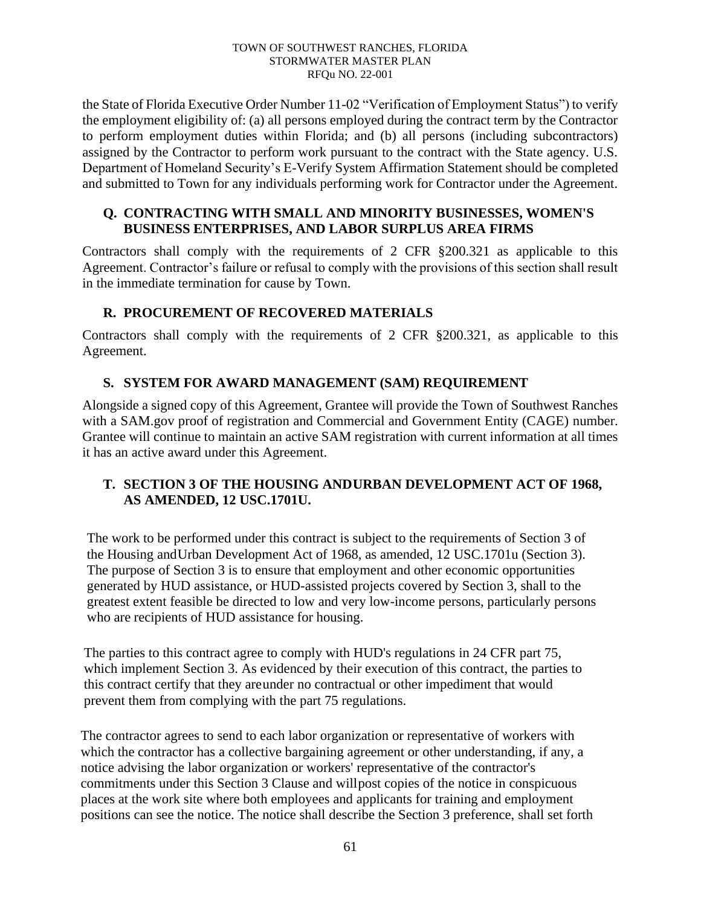the State of Florida Executive Order Number 11-02 "Verification of Employment Status") to verify the employment eligibility of: (a) all persons employed during the contract term by the Contractor to perform employment duties within Florida; and (b) all persons (including subcontractors) assigned by the Contractor to perform work pursuant to the contract with the State agency. U.S. Department of Homeland Security's E-Verify System Affirmation Statement should be completed and submitted to Town for any individuals performing work for Contractor under the Agreement.

### Q. CONTRACTING WITH SMALL AND MINORITY BUSINESSES, WOMEN'S BUSINESS ENTERPRISES, AND LABOR SURPLUS AREA FIRMS

Contractors shall comply with the requirements of 2 CFR §200.321 as applicable to this Agreement. Contractor's failure or refusal to comply with the provisions of this section shall result in the immediate termination for cause by Town.

### R. PROCUREMENT OF RECOVERED MATERIALS

Contractors shall comply with the requirements of 2 CFR §200.321, as applicable to this Agreement.

### S. SYSTEM FOR AWARD MANAGEMENT (SAM) REQUIREMENT

Alongside a signed copy of this Agreement, Grantee will provide the Town of Southwest Ranches with a SAM.gov proof of registration and Commercial and Government Entity (CAGE) number. Grantee will continue to maintain an active SAM registration with current information at all times it has an active award under this Agreement.

### T. SECTION 3 OF THE HOUSING ANDURBAN DEVELOPMENT ACT OF 1968, AS AMENDED, 12 USC.1701U.

The work to be performed under this contract is subject to the requirements of Section 3 of the Housing andUrban Development Act of 1968, as amended, 12 USC.1701u (Section 3). The purpose of Section 3 is to ensure that employment and other economic opportunities generated by HUD assistance, or HUD-assisted projects covered by Section 3, shall to the greatest extent feasible be directed to low and very low-income persons, particularly persons who are recipients of HUD assistance for housing.

The parties to this contract agree to comply with HUD's regulations in 24 CFR part 75, which implement Section 3. As evidenced by their execution of this contract, the parties to this contract certify that they areunder no contractual or other impediment that would prevent them from complying with the part 75 regulations.

The contractor agrees to send to each labor organization or representative of workers with which the contractor has a collective bargaining agreement or other understanding, if any, a notice advising the labor organization or workers' representative of the contractor's commitments under this Section 3 Clause and willpost copies of the notice in conspicuous places at the work site where both employees and applicants for training and employment positions can see the notice. The notice shall describe the Section 3 preference, shall set forth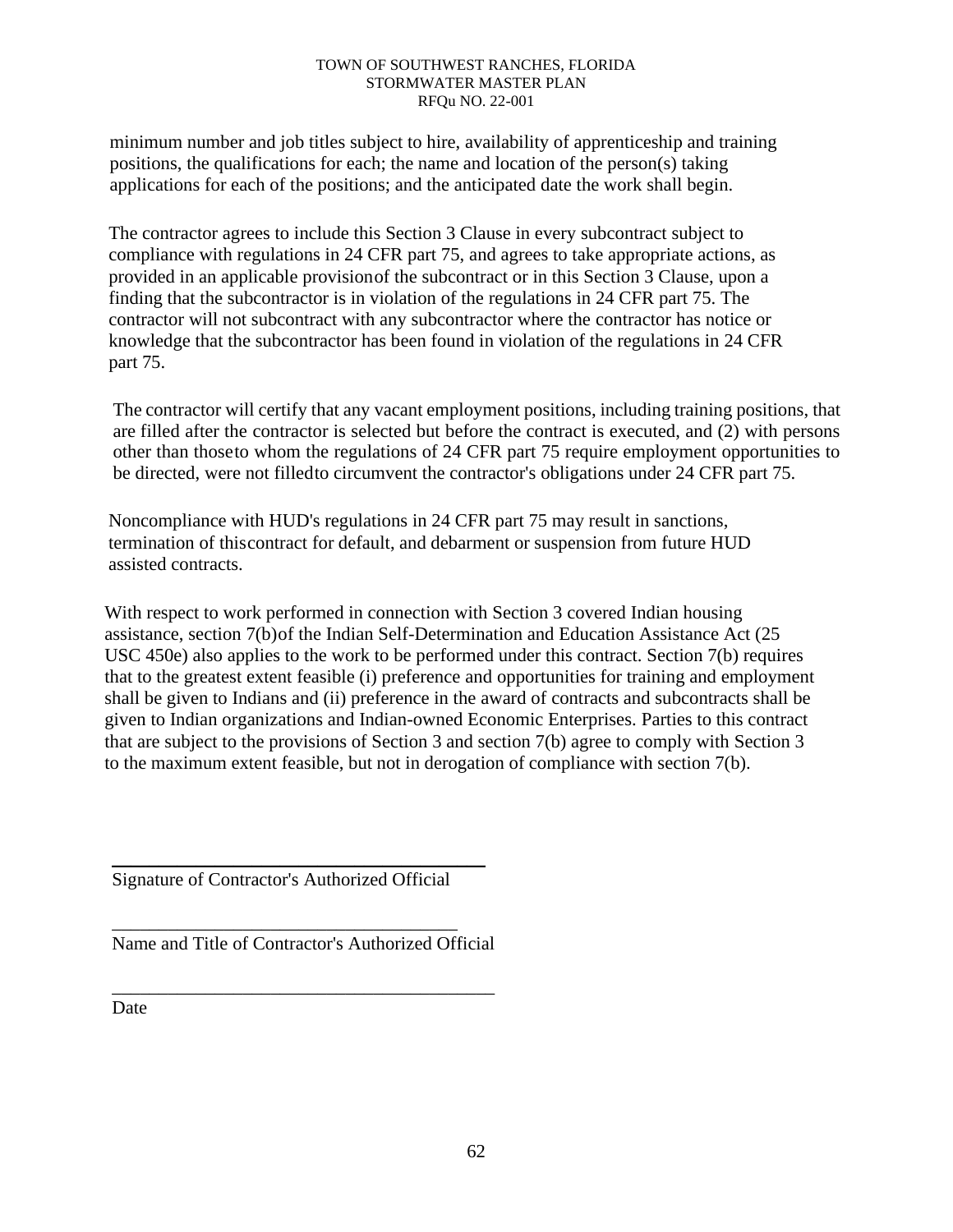minimum number and job titles subject to hire, availability of apprenticeship and training positions, the qualifications for each; the name and location of the person(s) taking applications for each of the positions; and the anticipated date the work shall begin.

The contractor agrees to include this Section 3 Clause in every subcontract subject to compliance with regulations in 24 CFR part 75, and agrees to take appropriate actions, as provided in an applicable provisionof the subcontract or in this Section 3 Clause, upon a finding that the subcontractor is in violation of the regulations in 24 CFR part 75. The contractor will not subcontract with any subcontractor where the contractor has notice or knowledge that the subcontractor has been found in violation of the regulations in 24 CFR part 75.

The contractor will certify that any vacant employment positions, including training positions, that are filled after the contractor is selected but before the contract is executed, and (2) with persons other than thoseto whom the regulations of 24 CFR part 75 require employment opportunities to be directed, were not filledto circumvent the contractor's obligations under 24 CFR part 75.

Noncompliance with HUD's regulations in 24 CFR part 75 may result in sanctions, termination of thiscontract for default, and debarment or suspension from future HUD assisted contracts.

With respect to work performed in connection with Section 3 covered Indian housing assistance, section 7(b)of the Indian Self-Determination and Education Assistance Act (25 USC 450e) also applies to the work to be performed under this contract. Section 7(b) requires that to the greatest extent feasible (i) preference and opportunities for training and employment shall be given to Indians and (ii) preference in the award of contracts and subcontracts shall be given to Indian organizations and Indian-owned Economic Enterprises. Parties to this contract that are subject to the provisions of Section 3 and section 7(b) agree to comply with Section 3 to the maximum extent feasible, but not in derogation of compliance with section 7(b).

\_\_\_\_\_\_\_\_\_\_\_\_\_\_\_\_\_\_\_\_\_\_\_\_\_\_\_\_\_\_\_\_\_\_\_\_\_\_

Signature of Contractor's Authorized Official

\_\_\_\_\_\_\_\_\_\_\_\_\_\_\_\_\_\_\_\_\_\_\_\_\_\_\_\_\_\_\_\_\_\_\_\_\_\_

Name and Title of Contractor's Authorized Official

\_\_\_\_\_\_\_\_\_\_\_\_\_\_\_\_\_\_\_\_\_\_\_\_\_\_\_\_\_\_\_\_\_\_\_\_\_\_

Date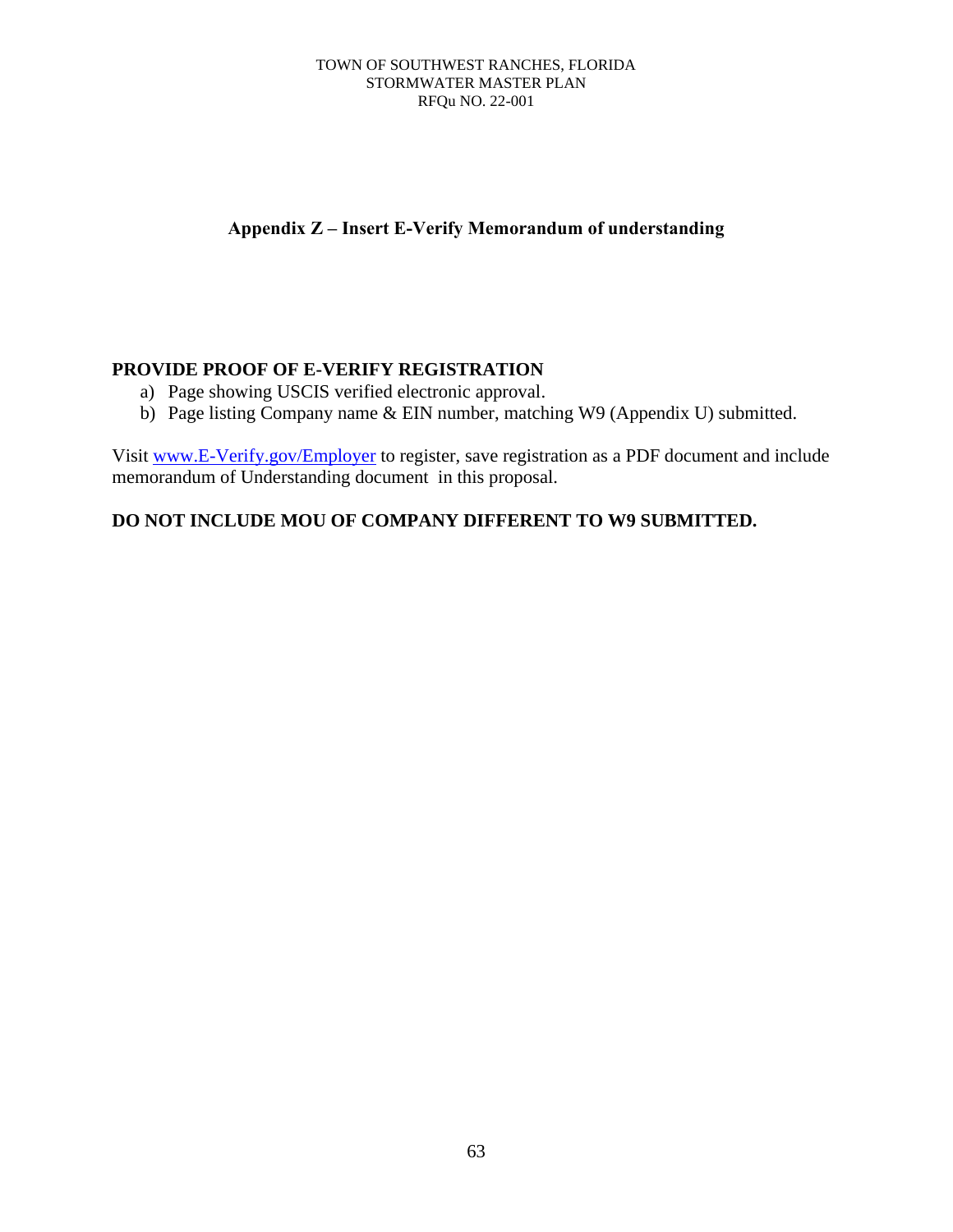## Appendix Z – Insert E-Verify Memorandum of understanding

**PROVIDE PROOF OF E-VERIFY REGISTRATION**

a) Page showing USCIS verified electronic approval.
b) Page listing Company name & EIN number, matching W9 (Appendix U) submitted.

Visit www.E-Verify.gov/Employer to register, save registration as a PDF document and include memorandum of Understanding document in this proposal.

**DO NOT INCLUDE MOU OF COMPANY DIFFERENT TO W9 SUBMITTED.**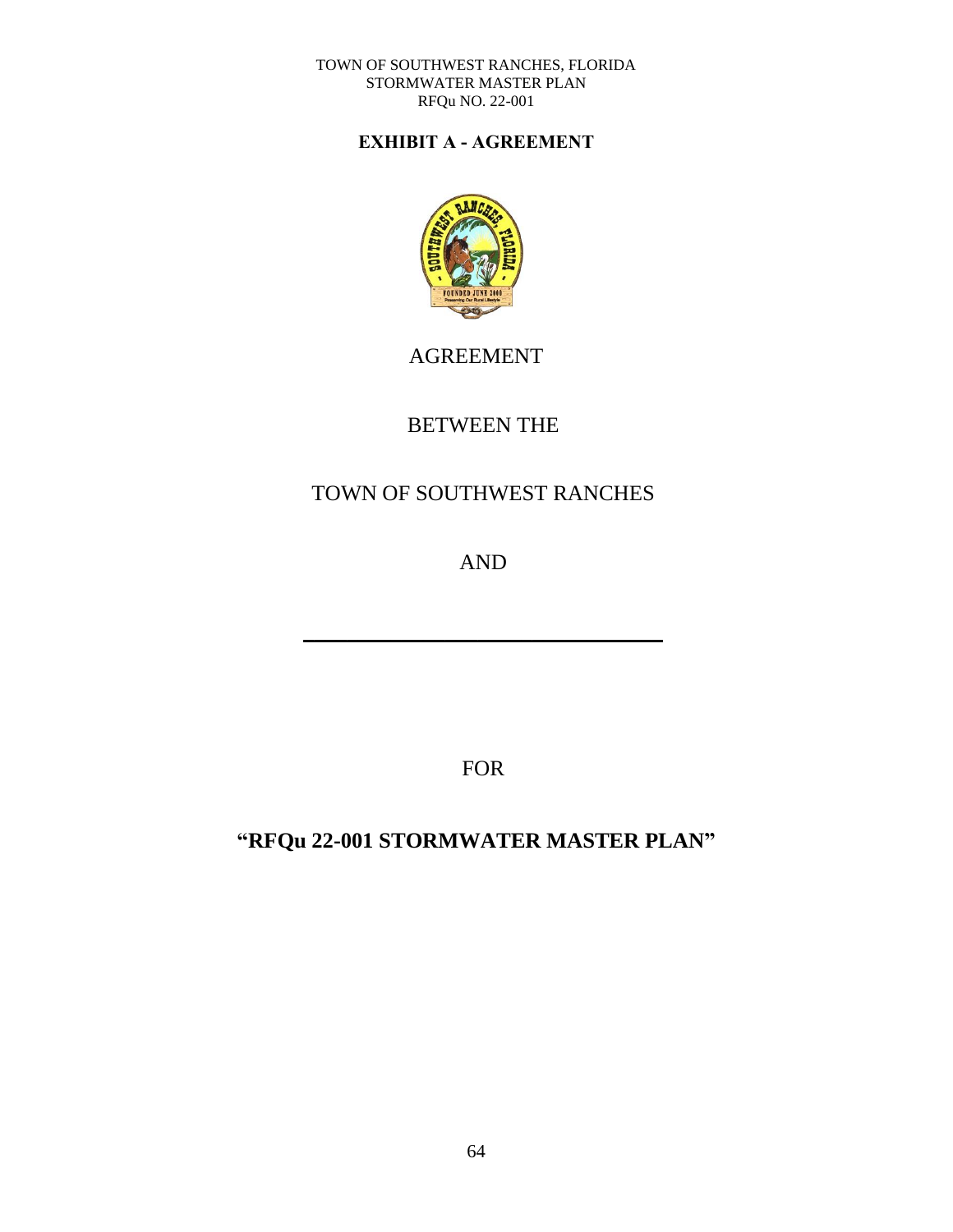# EXHIBIT A - AGREEMENT

AGREEMENT

BETWEEN THE

TOWN OF SOUTHWEST RANCHES

AND

______________________________

FOR

**"RFQu 22-001 STORMWATER MASTER PLAN"**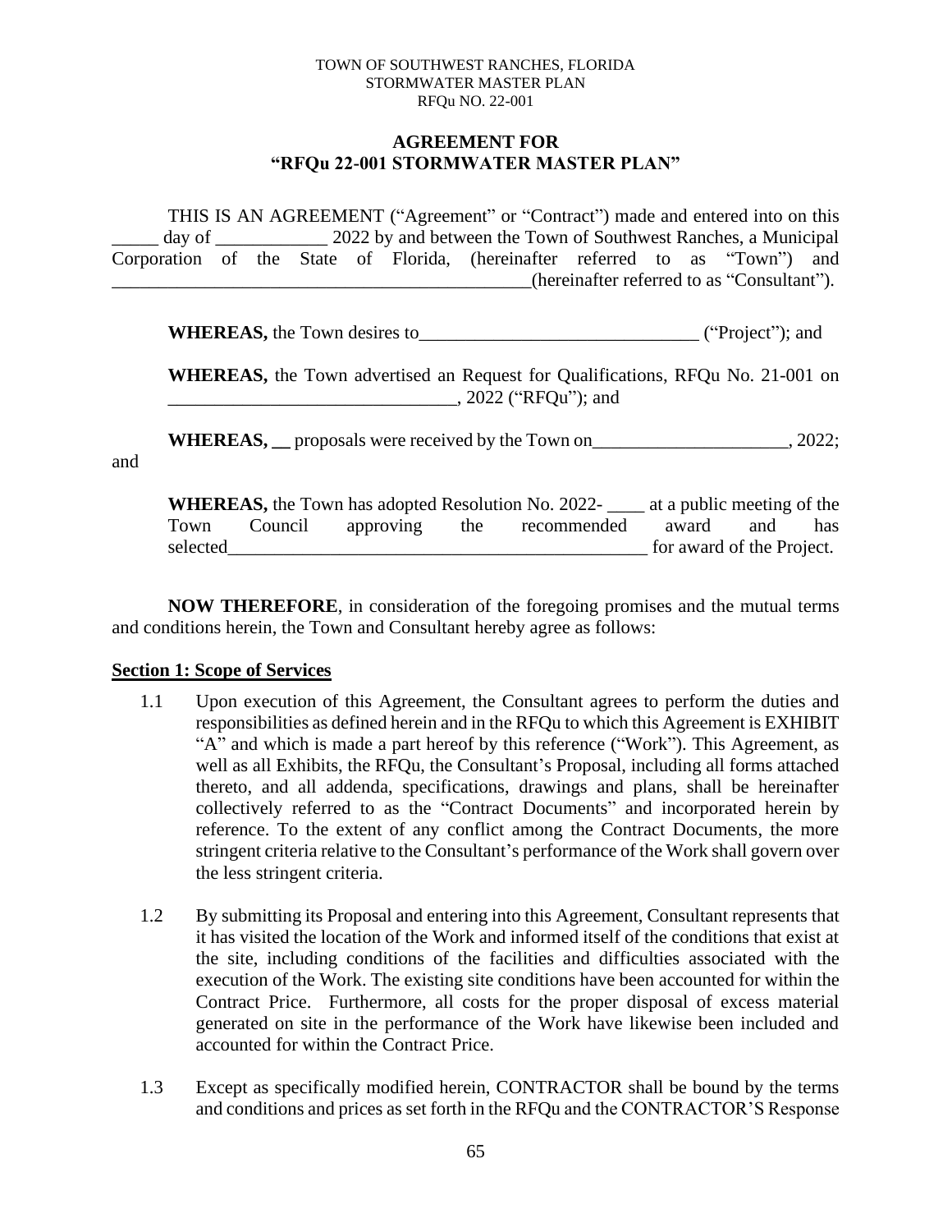**AGREEMENT FOR**
**"RFQu 22-001 STORMWATER MASTER PLAN"**

THIS IS AN AGREEMENT ("Agreement" or "Contract") made and entered into on this _____ day of ____________ 2022 by and between the Town of Southwest Ranches, a Municipal Corporation of the State of Florida, (hereinafter referred to as "Town") and ______________________________________________(hereinafter referred to as "Consultant").

**WHEREAS,** the Town desires to______________________________ ("Project"); and

**WHEREAS,** the Town advertised an Request for Qualifications, RFQu No. 21-001 on _______________________________, 2022 ("RFQu"); and

**WHEREAS, __** proposals were received by the Town on_____________________, 2022; and

**WHEREAS,** the Town has adopted Resolution No. 2022- ____ at a public meeting of the Town Council approving the recommended award and has selected______________________________________________ for award of the Project.

**NOW THEREFORE**, in consideration of the foregoing promises and the mutual terms and conditions herein, the Town and Consultant hereby agree as follows:

## Section 1: Scope of Services

1.1 Upon execution of this Agreement, the Consultant agrees to perform the duties and responsibilities as defined herein and in the RFQu to which this Agreement is EXHIBIT "A" and which is made a part hereof by this reference ("Work"). This Agreement, as well as all Exhibits, the RFQu, the Consultant's Proposal, including all forms attached thereto, and all addenda, specifications, drawings and plans, shall be hereinafter collectively referred to as the "Contract Documents" and incorporated herein by reference. To the extent of any conflict among the Contract Documents, the more stringent criteria relative to the Consultant's performance of the Work shall govern over the less stringent criteria.

1.2 By submitting its Proposal and entering into this Agreement, Consultant represents that it has visited the location of the Work and informed itself of the conditions that exist at the site, including conditions of the facilities and difficulties associated with the execution of the Work. The existing site conditions have been accounted for within the Contract Price. Furthermore, all costs for the proper disposal of excess material generated on site in the performance of the Work have likewise been included and accounted for within the Contract Price.

1.3 Except as specifically modified herein, CONTRACTOR shall be bound by the terms and conditions and prices as set forth in the RFQu and the CONTRACTOR'S Response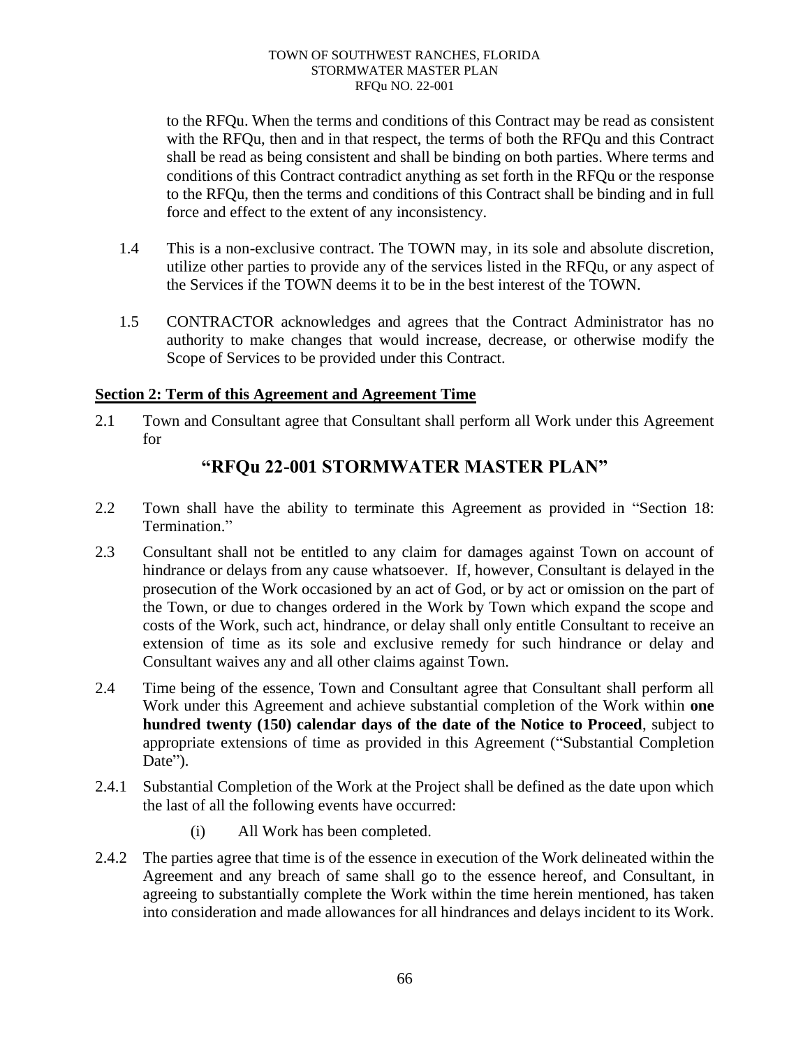to the RFQu. When the terms and conditions of this Contract may be read as consistent with the RFQu, then and in that respect, the terms of both the RFQu and this Contract shall be read as being consistent and shall be binding on both parties. Where terms and conditions of this Contract contradict anything as set forth in the RFQu or the response to the RFQu, then the terms and conditions of this Contract shall be binding and in full force and effect to the extent of any inconsistency.

1.4 This is a non-exclusive contract. The TOWN may, in its sole and absolute discretion, utilize other parties to provide any of the services listed in the RFQu, or any aspect of the Services if the TOWN deems it to be in the best interest of the TOWN.

1.5 CONTRACTOR acknowledges and agrees that the Contract Administrator has no authority to make changes that would increase, decrease, or otherwise modify the Scope of Services to be provided under this Contract.

## Section 2: Term of this Agreement and Agreement Time

2.1 Town and Consultant agree that Consultant shall perform all Work under this Agreement for

## "RFQu 22-001 STORMWATER MASTER PLAN"

2.2 Town shall have the ability to terminate this Agreement as provided in "Section 18: Termination."

2.3 Consultant shall not be entitled to any claim for damages against Town on account of hindrance or delays from any cause whatsoever. If, however, Consultant is delayed in the prosecution of the Work occasioned by an act of God, or by act or omission on the part of the Town, or due to changes ordered in the Work by Town which expand the scope and costs of the Work, such act, hindrance, or delay shall only entitle Consultant to receive an extension of time as its sole and exclusive remedy for such hindrance or delay and Consultant waives any and all other claims against Town.

2.4 Time being of the essence, Town and Consultant agree that Consultant shall perform all Work under this Agreement and achieve substantial completion of the Work within **one hundred twenty (150) calendar days of the date of the Notice to Proceed**, subject to appropriate extensions of time as provided in this Agreement ("Substantial Completion Date").

2.4.1 Substantial Completion of the Work at the Project shall be defined as the date upon which the last of all the following events have occurred:

(i) All Work has been completed.

2.4.2 The parties agree that time is of the essence in execution of the Work delineated within the Agreement and any breach of same shall go to the essence hereof, and Consultant, in agreeing to substantially complete the Work within the time herein mentioned, has taken into consideration and made allowances for all hindrances and delays incident to its Work.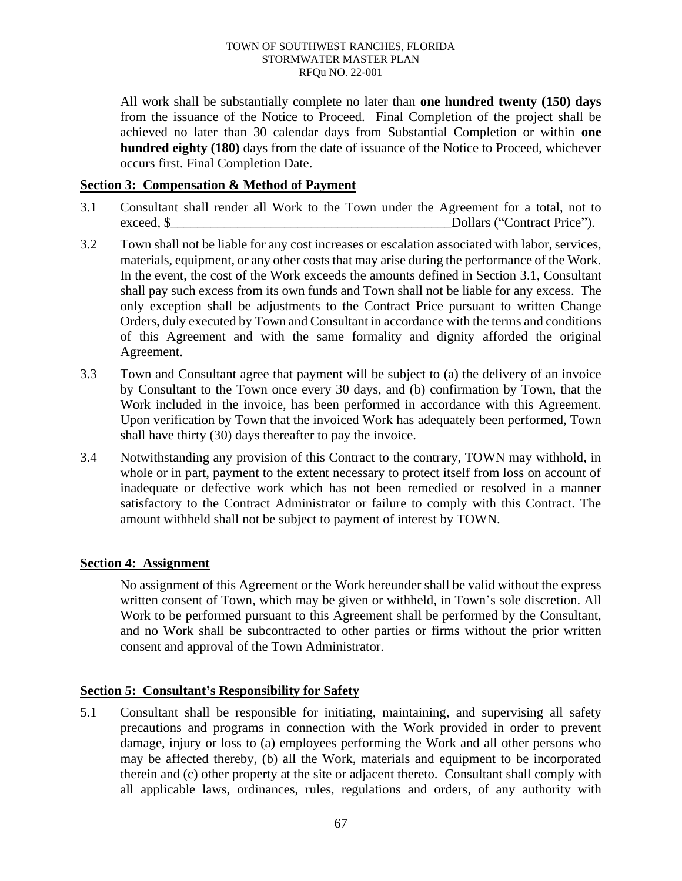All work shall be substantially complete no later than **one hundred twenty (150) days** from the issuance of the Notice to Proceed. Final Completion of the project shall be achieved no later than 30 calendar days from Substantial Completion or within **one hundred eighty (180)** days from the date of issuance of the Notice to Proceed, whichever occurs first. Final Completion Date.

**Section 3: Compensation & Method of Payment**

3.1 Consultant shall render all Work to the Town under the Agreement for a total, not to exceed, $___________________________________________Dollars ("Contract Price").

3.2 Town shall not be liable for any cost increases or escalation associated with labor, services, materials, equipment, or any other costs that may arise during the performance of the Work. In the event, the cost of the Work exceeds the amounts defined in Section 3.1, Consultant shall pay such excess from its own funds and Town shall not be liable for any excess. The only exception shall be adjustments to the Contract Price pursuant to written Change Orders, duly executed by Town and Consultant in accordance with the terms and conditions of this Agreement and with the same formality and dignity afforded the original Agreement.

3.3 Town and Consultant agree that payment will be subject to (a) the delivery of an invoice by Consultant to the Town once every 30 days, and (b) confirmation by Town, that the Work included in the invoice, has been performed in accordance with this Agreement. Upon verification by Town that the invoiced Work has adequately been performed, Town shall have thirty (30) days thereafter to pay the invoice.

3.4 Notwithstanding any provision of this Contract to the contrary, TOWN may withhold, in whole or in part, payment to the extent necessary to protect itself from loss on account of inadequate or defective work which has not been remedied or resolved in a manner satisfactory to the Contract Administrator or failure to comply with this Contract. The amount withheld shall not be subject to payment of interest by TOWN.

**Section 4: Assignment**

No assignment of this Agreement or the Work hereunder shall be valid without the express written consent of Town, which may be given or withheld, in Town's sole discretion. All Work to be performed pursuant to this Agreement shall be performed by the Consultant, and no Work shall be subcontracted to other parties or firms without the prior written consent and approval of the Town Administrator.

**Section 5: Consultant's Responsibility for Safety**

5.1 Consultant shall be responsible for initiating, maintaining, and supervising all safety precautions and programs in connection with the Work provided in order to prevent damage, injury or loss to (a) employees performing the Work and all other persons who may be affected thereby, (b) all the Work, materials and equipment to be incorporated therein and (c) other property at the site or adjacent thereto. Consultant shall comply with all applicable laws, ordinances, rules, regulations and orders, of any authority with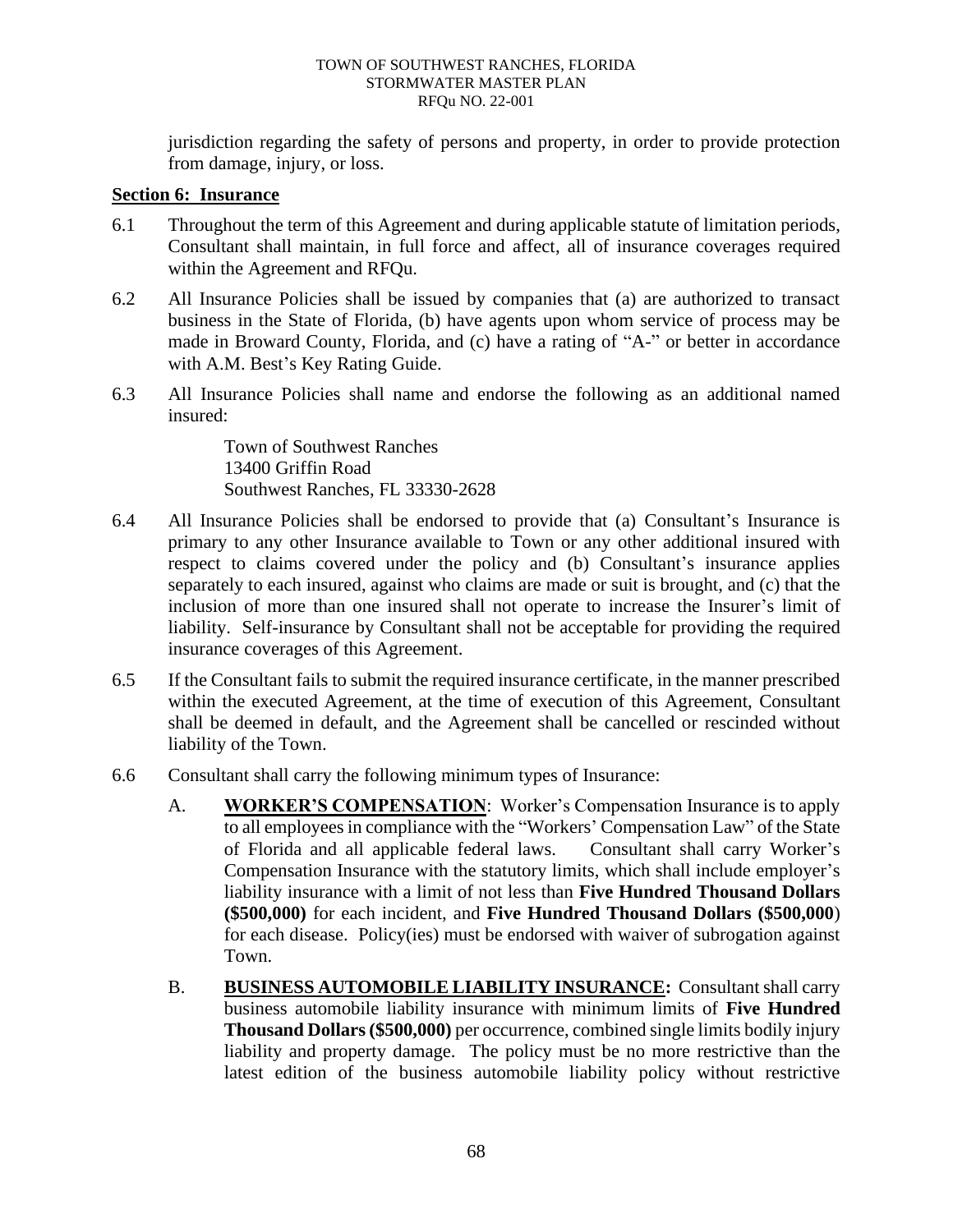jurisdiction regarding the safety of persons and property, in order to provide protection from damage, injury, or loss.

**Section 6: Insurance**

6.1 Throughout the term of this Agreement and during applicable statute of limitation periods, Consultant shall maintain, in full force and affect, all of insurance coverages required within the Agreement and RFQu.

6.2 All Insurance Policies shall be issued by companies that (a) are authorized to transact business in the State of Florida, (b) have agents upon whom service of process may be made in Broward County, Florida, and (c) have a rating of "A-" or better in accordance with A.M. Best's Key Rating Guide.

6.3 All Insurance Policies shall name and endorse the following as an additional named insured:

Town of Southwest Ranches
13400 Griffin Road
Southwest Ranches, FL 33330-2628

6.4 All Insurance Policies shall be endorsed to provide that (a) Consultant's Insurance is primary to any other Insurance available to Town or any other additional insured with respect to claims covered under the policy and (b) Consultant's insurance applies separately to each insured, against who claims are made or suit is brought, and (c) that the inclusion of more than one insured shall not operate to increase the Insurer's limit of liability. Self-insurance by Consultant shall not be acceptable for providing the required insurance coverages of this Agreement.

6.5 If the Consultant fails to submit the required insurance certificate, in the manner prescribed within the executed Agreement, at the time of execution of this Agreement, Consultant shall be deemed in default, and the Agreement shall be cancelled or rescinded without liability of the Town.

6.6 Consultant shall carry the following minimum types of Insurance:

A. **WORKER'S COMPENSATION**: Worker's Compensation Insurance is to apply to all employees in compliance with the "Workers' Compensation Law" of the State of Florida and all applicable federal laws. Consultant shall carry Worker's Compensation Insurance with the statutory limits, which shall include employer's liability insurance with a limit of not less than **Five Hundred Thousand Dollars ($500,000)** for each incident, and **Five Hundred Thousand Dollars ($500,000**) for each disease. Policy(ies) must be endorsed with waiver of subrogation against Town.

B. **BUSINESS AUTOMOBILE LIABILITY INSURANCE:** Consultant shall carry business automobile liability insurance with minimum limits of **Five Hundred Thousand Dollars ($500,000)** per occurrence, combined single limits bodily injury liability and property damage. The policy must be no more restrictive than the latest edition of the business automobile liability policy without restrictive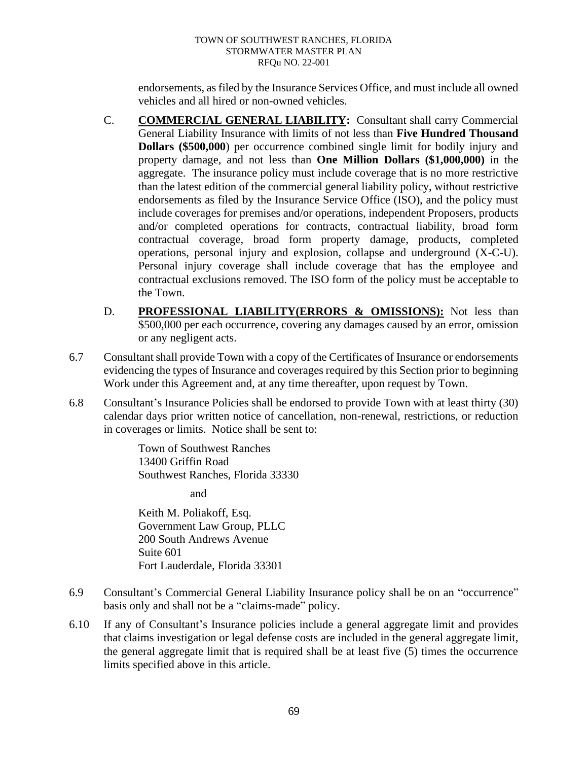endorsements, as filed by the Insurance Services Office, and must include all owned vehicles and all hired or non-owned vehicles.

C. **COMMERCIAL GENERAL LIABILITY:** Consultant shall carry Commercial General Liability Insurance with limits of not less than **Five Hundred Thousand Dollars ($500,000**) per occurrence combined single limit for bodily injury and property damage, and not less than **One Million Dollars ($1,000,000)** in the aggregate. The insurance policy must include coverage that is no more restrictive than the latest edition of the commercial general liability policy, without restrictive endorsements as filed by the Insurance Service Office (ISO), and the policy must include coverages for premises and/or operations, independent Proposers, products and/or completed operations for contracts, contractual liability, broad form contractual coverage, broad form property damage, products, completed operations, personal injury and explosion, collapse and underground (X-C-U). Personal injury coverage shall include coverage that has the employee and contractual exclusions removed. The ISO form of the policy must be acceptable to the Town.

D. **PROFESSIONAL LIABILITY(ERRORS & OMISSIONS):** Not less than $500,000 per each occurrence, covering any damages caused by an error, omission or any negligent acts.

6.7 Consultant shall provide Town with a copy of the Certificates of Insurance or endorsements evidencing the types of Insurance and coverages required by this Section prior to beginning Work under this Agreement and, at any time thereafter, upon request by Town.

6.8 Consultant's Insurance Policies shall be endorsed to provide Town with at least thirty (30) calendar days prior written notice of cancellation, non-renewal, restrictions, or reduction in coverages or limits. Notice shall be sent to:

Town of Southwest Ranches
13400 Griffin Road
Southwest Ranches, Florida 33330

and

Keith M. Poliakoff, Esq.
Government Law Group, PLLC
200 South Andrews Avenue
Suite 601
Fort Lauderdale, Florida 33301

6.9 Consultant's Commercial General Liability Insurance policy shall be on an "occurrence" basis only and shall not be a "claims-made" policy.

6.10 If any of Consultant's Insurance policies include a general aggregate limit and provides that claims investigation or legal defense costs are included in the general aggregate limit, the general aggregate limit that is required shall be at least five (5) times the occurrence limits specified above in this article.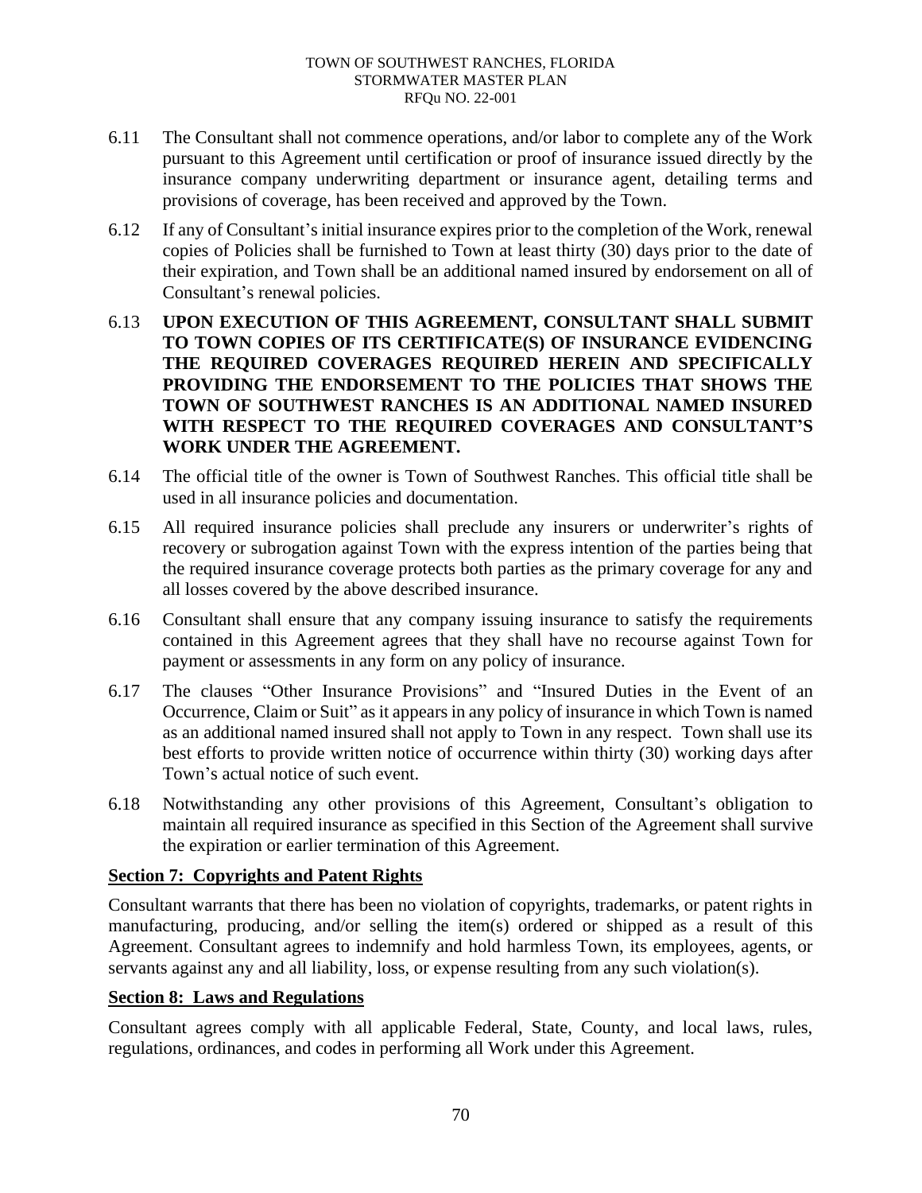6.11 The Consultant shall not commence operations, and/or labor to complete any of the Work pursuant to this Agreement until certification or proof of insurance issued directly by the insurance company underwriting department or insurance agent, detailing terms and provisions of coverage, has been received and approved by the Town.

6.12 If any of Consultant's initial insurance expires prior to the completion of the Work, renewal copies of Policies shall be furnished to Town at least thirty (30) days prior to the date of their expiration, and Town shall be an additional named insured by endorsement on all of Consultant's renewal policies.

6.13 **UPON EXECUTION OF THIS AGREEMENT, CONSULTANT SHALL SUBMIT TO TOWN COPIES OF ITS CERTIFICATE(S) OF INSURANCE EVIDENCING THE REQUIRED COVERAGES REQUIRED HEREIN AND SPECIFICALLY PROVIDING THE ENDORSEMENT TO THE POLICIES THAT SHOWS THE TOWN OF SOUTHWEST RANCHES IS AN ADDITIONAL NAMED INSURED WITH RESPECT TO THE REQUIRED COVERAGES AND CONSULTANT'S WORK UNDER THE AGREEMENT.**

6.14 The official title of the owner is Town of Southwest Ranches. This official title shall be used in all insurance policies and documentation.

6.15 All required insurance policies shall preclude any insurers or underwriter's rights of recovery or subrogation against Town with the express intention of the parties being that the required insurance coverage protects both parties as the primary coverage for any and all losses covered by the above described insurance.

6.16 Consultant shall ensure that any company issuing insurance to satisfy the requirements contained in this Agreement agrees that they shall have no recourse against Town for payment or assessments in any form on any policy of insurance.

6.17 The clauses "Other Insurance Provisions" and "Insured Duties in the Event of an Occurrence, Claim or Suit" as it appears in any policy of insurance in which Town is named as an additional named insured shall not apply to Town in any respect. Town shall use its best efforts to provide written notice of occurrence within thirty (30) working days after Town's actual notice of such event.

6.18 Notwithstanding any other provisions of this Agreement, Consultant's obligation to maintain all required insurance as specified in this Section of the Agreement shall survive the expiration or earlier termination of this Agreement.

## Section 7: Copyrights and Patent Rights

Consultant warrants that there has been no violation of copyrights, trademarks, or patent rights in manufacturing, producing, and/or selling the item(s) ordered or shipped as a result of this Agreement. Consultant agrees to indemnify and hold harmless Town, its employees, agents, or servants against any and all liability, loss, or expense resulting from any such violation(s).

## Section 8: Laws and Regulations

Consultant agrees comply with all applicable Federal, State, County, and local laws, rules, regulations, ordinances, and codes in performing all Work under this Agreement.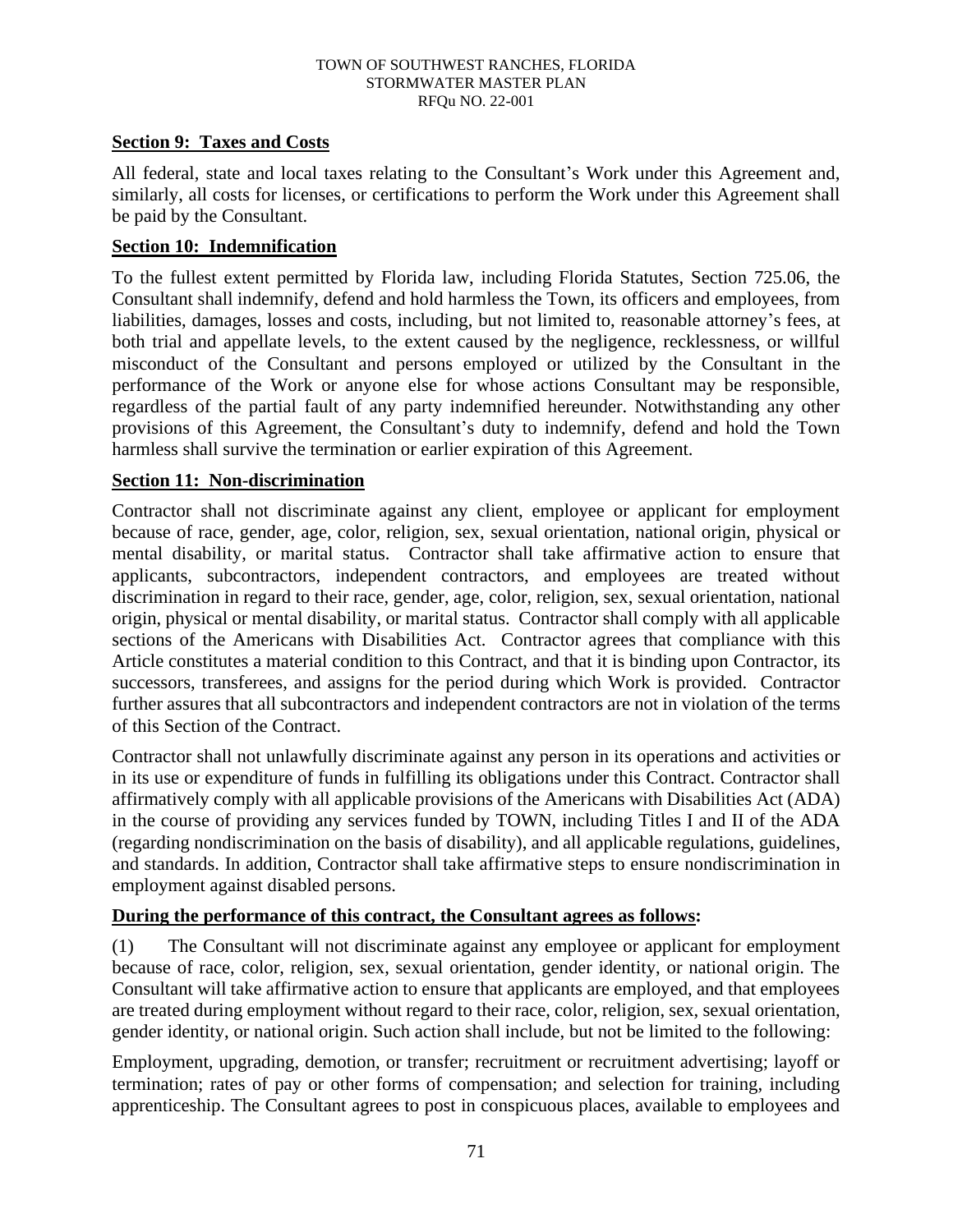**Section 9: Taxes and Costs**

All federal, state and local taxes relating to the Consultant's Work under this Agreement and, similarly, all costs for licenses, or certifications to perform the Work under this Agreement shall be paid by the Consultant.

**Section 10: Indemnification**

To the fullest extent permitted by Florida law, including Florida Statutes, Section 725.06, the Consultant shall indemnify, defend and hold harmless the Town, its officers and employees, from liabilities, damages, losses and costs, including, but not limited to, reasonable attorney's fees, at both trial and appellate levels, to the extent caused by the negligence, recklessness, or willful misconduct of the Consultant and persons employed or utilized by the Consultant in the performance of the Work or anyone else for whose actions Consultant may be responsible, regardless of the partial fault of any party indemnified hereunder. Notwithstanding any other provisions of this Agreement, the Consultant's duty to indemnify, defend and hold the Town harmless shall survive the termination or earlier expiration of this Agreement.

**Section 11: Non-discrimination**

Contractor shall not discriminate against any client, employee or applicant for employment because of race, gender, age, color, religion, sex, sexual orientation, national origin, physical or mental disability, or marital status. Contractor shall take affirmative action to ensure that applicants, subcontractors, independent contractors, and employees are treated without discrimination in regard to their race, gender, age, color, religion, sex, sexual orientation, national origin, physical or mental disability, or marital status. Contractor shall comply with all applicable sections of the Americans with Disabilities Act. Contractor agrees that compliance with this Article constitutes a material condition to this Contract, and that it is binding upon Contractor, its successors, transferees, and assigns for the period during which Work is provided. Contractor further assures that all subcontractors and independent contractors are not in violation of the terms of this Section of the Contract.

Contractor shall not unlawfully discriminate against any person in its operations and activities or in its use or expenditure of funds in fulfilling its obligations under this Contract. Contractor shall affirmatively comply with all applicable provisions of the Americans with Disabilities Act (ADA) in the course of providing any services funded by TOWN, including Titles I and II of the ADA (regarding nondiscrimination on the basis of disability), and all applicable regulations, guidelines, and standards. In addition, Contractor shall take affirmative steps to ensure nondiscrimination in employment against disabled persons.

**During the performance of this contract, the Consultant agrees as follows:**

(1) The Consultant will not discriminate against any employee or applicant for employment because of race, color, religion, sex, sexual orientation, gender identity, or national origin. The Consultant will take affirmative action to ensure that applicants are employed, and that employees are treated during employment without regard to their race, color, religion, sex, sexual orientation, gender identity, or national origin. Such action shall include, but not be limited to the following:

Employment, upgrading, demotion, or transfer; recruitment or recruitment advertising; layoff or termination; rates of pay or other forms of compensation; and selection for training, including apprenticeship. The Consultant agrees to post in conspicuous places, available to employees and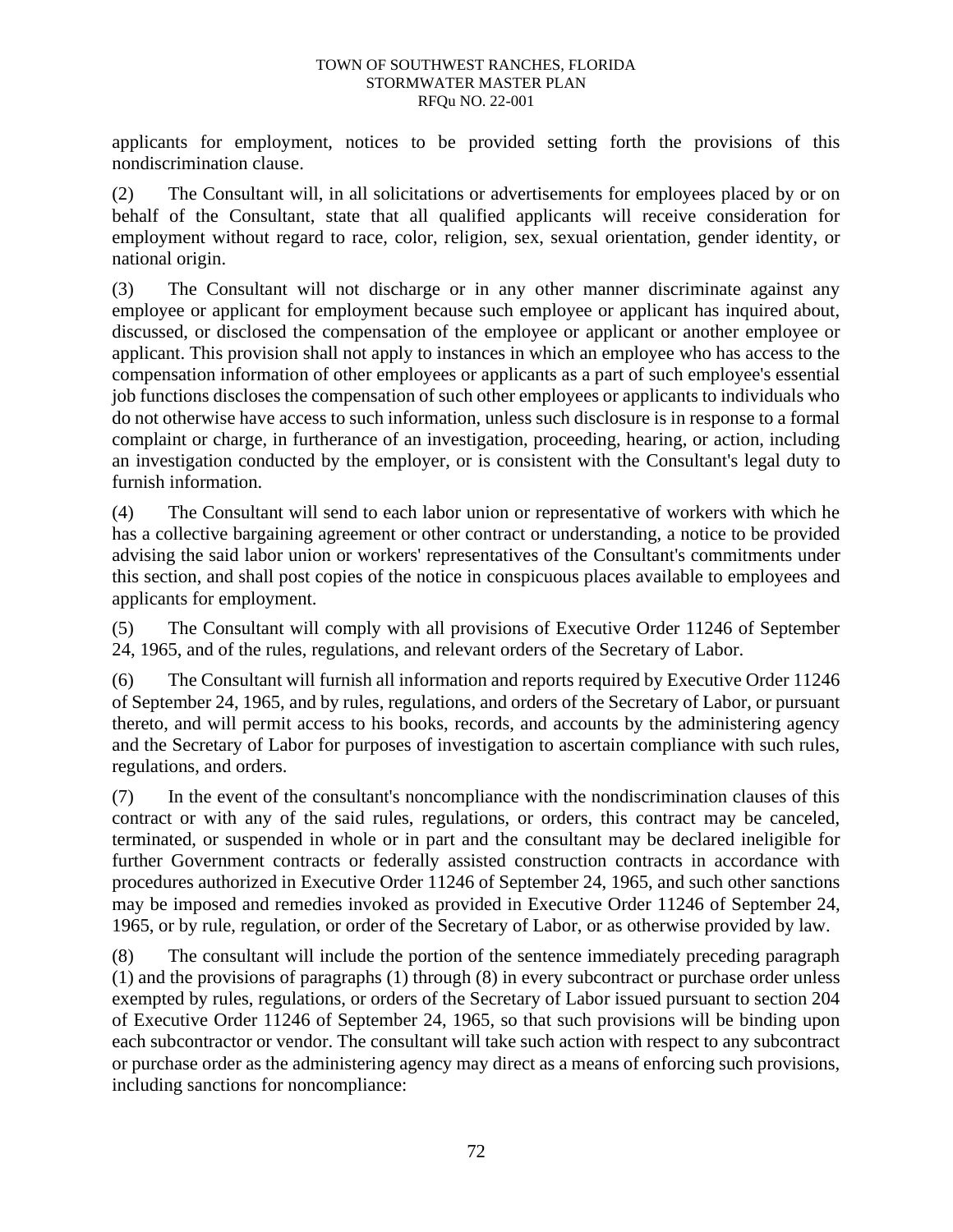applicants for employment, notices to be provided setting forth the provisions of this nondiscrimination clause.

(2) The Consultant will, in all solicitations or advertisements for employees placed by or on behalf of the Consultant, state that all qualified applicants will receive consideration for employment without regard to race, color, religion, sex, sexual orientation, gender identity, or national origin.

(3) The Consultant will not discharge or in any other manner discriminate against any employee or applicant for employment because such employee or applicant has inquired about, discussed, or disclosed the compensation of the employee or applicant or another employee or applicant. This provision shall not apply to instances in which an employee who has access to the compensation information of other employees or applicants as a part of such employee's essential job functions discloses the compensation of such other employees or applicants to individuals who do not otherwise have access to such information, unless such disclosure is in response to a formal complaint or charge, in furtherance of an investigation, proceeding, hearing, or action, including an investigation conducted by the employer, or is consistent with the Consultant's legal duty to furnish information.

(4) The Consultant will send to each labor union or representative of workers with which he has a collective bargaining agreement or other contract or understanding, a notice to be provided advising the said labor union or workers' representatives of the Consultant's commitments under this section, and shall post copies of the notice in conspicuous places available to employees and applicants for employment.

(5) The Consultant will comply with all provisions of Executive Order 11246 of September 24, 1965, and of the rules, regulations, and relevant orders of the Secretary of Labor.

(6) The Consultant will furnish all information and reports required by Executive Order 11246 of September 24, 1965, and by rules, regulations, and orders of the Secretary of Labor, or pursuant thereto, and will permit access to his books, records, and accounts by the administering agency and the Secretary of Labor for purposes of investigation to ascertain compliance with such rules, regulations, and orders.

(7) In the event of the consultant's noncompliance with the nondiscrimination clauses of this contract or with any of the said rules, regulations, or orders, this contract may be canceled, terminated, or suspended in whole or in part and the consultant may be declared ineligible for further Government contracts or federally assisted construction contracts in accordance with procedures authorized in Executive Order 11246 of September 24, 1965, and such other sanctions may be imposed and remedies invoked as provided in Executive Order 11246 of September 24, 1965, or by rule, regulation, or order of the Secretary of Labor, or as otherwise provided by law.

(8) The consultant will include the portion of the sentence immediately preceding paragraph (1) and the provisions of paragraphs (1) through (8) in every subcontract or purchase order unless exempted by rules, regulations, or orders of the Secretary of Labor issued pursuant to section 204 of Executive Order 11246 of September 24, 1965, so that such provisions will be binding upon each subcontractor or vendor. The consultant will take such action with respect to any subcontract or purchase order as the administering agency may direct as a means of enforcing such provisions, including sanctions for noncompliance: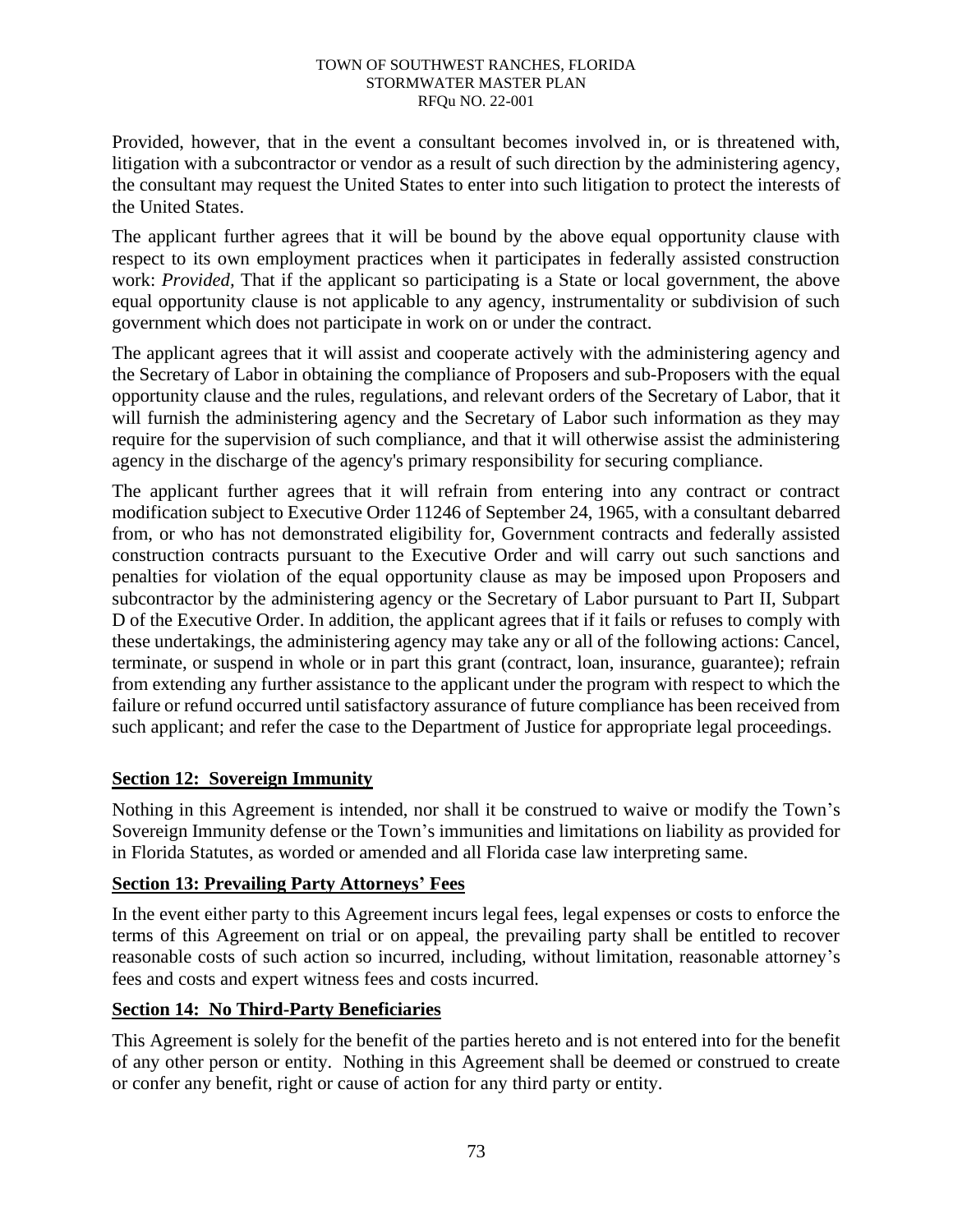Provided, however, that in the event a consultant becomes involved in, or is threatened with, litigation with a subcontractor or vendor as a result of such direction by the administering agency, the consultant may request the United States to enter into such litigation to protect the interests of the United States.

The applicant further agrees that it will be bound by the above equal opportunity clause with respect to its own employment practices when it participates in federally assisted construction work: *Provided*, That if the applicant so participating is a State or local government, the above equal opportunity clause is not applicable to any agency, instrumentality or subdivision of such government which does not participate in work on or under the contract.

The applicant agrees that it will assist and cooperate actively with the administering agency and the Secretary of Labor in obtaining the compliance of Proposers and sub-Proposers with the equal opportunity clause and the rules, regulations, and relevant orders of the Secretary of Labor, that it will furnish the administering agency and the Secretary of Labor such information as they may require for the supervision of such compliance, and that it will otherwise assist the administering agency in the discharge of the agency's primary responsibility for securing compliance.

The applicant further agrees that it will refrain from entering into any contract or contract modification subject to Executive Order 11246 of September 24, 1965, with a consultant debarred from, or who has not demonstrated eligibility for, Government contracts and federally assisted construction contracts pursuant to the Executive Order and will carry out such sanctions and penalties for violation of the equal opportunity clause as may be imposed upon Proposers and subcontractor by the administering agency or the Secretary of Labor pursuant to Part II, Subpart D of the Executive Order. In addition, the applicant agrees that if it fails or refuses to comply with these undertakings, the administering agency may take any or all of the following actions: Cancel, terminate, or suspend in whole or in part this grant (contract, loan, insurance, guarantee); refrain from extending any further assistance to the applicant under the program with respect to which the failure or refund occurred until satisfactory assurance of future compliance has been received from such applicant; and refer the case to the Department of Justice for appropriate legal proceedings.

## Section 12: Sovereign Immunity

Nothing in this Agreement is intended, nor shall it be construed to waive or modify the Town's Sovereign Immunity defense or the Town's immunities and limitations on liability as provided for in Florida Statutes, as worded or amended and all Florida case law interpreting same.

## Section 13: Prevailing Party Attorneys' Fees

In the event either party to this Agreement incurs legal fees, legal expenses or costs to enforce the terms of this Agreement on trial or on appeal, the prevailing party shall be entitled to recover reasonable costs of such action so incurred, including, without limitation, reasonable attorney's fees and costs and expert witness fees and costs incurred.

## Section 14: No Third-Party Beneficiaries

This Agreement is solely for the benefit of the parties hereto and is not entered into for the benefit of any other person or entity. Nothing in this Agreement shall be deemed or construed to create or confer any benefit, right or cause of action for any third party or entity.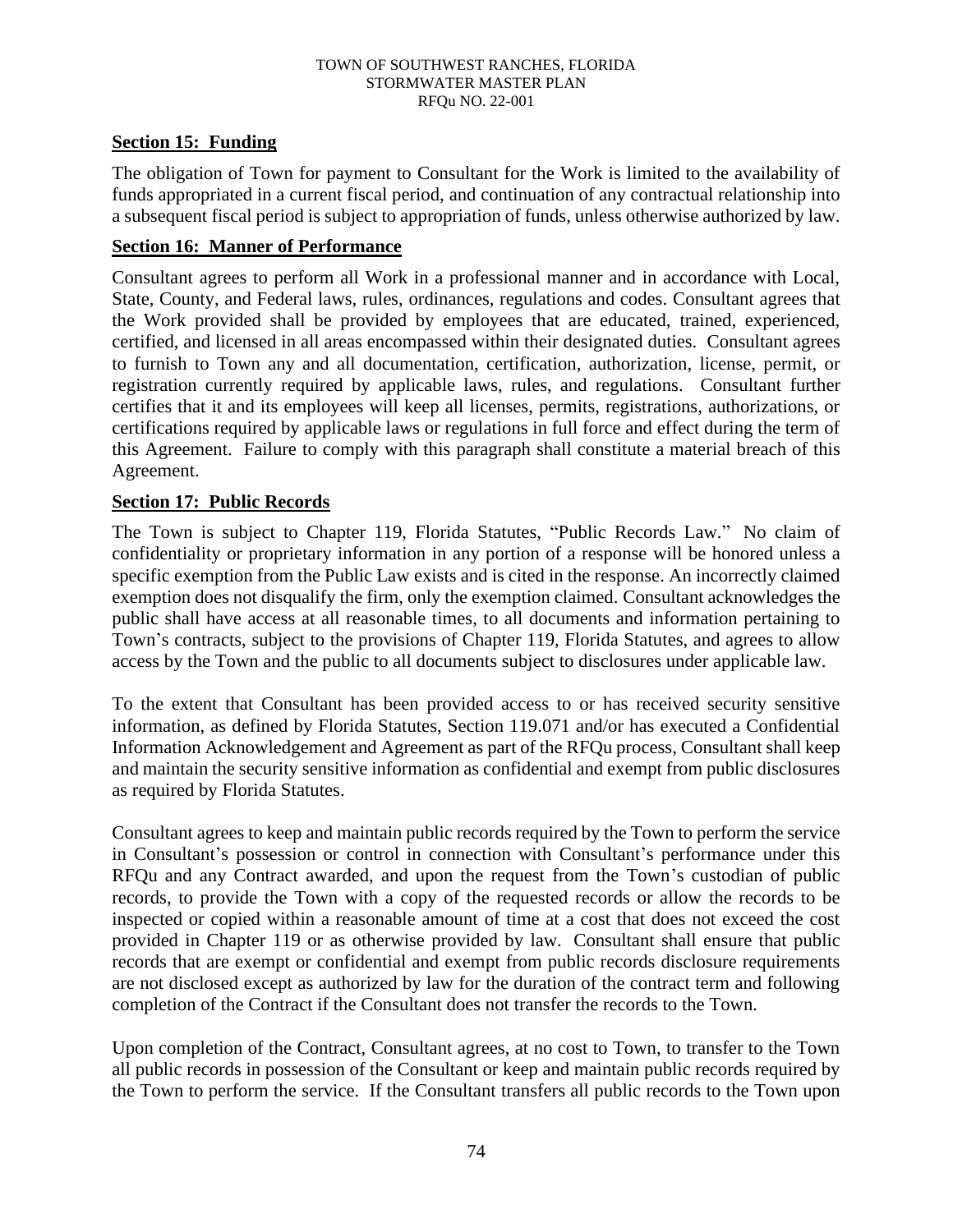**Section 15: Funding**

The obligation of Town for payment to Consultant for the Work is limited to the availability of funds appropriated in a current fiscal period, and continuation of any contractual relationship into a subsequent fiscal period is subject to appropriation of funds, unless otherwise authorized by law.

**Section 16: Manner of Performance**

Consultant agrees to perform all Work in a professional manner and in accordance with Local, State, County, and Federal laws, rules, ordinances, regulations and codes. Consultant agrees that the Work provided shall be provided by employees that are educated, trained, experienced, certified, and licensed in all areas encompassed within their designated duties. Consultant agrees to furnish to Town any and all documentation, certification, authorization, license, permit, or registration currently required by applicable laws, rules, and regulations. Consultant further certifies that it and its employees will keep all licenses, permits, registrations, authorizations, or certifications required by applicable laws or regulations in full force and effect during the term of this Agreement. Failure to comply with this paragraph shall constitute a material breach of this Agreement.

**Section 17: Public Records**

The Town is subject to Chapter 119, Florida Statutes, "Public Records Law." No claim of confidentiality or proprietary information in any portion of a response will be honored unless a specific exemption from the Public Law exists and is cited in the response. An incorrectly claimed exemption does not disqualify the firm, only the exemption claimed. Consultant acknowledges the public shall have access at all reasonable times, to all documents and information pertaining to Town's contracts, subject to the provisions of Chapter 119, Florida Statutes, and agrees to allow access by the Town and the public to all documents subject to disclosures under applicable law.

To the extent that Consultant has been provided access to or has received security sensitive information, as defined by Florida Statutes, Section 119.071 and/or has executed a Confidential Information Acknowledgement and Agreement as part of the RFQu process, Consultant shall keep and maintain the security sensitive information as confidential and exempt from public disclosures as required by Florida Statutes.

Consultant agrees to keep and maintain public records required by the Town to perform the service in Consultant's possession or control in connection with Consultant's performance under this RFQu and any Contract awarded, and upon the request from the Town's custodian of public records, to provide the Town with a copy of the requested records or allow the records to be inspected or copied within a reasonable amount of time at a cost that does not exceed the cost provided in Chapter 119 or as otherwise provided by law. Consultant shall ensure that public records that are exempt or confidential and exempt from public records disclosure requirements are not disclosed except as authorized by law for the duration of the contract term and following completion of the Contract if the Consultant does not transfer the records to the Town.

Upon completion of the Contract, Consultant agrees, at no cost to Town, to transfer to the Town all public records in possession of the Consultant or keep and maintain public records required by the Town to perform the service. If the Consultant transfers all public records to the Town upon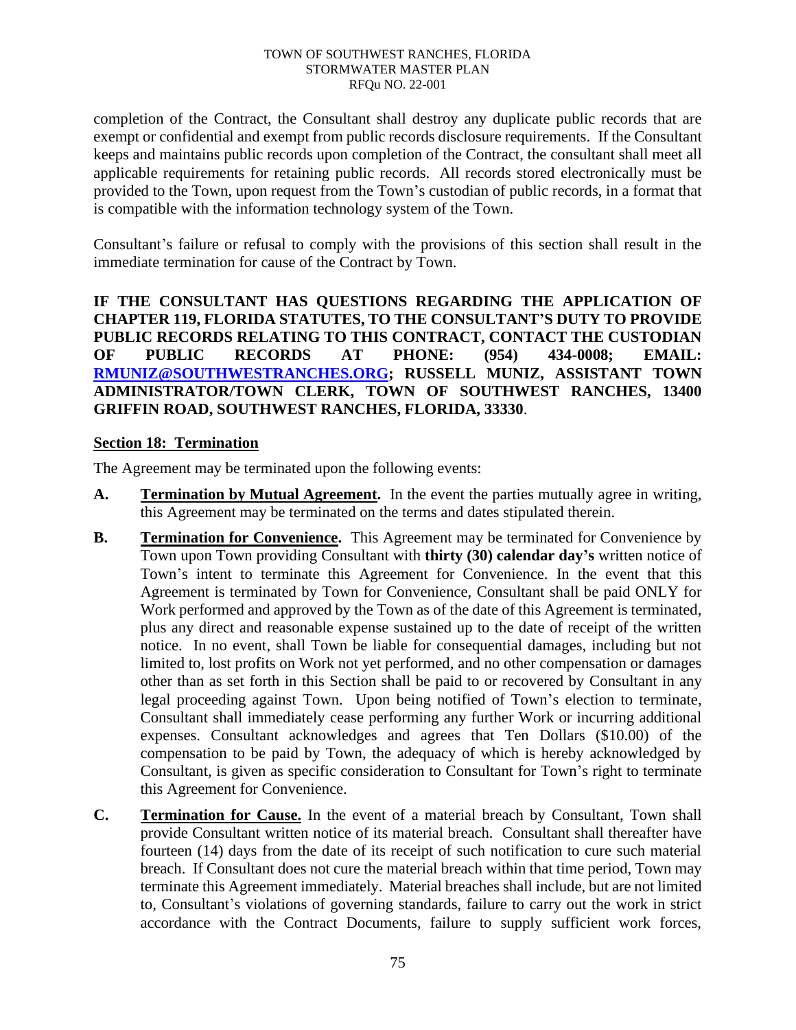completion of the Contract, the Consultant shall destroy any duplicate public records that are exempt or confidential and exempt from public records disclosure requirements. If the Consultant keeps and maintains public records upon completion of the Contract, the consultant shall meet all applicable requirements for retaining public records. All records stored electronically must be provided to the Town, upon request from the Town's custodian of public records, in a format that is compatible with the information technology system of the Town.

Consultant's failure or refusal to comply with the provisions of this section shall result in the immediate termination for cause of the Contract by Town.

**IF THE CONSULTANT HAS QUESTIONS REGARDING THE APPLICATION OF CHAPTER 119, FLORIDA STATUTES, TO THE CONSULTANT'S DUTY TO PROVIDE PUBLIC RECORDS RELATING TO THIS CONTRACT, CONTACT THE CUSTODIAN OF PUBLIC RECORDS AT PHONE: (954) 434-0008; EMAIL: RMUNIZ@SOUTHWESTRANCHES.ORG; RUSSELL MUNIZ, ASSISTANT TOWN ADMINISTRATOR/TOWN CLERK, TOWN OF SOUTHWEST RANCHES, 13400 GRIFFIN ROAD, SOUTHWEST RANCHES, FLORIDA, 33330**.

**Section 18: Termination**

The Agreement may be terminated upon the following events:

**A. Termination by Mutual Agreement.** In the event the parties mutually agree in writing, this Agreement may be terminated on the terms and dates stipulated therein.

**B. Termination for Convenience.** This Agreement may be terminated for Convenience by Town upon Town providing Consultant with **thirty (30) calendar day's** written notice of Town's intent to terminate this Agreement for Convenience. In the event that this Agreement is terminated by Town for Convenience, Consultant shall be paid ONLY for Work performed and approved by the Town as of the date of this Agreement is terminated, plus any direct and reasonable expense sustained up to the date of receipt of the written notice. In no event, shall Town be liable for consequential damages, including but not limited to, lost profits on Work not yet performed, and no other compensation or damages other than as set forth in this Section shall be paid to or recovered by Consultant in any legal proceeding against Town. Upon being notified of Town's election to terminate, Consultant shall immediately cease performing any further Work or incurring additional expenses. Consultant acknowledges and agrees that Ten Dollars ($10.00) of the compensation to be paid by Town, the adequacy of which is hereby acknowledged by Consultant, is given as specific consideration to Consultant for Town's right to terminate this Agreement for Convenience.

**C. Termination for Cause.** In the event of a material breach by Consultant, Town shall provide Consultant written notice of its material breach. Consultant shall thereafter have fourteen (14) days from the date of its receipt of such notification to cure such material breach. If Consultant does not cure the material breach within that time period, Town may terminate this Agreement immediately. Material breaches shall include, but are not limited to, Consultant's violations of governing standards, failure to carry out the work in strict accordance with the Contract Documents, failure to supply sufficient work forces,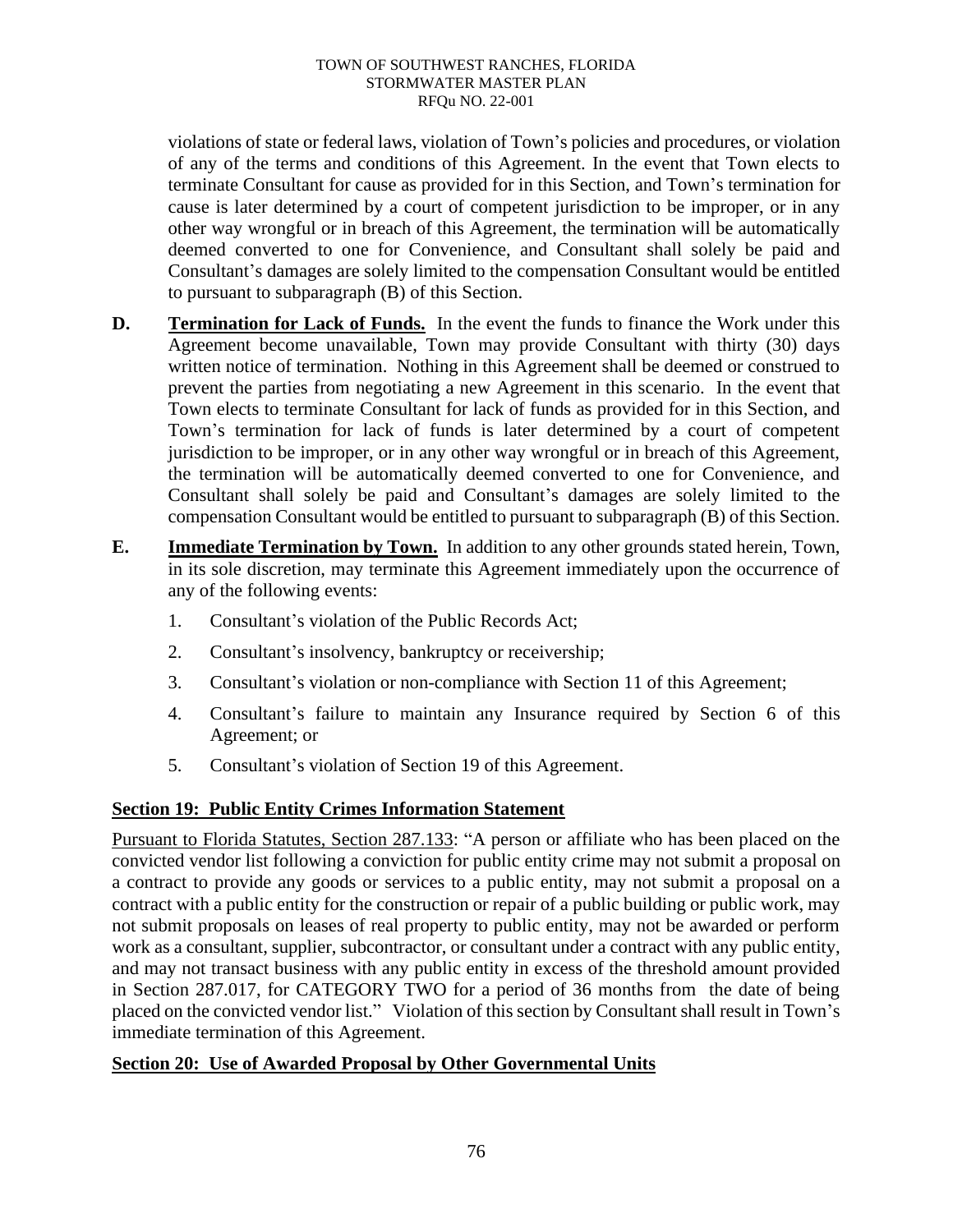violations of state or federal laws, violation of Town's policies and procedures, or violation of any of the terms and conditions of this Agreement. In the event that Town elects to terminate Consultant for cause as provided for in this Section, and Town's termination for cause is later determined by a court of competent jurisdiction to be improper, or in any other way wrongful or in breach of this Agreement, the termination will be automatically deemed converted to one for Convenience, and Consultant shall solely be paid and Consultant's damages are solely limited to the compensation Consultant would be entitled to pursuant to subparagraph (B) of this Section.

**D.** **<u>Termination for Lack of Funds.</u>** In the event the funds to finance the Work under this Agreement become unavailable, Town may provide Consultant with thirty (30) days written notice of termination. Nothing in this Agreement shall be deemed or construed to prevent the parties from negotiating a new Agreement in this scenario. In the event that Town elects to terminate Consultant for lack of funds as provided for in this Section, and Town's termination for lack of funds is later determined by a court of competent jurisdiction to be improper, or in any other way wrongful or in breach of this Agreement, the termination will be automatically deemed converted to one for Convenience, and Consultant shall solely be paid and Consultant's damages are solely limited to the compensation Consultant would be entitled to pursuant to subparagraph (B) of this Section.

**E.** **<u>Immediate Termination by Town.</u>** In addition to any other grounds stated herein, Town, in its sole discretion, may terminate this Agreement immediately upon the occurrence of any of the following events:

1. Consultant's violation of the Public Records Act;
2. Consultant's insolvency, bankruptcy or receivership;
3. Consultant's violation or non-compliance with Section 11 of this Agreement;
4. Consultant's failure to maintain any Insurance required by Section 6 of this Agreement; or
5. Consultant's violation of Section 19 of this Agreement.

## <u>Section 19: Public Entity Crimes Information Statement</u>

<u>Pursuant to Florida Statutes, Section 287.133</u>: "A person or affiliate who has been placed on the convicted vendor list following a conviction for public entity crime may not submit a proposal on a contract to provide any goods or services to a public entity, may not submit a proposal on a contract with a public entity for the construction or repair of a public building or public work, may not submit proposals on leases of real property to public entity, may not be awarded or perform work as a consultant, supplier, subcontractor, or consultant under a contract with any public entity, and may not transact business with any public entity in excess of the threshold amount provided in Section 287.017, for CATEGORY TWO for a period of 36 months from the date of being placed on the convicted vendor list." Violation of this section by Consultant shall result in Town's immediate termination of this Agreement.

## <u>Section 20: Use of Awarded Proposal by Other Governmental Units</u>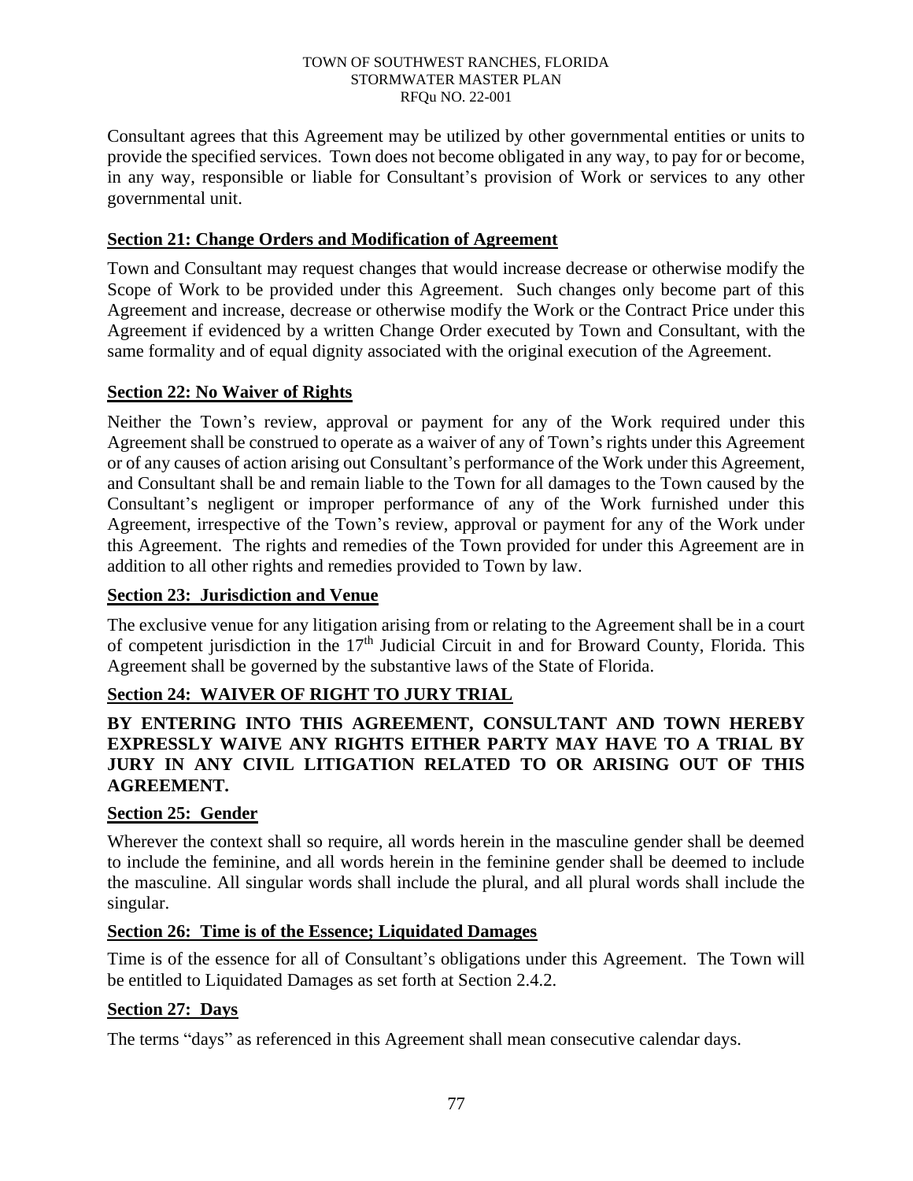Consultant agrees that this Agreement may be utilized by other governmental entities or units to provide the specified services. Town does not become obligated in any way, to pay for or become, in any way, responsible or liable for Consultant's provision of Work or services to any other governmental unit.

**Section 21: Change Orders and Modification of Agreement**

Town and Consultant may request changes that would increase decrease or otherwise modify the Scope of Work to be provided under this Agreement. Such changes only become part of this Agreement and increase, decrease or otherwise modify the Work or the Contract Price under this Agreement if evidenced by a written Change Order executed by Town and Consultant, with the same formality and of equal dignity associated with the original execution of the Agreement.

**Section 22: No Waiver of Rights**

Neither the Town's review, approval or payment for any of the Work required under this Agreement shall be construed to operate as a waiver of any of Town's rights under this Agreement or of any causes of action arising out Consultant's performance of the Work under this Agreement, and Consultant shall be and remain liable to the Town for all damages to the Town caused by the Consultant's negligent or improper performance of any of the Work furnished under this Agreement, irrespective of the Town's review, approval or payment for any of the Work under this Agreement. The rights and remedies of the Town provided for under this Agreement are in addition to all other rights and remedies provided to Town by law.

**Section 23: Jurisdiction and Venue**

The exclusive venue for any litigation arising from or relating to the Agreement shall be in a court of competent jurisdiction in the 17th Judicial Circuit in and for Broward County, Florida. This Agreement shall be governed by the substantive laws of the State of Florida.

**Section 24: WAIVER OF RIGHT TO JURY TRIAL**

**BY ENTERING INTO THIS AGREEMENT, CONSULTANT AND TOWN HEREBY EXPRESSLY WAIVE ANY RIGHTS EITHER PARTY MAY HAVE TO A TRIAL BY JURY IN ANY CIVIL LITIGATION RELATED TO OR ARISING OUT OF THIS AGREEMENT.**

**Section 25: Gender**

Wherever the context shall so require, all words herein in the masculine gender shall be deemed to include the feminine, and all words herein in the feminine gender shall be deemed to include the masculine. All singular words shall include the plural, and all plural words shall include the singular.

**Section 26: Time is of the Essence; Liquidated Damages**

Time is of the essence for all of Consultant's obligations under this Agreement. The Town will be entitled to Liquidated Damages as set forth at Section 2.4.2.

**Section 27: Days**

The terms "days" as referenced in this Agreement shall mean consecutive calendar days.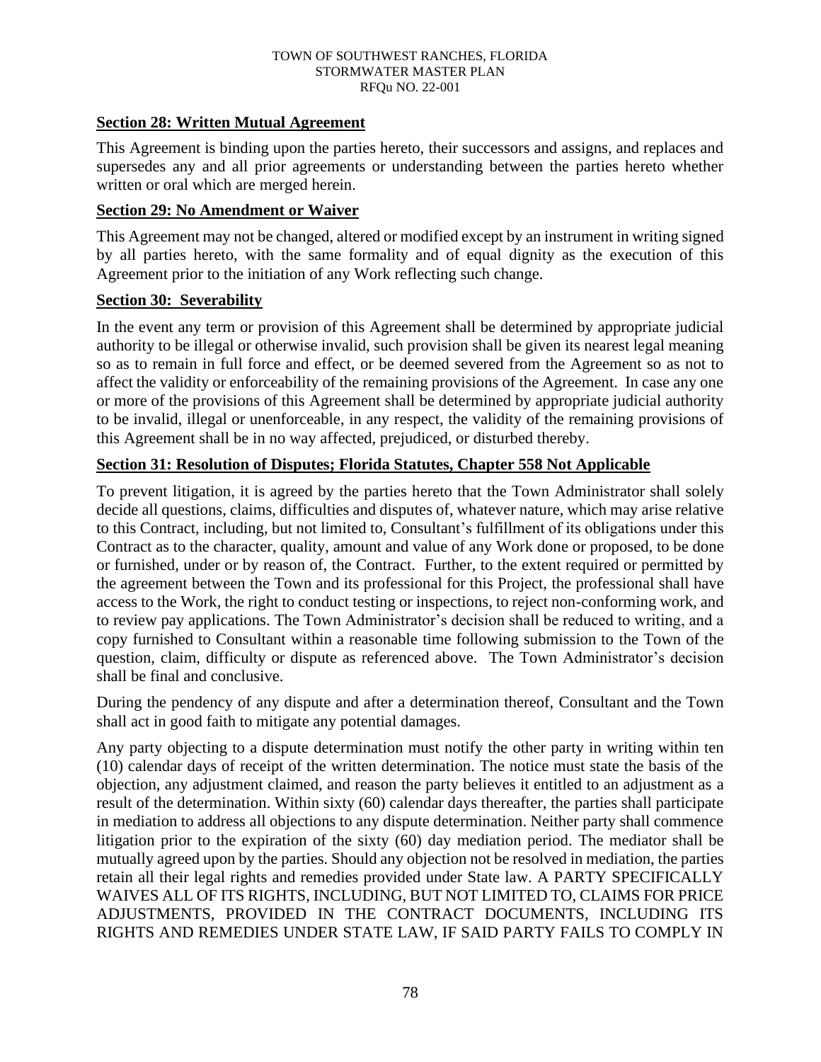**Section 28: Written Mutual Agreement**

This Agreement is binding upon the parties hereto, their successors and assigns, and replaces and supersedes any and all prior agreements or understanding between the parties hereto whether written or oral which are merged herein.

**Section 29: No Amendment or Waiver**

This Agreement may not be changed, altered or modified except by an instrument in writing signed by all parties hereto, with the same formality and of equal dignity as the execution of this Agreement prior to the initiation of any Work reflecting such change.

**Section 30: Severability**

In the event any term or provision of this Agreement shall be determined by appropriate judicial authority to be illegal or otherwise invalid, such provision shall be given its nearest legal meaning so as to remain in full force and effect, or be deemed severed from the Agreement so as not to affect the validity or enforceability of the remaining provisions of the Agreement. In case any one or more of the provisions of this Agreement shall be determined by appropriate judicial authority to be invalid, illegal or unenforceable, in any respect, the validity of the remaining provisions of this Agreement shall be in no way affected, prejudiced, or disturbed thereby.

**Section 31: Resolution of Disputes; Florida Statutes, Chapter 558 Not Applicable**

To prevent litigation, it is agreed by the parties hereto that the Town Administrator shall solely decide all questions, claims, difficulties and disputes of, whatever nature, which may arise relative to this Contract, including, but not limited to, Consultant's fulfillment of its obligations under this Contract as to the character, quality, amount and value of any Work done or proposed, to be done or furnished, under or by reason of, the Contract. Further, to the extent required or permitted by the agreement between the Town and its professional for this Project, the professional shall have access to the Work, the right to conduct testing or inspections, to reject non-conforming work, and to review pay applications. The Town Administrator's decision shall be reduced to writing, and a copy furnished to Consultant within a reasonable time following submission to the Town of the question, claim, difficulty or dispute as referenced above. The Town Administrator's decision shall be final and conclusive.

During the pendency of any dispute and after a determination thereof, Consultant and the Town shall act in good faith to mitigate any potential damages.

Any party objecting to a dispute determination must notify the other party in writing within ten (10) calendar days of receipt of the written determination. The notice must state the basis of the objection, any adjustment claimed, and reason the party believes it entitled to an adjustment as a result of the determination. Within sixty (60) calendar days thereafter, the parties shall participate in mediation to address all objections to any dispute determination. Neither party shall commence litigation prior to the expiration of the sixty (60) day mediation period. The mediator shall be mutually agreed upon by the parties. Should any objection not be resolved in mediation, the parties retain all their legal rights and remedies provided under State law. A PARTY SPECIFICALLY WAIVES ALL OF ITS RIGHTS, INCLUDING, BUT NOT LIMITED TO, CLAIMS FOR PRICE ADJUSTMENTS, PROVIDED IN THE CONTRACT DOCUMENTS, INCLUDING ITS RIGHTS AND REMEDIES UNDER STATE LAW, IF SAID PARTY FAILS TO COMPLY IN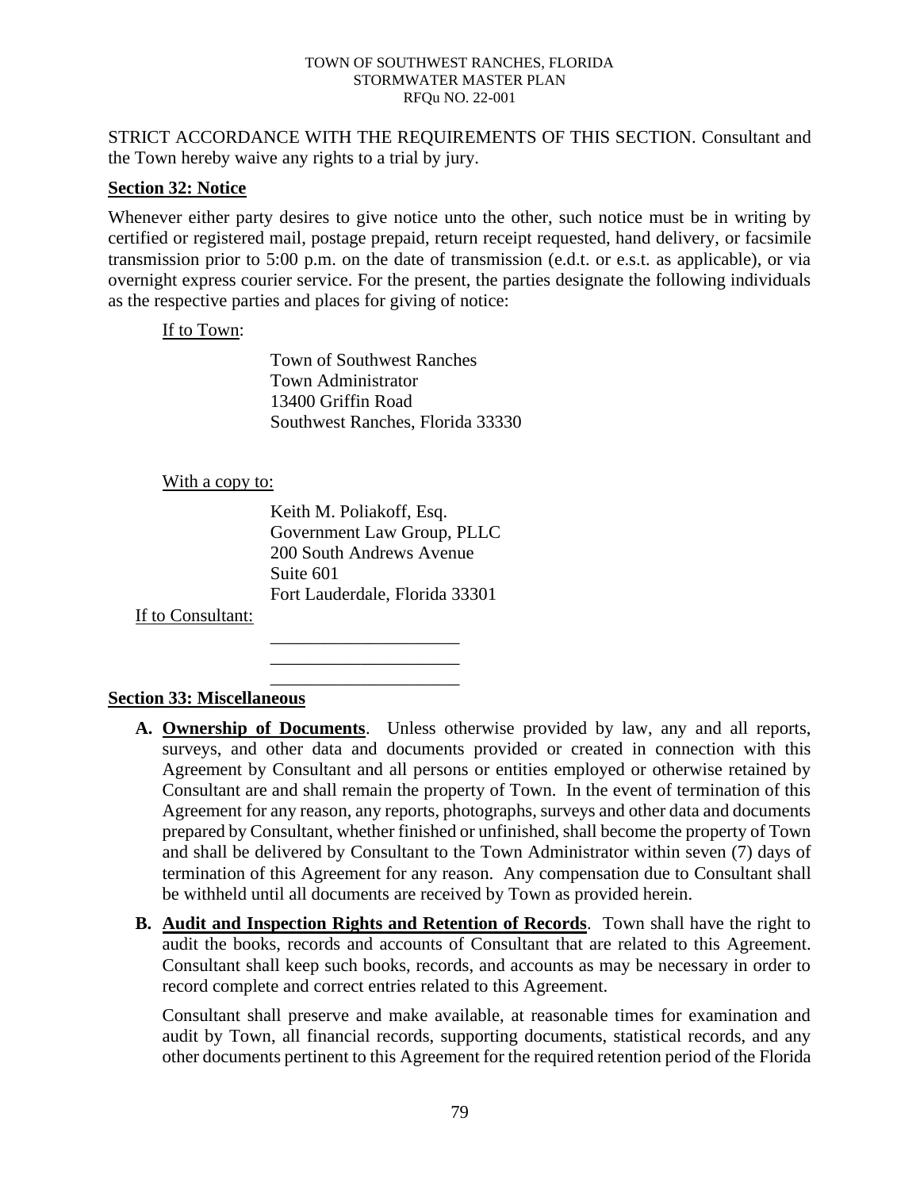STRICT ACCORDANCE WITH THE REQUIREMENTS OF THIS SECTION. Consultant and the Town hereby waive any rights to a trial by jury.

**Section 32: Notice**

Whenever either party desires to give notice unto the other, such notice must be in writing by certified or registered mail, postage prepaid, return receipt requested, hand delivery, or facsimile transmission prior to 5:00 p.m. on the date of transmission (e.d.t. or e.s.t. as applicable), or via overnight express courier service. For the present, the parties designate the following individuals as the respective parties and places for giving of notice:

If to Town:

Town of Southwest Ranches
Town Administrator
13400 Griffin Road
Southwest Ranches, Florida 33330

With a copy to:

Keith M. Poliakoff, Esq.
Government Law Group, PLLC
200 South Andrews Avenue
Suite 601
Fort Lauderdale, Florida 33301

If to Consultant:

_____________________
_____________________
_____________________

**Section 33: Miscellaneous**

**A. Ownership of Documents**. Unless otherwise provided by law, any and all reports, surveys, and other data and documents provided or created in connection with this Agreement by Consultant and all persons or entities employed or otherwise retained by Consultant are and shall remain the property of Town. In the event of termination of this Agreement for any reason, any reports, photographs, surveys and other data and documents prepared by Consultant, whether finished or unfinished, shall become the property of Town and shall be delivered by Consultant to the Town Administrator within seven (7) days of termination of this Agreement for any reason. Any compensation due to Consultant shall be withheld until all documents are received by Town as provided herein.

**B. Audit and Inspection Rights and Retention of Records**. Town shall have the right to audit the books, records and accounts of Consultant that are related to this Agreement. Consultant shall keep such books, records, and accounts as may be necessary in order to record complete and correct entries related to this Agreement.

Consultant shall preserve and make available, at reasonable times for examination and audit by Town, all financial records, supporting documents, statistical records, and any other documents pertinent to this Agreement for the required retention period of the Florida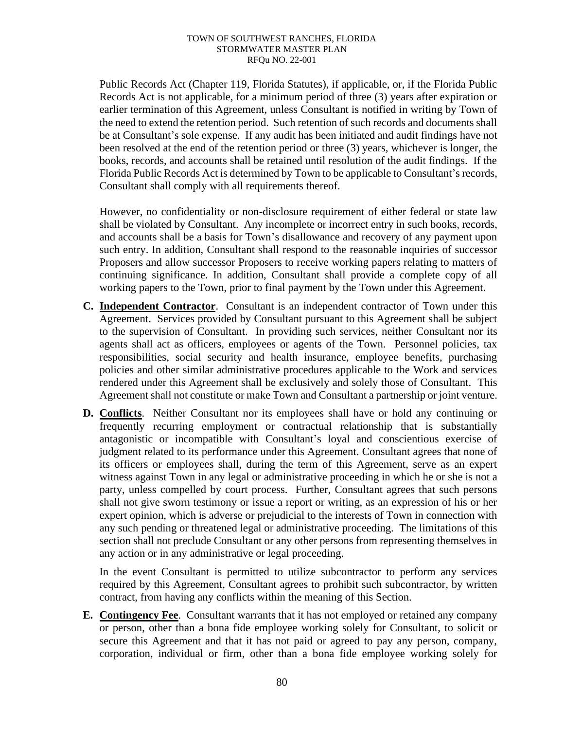Public Records Act (Chapter 119, Florida Statutes), if applicable, or, if the Florida Public Records Act is not applicable, for a minimum period of three (3) years after expiration or earlier termination of this Agreement, unless Consultant is notified in writing by Town of the need to extend the retention period. Such retention of such records and documents shall be at Consultant's sole expense. If any audit has been initiated and audit findings have not been resolved at the end of the retention period or three (3) years, whichever is longer, the books, records, and accounts shall be retained until resolution of the audit findings. If the Florida Public Records Act is determined by Town to be applicable to Consultant's records, Consultant shall comply with all requirements thereof.

However, no confidentiality or non-disclosure requirement of either federal or state law shall be violated by Consultant. Any incomplete or incorrect entry in such books, records, and accounts shall be a basis for Town's disallowance and recovery of any payment upon such entry. In addition, Consultant shall respond to the reasonable inquiries of successor Proposers and allow successor Proposers to receive working papers relating to matters of continuing significance. In addition, Consultant shall provide a complete copy of all working papers to the Town, prior to final payment by the Town under this Agreement.

**C. Independent Contractor**. Consultant is an independent contractor of Town under this Agreement. Services provided by Consultant pursuant to this Agreement shall be subject to the supervision of Consultant. In providing such services, neither Consultant nor its agents shall act as officers, employees or agents of the Town. Personnel policies, tax responsibilities, social security and health insurance, employee benefits, purchasing policies and other similar administrative procedures applicable to the Work and services rendered under this Agreement shall be exclusively and solely those of Consultant. This Agreement shall not constitute or make Town and Consultant a partnership or joint venture.

**D. Conflicts**. Neither Consultant nor its employees shall have or hold any continuing or frequently recurring employment or contractual relationship that is substantially antagonistic or incompatible with Consultant's loyal and conscientious exercise of judgment related to its performance under this Agreement. Consultant agrees that none of its officers or employees shall, during the term of this Agreement, serve as an expert witness against Town in any legal or administrative proceeding in which he or she is not a party, unless compelled by court process. Further, Consultant agrees that such persons shall not give sworn testimony or issue a report or writing, as an expression of his or her expert opinion, which is adverse or prejudicial to the interests of Town in connection with any such pending or threatened legal or administrative proceeding. The limitations of this section shall not preclude Consultant or any other persons from representing themselves in any action or in any administrative or legal proceeding.

In the event Consultant is permitted to utilize subcontractor to perform any services required by this Agreement, Consultant agrees to prohibit such subcontractor, by written contract, from having any conflicts within the meaning of this Section.

**E. Contingency Fee**. Consultant warrants that it has not employed or retained any company or person, other than a bona fide employee working solely for Consultant, to solicit or secure this Agreement and that it has not paid or agreed to pay any person, company, corporation, individual or firm, other than a bona fide employee working solely for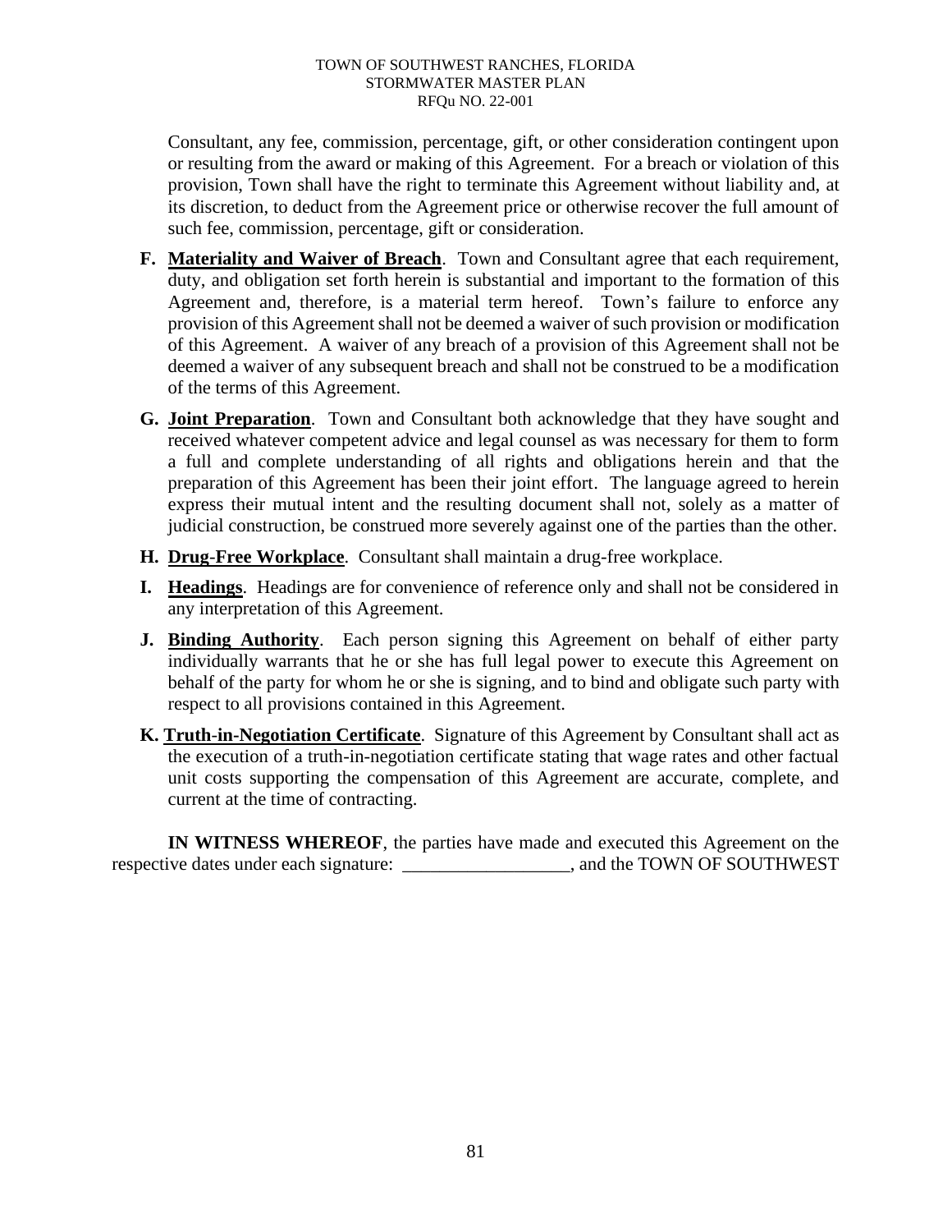Consultant, any fee, commission, percentage, gift, or other consideration contingent upon or resulting from the award or making of this Agreement. For a breach or violation of this provision, Town shall have the right to terminate this Agreement without liability and, at its discretion, to deduct from the Agreement price or otherwise recover the full amount of such fee, commission, percentage, gift or consideration.

**F. Materiality and Waiver of Breach**. Town and Consultant agree that each requirement, duty, and obligation set forth herein is substantial and important to the formation of this Agreement and, therefore, is a material term hereof. Town's failure to enforce any provision of this Agreement shall not be deemed a waiver of such provision or modification of this Agreement. A waiver of any breach of a provision of this Agreement shall not be deemed a waiver of any subsequent breach and shall not be construed to be a modification of the terms of this Agreement.

**G. Joint Preparation**. Town and Consultant both acknowledge that they have sought and received whatever competent advice and legal counsel as was necessary for them to form a full and complete understanding of all rights and obligations herein and that the preparation of this Agreement has been their joint effort. The language agreed to herein express their mutual intent and the resulting document shall not, solely as a matter of judicial construction, be construed more severely against one of the parties than the other.

**H. Drug-Free Workplace**. Consultant shall maintain a drug-free workplace.

**I. Headings**. Headings are for convenience of reference only and shall not be considered in any interpretation of this Agreement.

**J. Binding Authority**. Each person signing this Agreement on behalf of either party individually warrants that he or she has full legal power to execute this Agreement on behalf of the party for whom he or she is signing, and to bind and obligate such party with respect to all provisions contained in this Agreement.

**K. Truth-in-Negotiation Certificate**. Signature of this Agreement by Consultant shall act as the execution of a truth-in-negotiation certificate stating that wage rates and other factual unit costs supporting the compensation of this Agreement are accurate, complete, and current at the time of contracting.

**IN WITNESS WHEREOF**, the parties have made and executed this Agreement on the respective dates under each signature: __________________, and the TOWN OF SOUTHWEST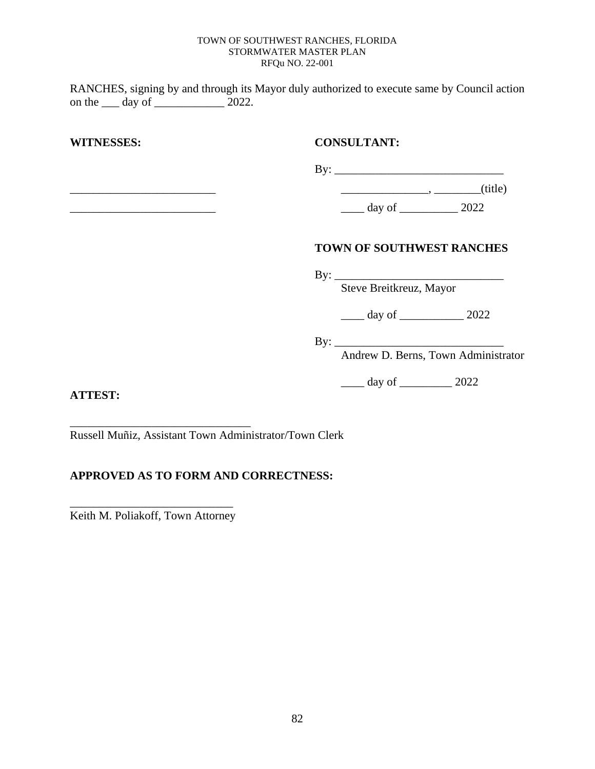RANCHES, signing by and through its Mayor duly authorized to execute same by Council action on the ___ day of ____________ 2022.

**WITNESSES:**

_________________________

_________________________

**CONSULTANT:**

By: _____________________________

_______________, ________(title)

____ day of __________ 2022

**TOWN OF SOUTHWEST RANCHES**

By: _____________________________
Steve Breitkreuz, Mayor

____ day of ___________ 2022

By: _____________________________
Andrew D. Berns, Town Administrator

____ day of _________ 2022

**ATTEST:**

_______________________________
Russell Muñiz, Assistant Town Administrator/Town Clerk

**APPROVED AS TO FORM AND CORRECTNESS:**

____________________________
Keith M. Poliakoff, Town Attorney